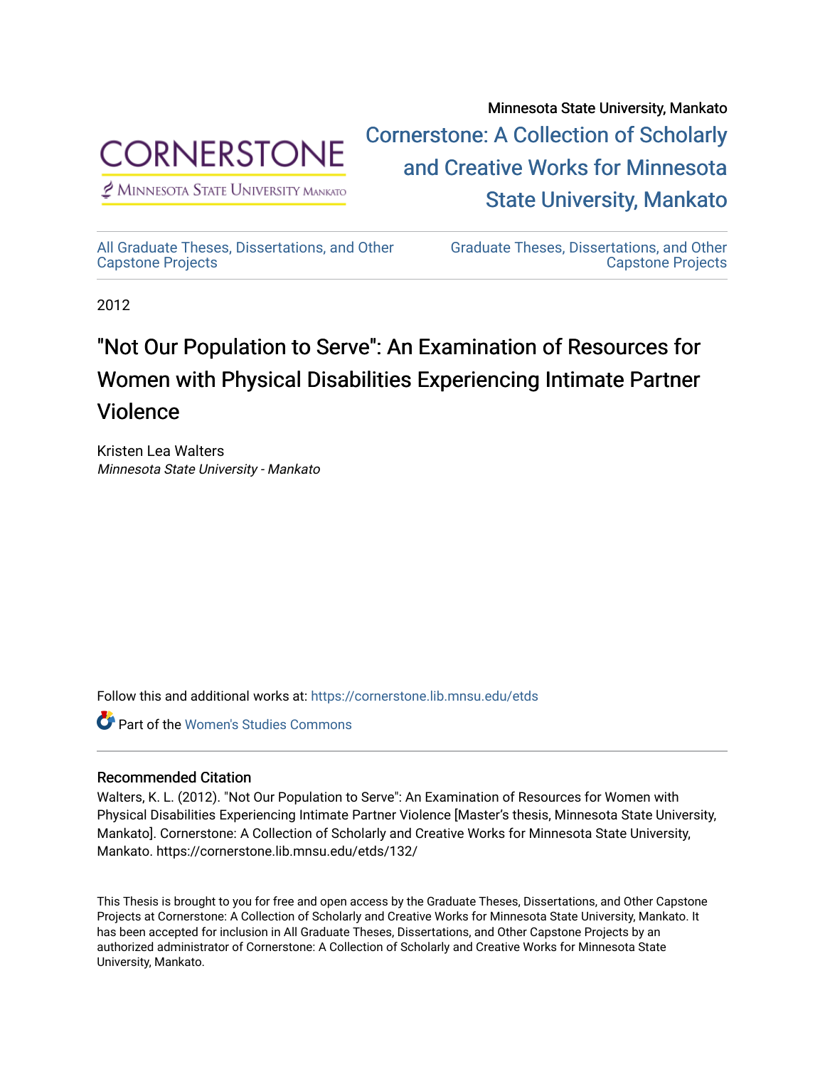Minnesota State University, Mankato

CORNERSTONE
Minnesota State University Mankato

Cornerstone: A Collection of Scholarly and Creative Works for Minnesota State University, Mankato

All Graduate Theses, Dissertations, and Other Capstone Projects

Graduate Theses, Dissertations, and Other Capstone Projects

2012

# "Not Our Population to Serve": An Examination of Resources for Women with Physical Disabilities Experiencing Intimate Partner Violence

Kristen Lea Walters
*Minnesota State University - Mankato*

Follow this and additional works at: https://cornerstone.lib.mnsu.edu/etds

Part of the Women's Studies Commons

## Recommended Citation

Walters, K. L. (2012). "Not Our Population to Serve": An Examination of Resources for Women with Physical Disabilities Experiencing Intimate Partner Violence [Master's thesis, Minnesota State University, Mankato]. Cornerstone: A Collection of Scholarly and Creative Works for Minnesota State University, Mankato. https://cornerstone.lib.mnsu.edu/etds/132/

This Thesis is brought to you for free and open access by the Graduate Theses, Dissertations, and Other Capstone Projects at Cornerstone: A Collection of Scholarly and Creative Works for Minnesota State University, Mankato. It has been accepted for inclusion in All Graduate Theses, Dissertations, and Other Capstone Projects by an authorized administrator of Cornerstone: A Collection of Scholarly and Creative Works for Minnesota State University, Mankato.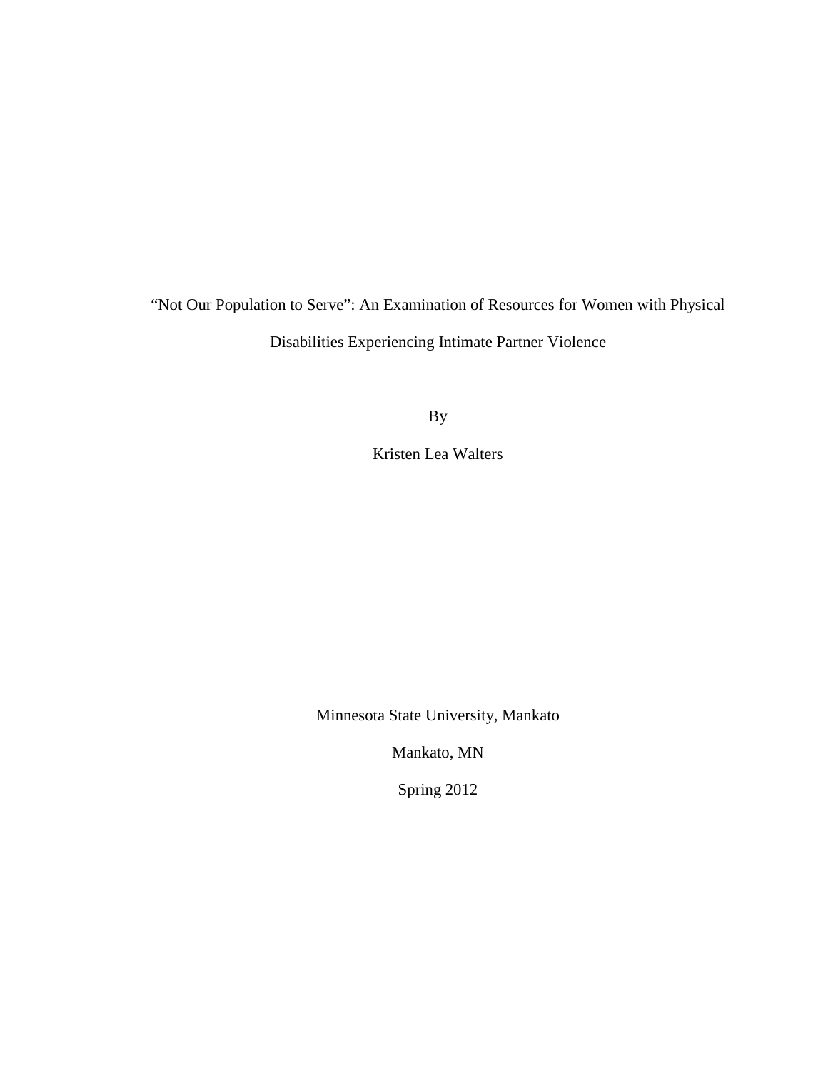# "Not Our Population to Serve": An Examination of Resources for Women with Physical Disabilities Experiencing Intimate Partner Violence

By

Kristen Lea Walters

Minnesota State University, Mankato

Mankato, MN

Spring 2012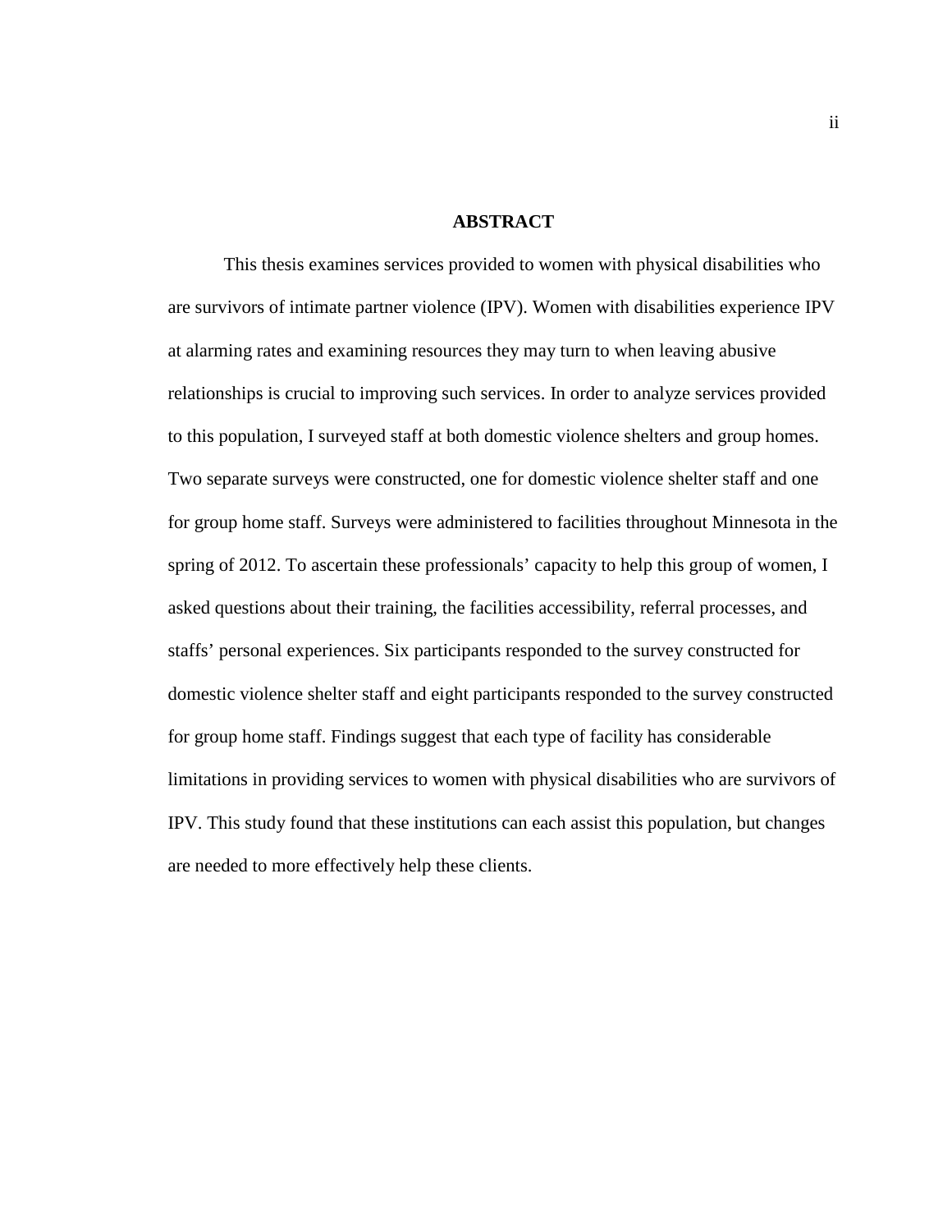# ABSTRACT

This thesis examines services provided to women with physical disabilities who are survivors of intimate partner violence (IPV). Women with disabilities experience IPV at alarming rates and examining resources they may turn to when leaving abusive relationships is crucial to improving such services. In order to analyze services provided to this population, I surveyed staff at both domestic violence shelters and group homes. Two separate surveys were constructed, one for domestic violence shelter staff and one for group home staff. Surveys were administered to facilities throughout Minnesota in the spring of 2012. To ascertain these professionals' capacity to help this group of women, I asked questions about their training, the facilities accessibility, referral processes, and staffs' personal experiences. Six participants responded to the survey constructed for domestic violence shelter staff and eight participants responded to the survey constructed for group home staff. Findings suggest that each type of facility has considerable limitations in providing services to women with physical disabilities who are survivors of IPV. This study found that these institutions can each assist this population, but changes are needed to more effectively help these clients.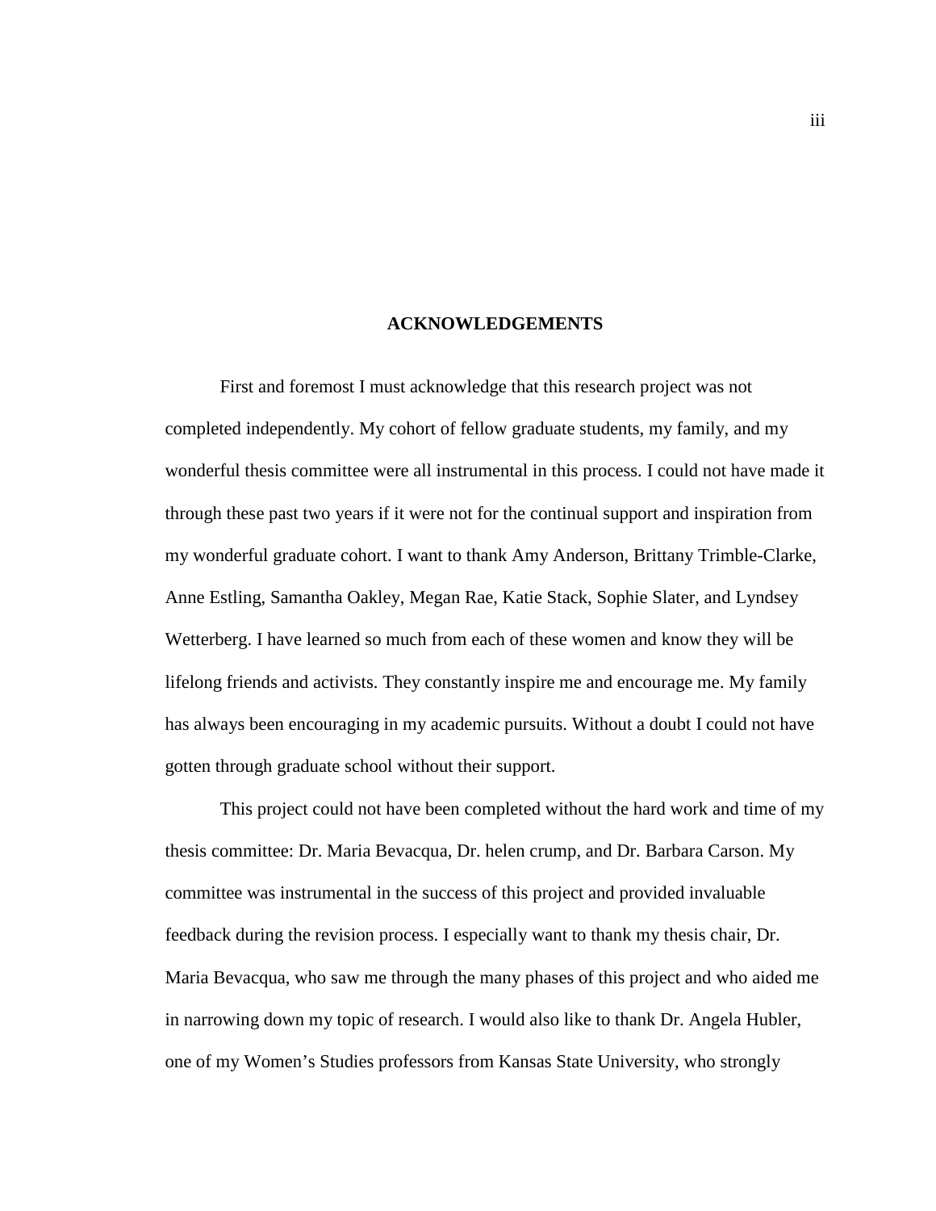## ACKNOWLEDGEMENTS

First and foremost I must acknowledge that this research project was not completed independently. My cohort of fellow graduate students, my family, and my wonderful thesis committee were all instrumental in this process. I could not have made it through these past two years if it were not for the continual support and inspiration from my wonderful graduate cohort. I want to thank Amy Anderson, Brittany Trimble-Clarke, Anne Estling, Samantha Oakley, Megan Rae, Katie Stack, Sophie Slater, and Lyndsey Wetterberg. I have learned so much from each of these women and know they will be lifelong friends and activists. They constantly inspire me and encourage me. My family has always been encouraging in my academic pursuits. Without a doubt I could not have gotten through graduate school without their support.

This project could not have been completed without the hard work and time of my thesis committee: Dr. Maria Bevacqua, Dr. helen crump, and Dr. Barbara Carson. My committee was instrumental in the success of this project and provided invaluable feedback during the revision process. I especially want to thank my thesis chair, Dr. Maria Bevacqua, who saw me through the many phases of this project and who aided me in narrowing down my topic of research. I would also like to thank Dr. Angela Hubler, one of my Women's Studies professors from Kansas State University, who strongly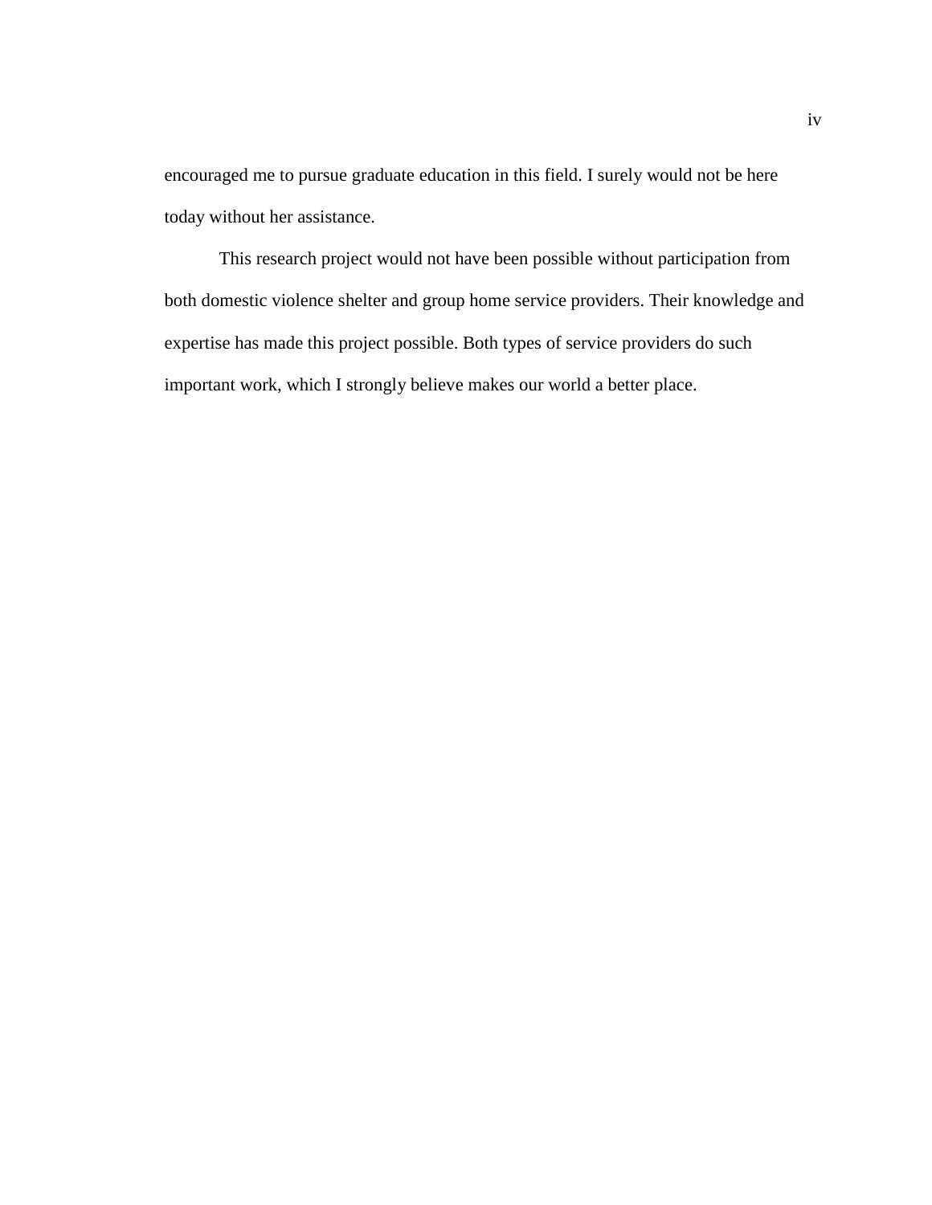encouraged me to pursue graduate education in this field. I surely would not be here today without her assistance.

This research project would not have been possible without participation from both domestic violence shelter and group home service providers. Their knowledge and expertise has made this project possible. Both types of service providers do such important work, which I strongly believe makes our world a better place.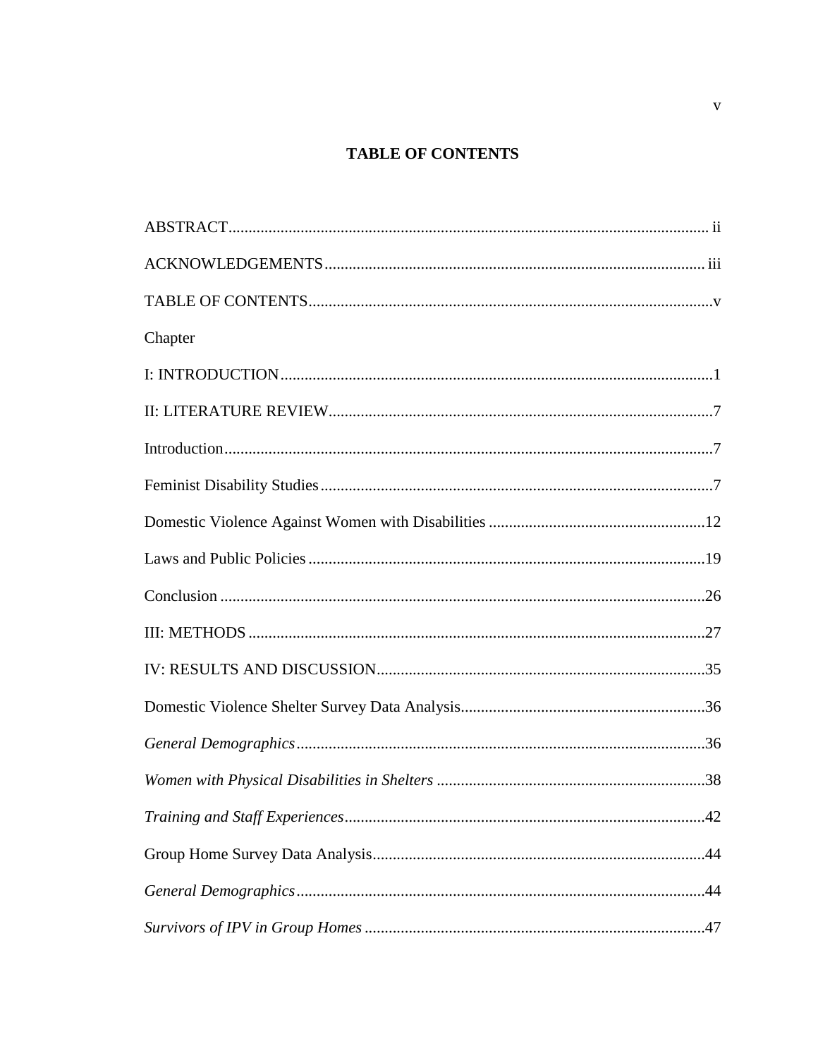# TABLE OF CONTENTS

ABSTRACT.......................................................................................................................ii

ACKNOWLEDGEMENTS..............................................................................................iii

TABLE OF CONTENTS....................................................................................................v

Chapter

I: INTRODUCTION............................................................................................................1

II: LITERATURE REVIEW................................................................................................7

Introduction.........................................................................................................................7

Feminist Disability Studies.................................................................................................7

Domestic Violence Against Women with Disabilities......................................................12

Laws and Public Policies...................................................................................................19

Conclusion.........................................................................................................................26

III: METHODS..................................................................................................................27

IV: RESULTS AND DISCUSSION..................................................................................35

Domestic Violence Shelter Survey Data Analysis.............................................................36

*General Demographics*......................................................................................................36

*Women with Physical Disabilities in Shelters*..................................................................38

*Training and Staff Experiences*..........................................................................................42

Group Home Survey Data Analysis...................................................................................44

*General Demographics*......................................................................................................44

*Survivors of IPV in Group Homes*....................................................................................47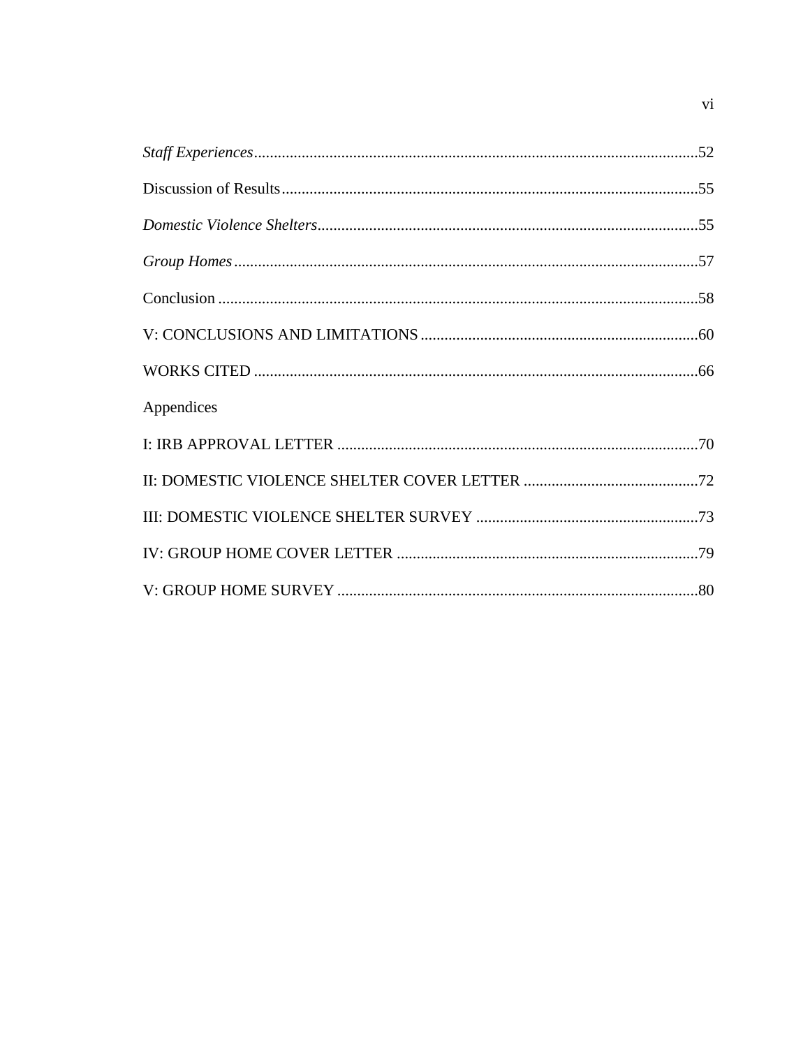*Staff Experiences*................................................................................................................52

Discussion of Results.........................................................................................................55

*Domestic Violence Shelters*...............................................................................................55

*Group Homes*....................................................................................................................57

Conclusion .........................................................................................................................58

V: CONCLUSIONS AND LIMITATIONS......................................................................60

WORKS CITED ................................................................................................................66

Appendices

I: IRB APPROVAL LETTER ...........................................................................................70

II: DOMESTIC VIOLENCE SHELTER COVER LETTER ............................................72

III: DOMESTIC VIOLENCE SHELTER SURVEY ........................................................73

IV: GROUP HOME COVER LETTER ............................................................................79

V: GROUP HOME SURVEY ...........................................................................................80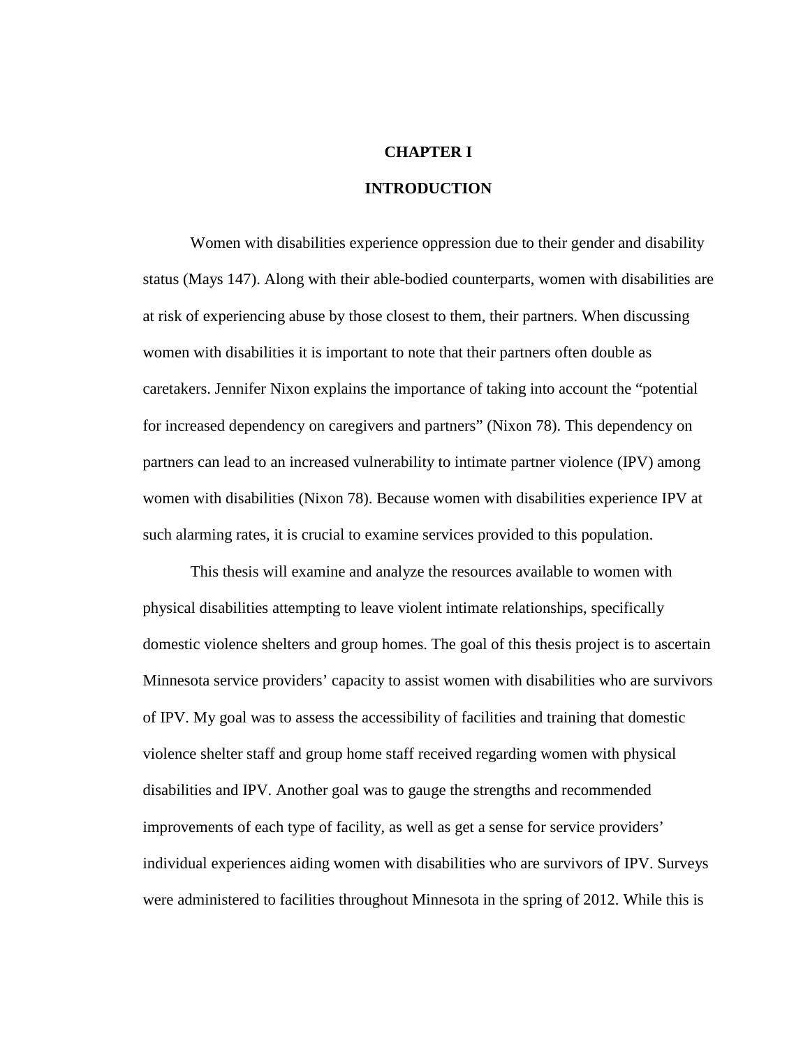# CHAPTER I

# INTRODUCTION

Women with disabilities experience oppression due to their gender and disability status (Mays 147). Along with their able-bodied counterparts, women with disabilities are at risk of experiencing abuse by those closest to them, their partners. When discussing women with disabilities it is important to note that their partners often double as caretakers. Jennifer Nixon explains the importance of taking into account the "potential for increased dependency on caregivers and partners" (Nixon 78). This dependency on partners can lead to an increased vulnerability to intimate partner violence (IPV) among women with disabilities (Nixon 78). Because women with disabilities experience IPV at such alarming rates, it is crucial to examine services provided to this population.

This thesis will examine and analyze the resources available to women with physical disabilities attempting to leave violent intimate relationships, specifically domestic violence shelters and group homes. The goal of this thesis project is to ascertain Minnesota service providers' capacity to assist women with disabilities who are survivors of IPV. My goal was to assess the accessibility of facilities and training that domestic violence shelter staff and group home staff received regarding women with physical disabilities and IPV. Another goal was to gauge the strengths and recommended improvements of each type of facility, as well as get a sense for service providers' individual experiences aiding women with disabilities who are survivors of IPV. Surveys were administered to facilities throughout Minnesota in the spring of 2012. While this is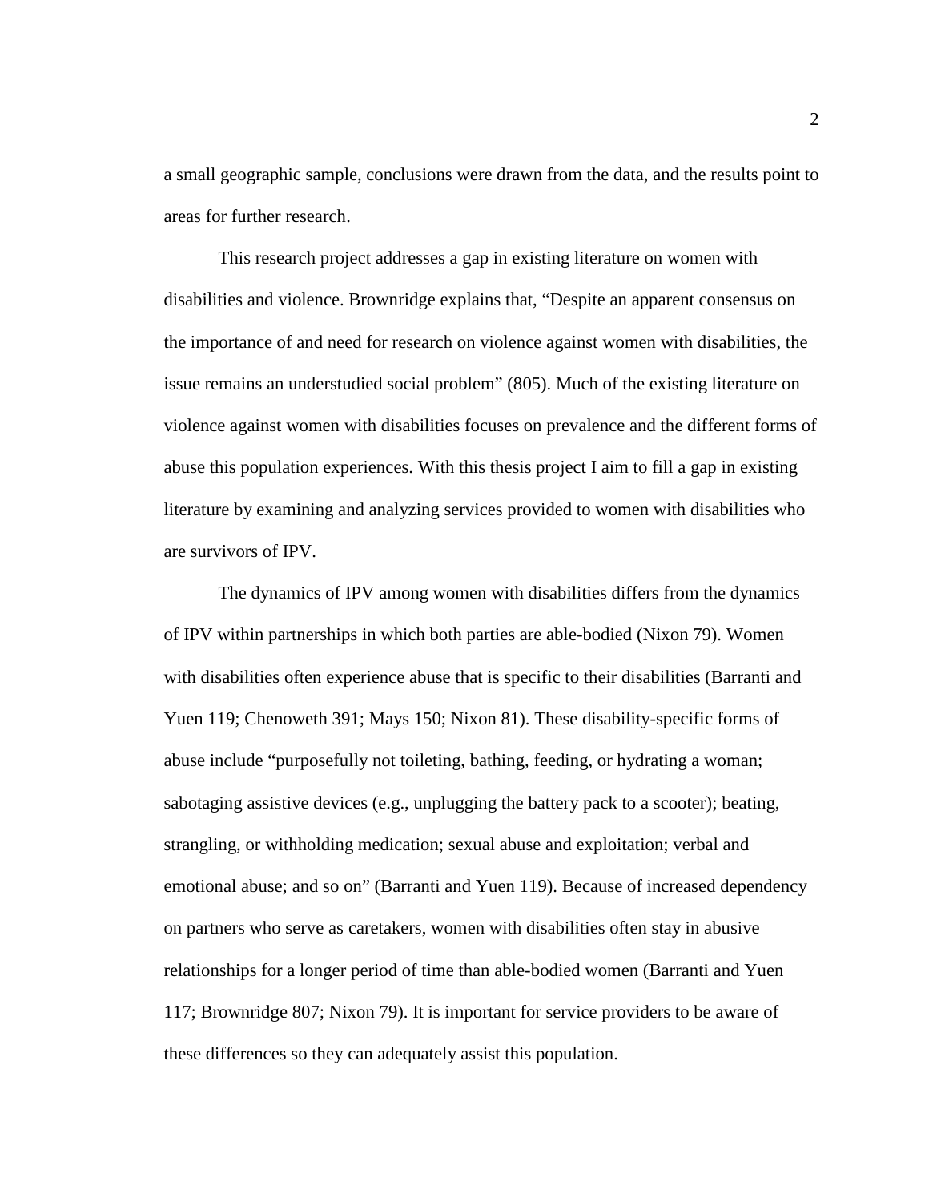a small geographic sample, conclusions were drawn from the data, and the results point to areas for further research.

This research project addresses a gap in existing literature on women with disabilities and violence. Brownridge explains that, "Despite an apparent consensus on the importance of and need for research on violence against women with disabilities, the issue remains an understudied social problem" (805). Much of the existing literature on violence against women with disabilities focuses on prevalence and the different forms of abuse this population experiences. With this thesis project I aim to fill a gap in existing literature by examining and analyzing services provided to women with disabilities who are survivors of IPV.

The dynamics of IPV among women with disabilities differs from the dynamics of IPV within partnerships in which both parties are able-bodied (Nixon 79). Women with disabilities often experience abuse that is specific to their disabilities (Barranti and Yuen 119; Chenoweth 391; Mays 150; Nixon 81). These disability-specific forms of abuse include "purposefully not toileting, bathing, feeding, or hydrating a woman; sabotaging assistive devices (e.g., unplugging the battery pack to a scooter); beating, strangling, or withholding medication; sexual abuse and exploitation; verbal and emotional abuse; and so on" (Barranti and Yuen 119). Because of increased dependency on partners who serve as caretakers, women with disabilities often stay in abusive relationships for a longer period of time than able-bodied women (Barranti and Yuen 117; Brownridge 807; Nixon 79). It is important for service providers to be aware of these differences so they can adequately assist this population.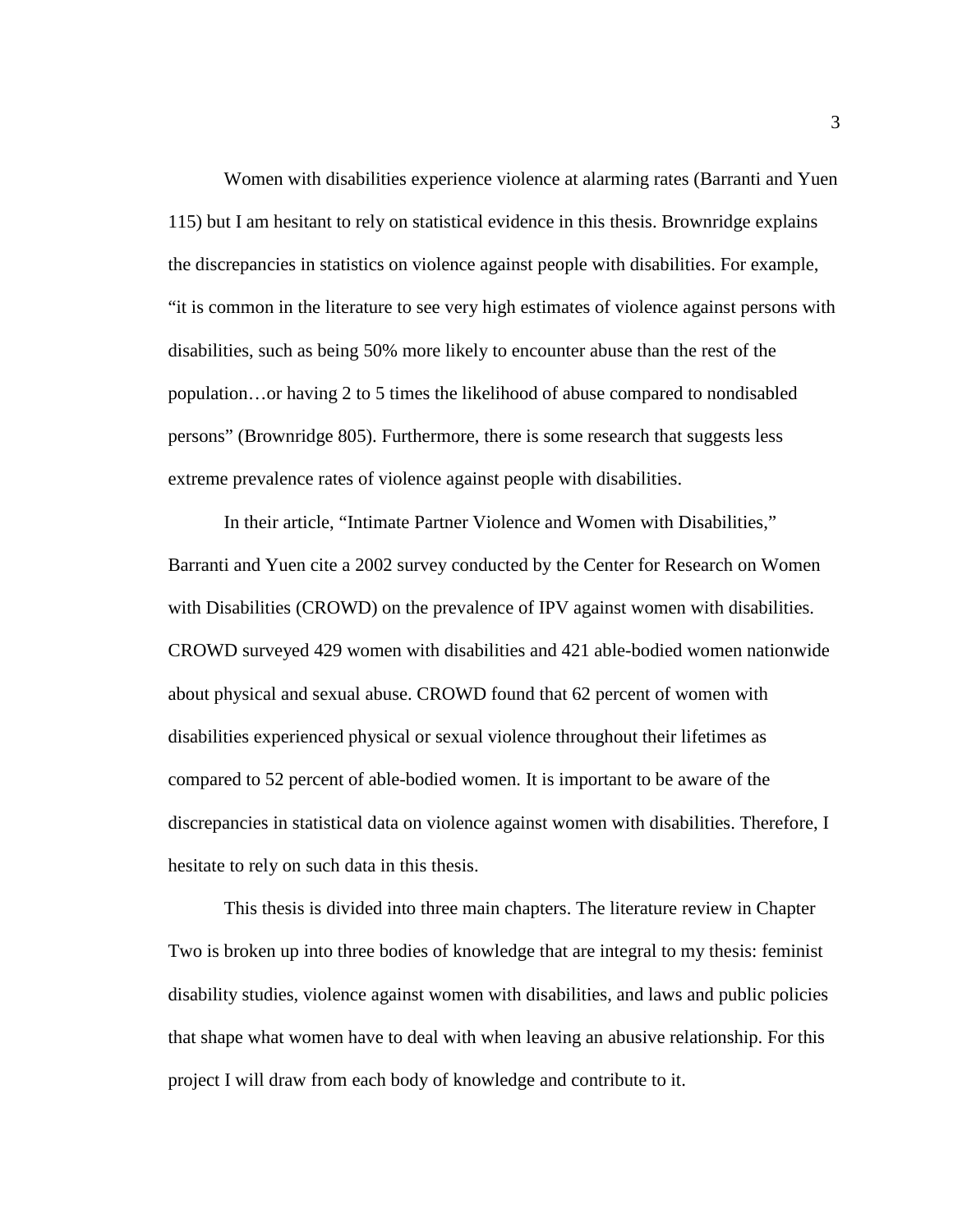Women with disabilities experience violence at alarming rates (Barranti and Yuen 115) but I am hesitant to rely on statistical evidence in this thesis. Brownridge explains the discrepancies in statistics on violence against people with disabilities. For example, "it is common in the literature to see very high estimates of violence against persons with disabilities, such as being 50% more likely to encounter abuse than the rest of the population…or having 2 to 5 times the likelihood of abuse compared to nondisabled persons" (Brownridge 805). Furthermore, there is some research that suggests less extreme prevalence rates of violence against people with disabilities.

In their article, "Intimate Partner Violence and Women with Disabilities," Barranti and Yuen cite a 2002 survey conducted by the Center for Research on Women with Disabilities (CROWD) on the prevalence of IPV against women with disabilities. CROWD surveyed 429 women with disabilities and 421 able-bodied women nationwide about physical and sexual abuse. CROWD found that 62 percent of women with disabilities experienced physical or sexual violence throughout their lifetimes as compared to 52 percent of able-bodied women. It is important to be aware of the discrepancies in statistical data on violence against women with disabilities. Therefore, I hesitate to rely on such data in this thesis.

This thesis is divided into three main chapters. The literature review in Chapter Two is broken up into three bodies of knowledge that are integral to my thesis: feminist disability studies, violence against women with disabilities, and laws and public policies that shape what women have to deal with when leaving an abusive relationship. For this project I will draw from each body of knowledge and contribute to it.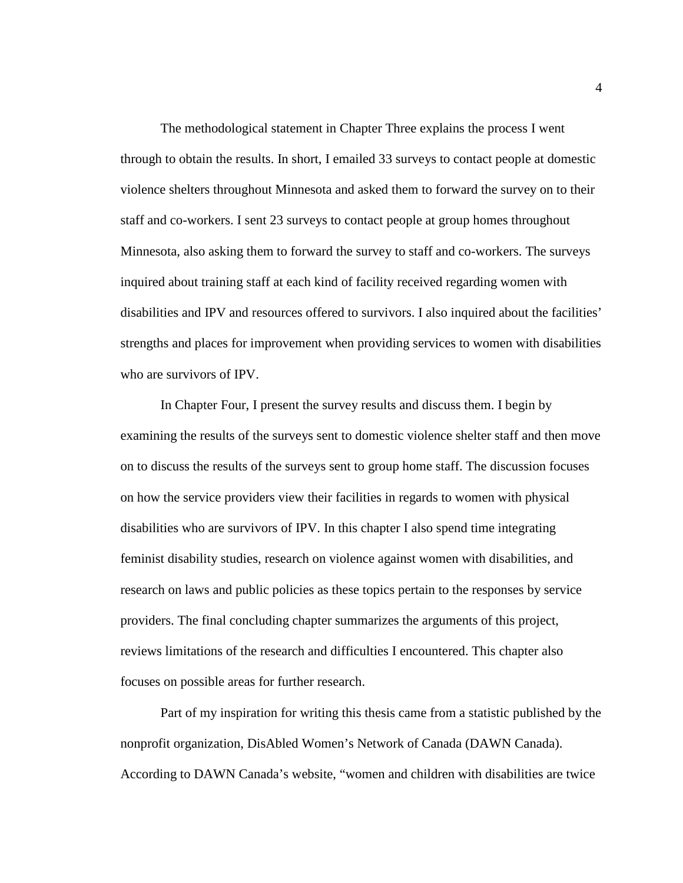The methodological statement in Chapter Three explains the process I went through to obtain the results. In short, I emailed 33 surveys to contact people at domestic violence shelters throughout Minnesota and asked them to forward the survey on to their staff and co-workers. I sent 23 surveys to contact people at group homes throughout Minnesota, also asking them to forward the survey to staff and co-workers. The surveys inquired about training staff at each kind of facility received regarding women with disabilities and IPV and resources offered to survivors. I also inquired about the facilities' strengths and places for improvement when providing services to women with disabilities who are survivors of IPV.

In Chapter Four, I present the survey results and discuss them. I begin by examining the results of the surveys sent to domestic violence shelter staff and then move on to discuss the results of the surveys sent to group home staff. The discussion focuses on how the service providers view their facilities in regards to women with physical disabilities who are survivors of IPV. In this chapter I also spend time integrating feminist disability studies, research on violence against women with disabilities, and research on laws and public policies as these topics pertain to the responses by service providers. The final concluding chapter summarizes the arguments of this project, reviews limitations of the research and difficulties I encountered. This chapter also focuses on possible areas for further research.

Part of my inspiration for writing this thesis came from a statistic published by the nonprofit organization, DisAbled Women's Network of Canada (DAWN Canada). According to DAWN Canada's website, "women and children with disabilities are twice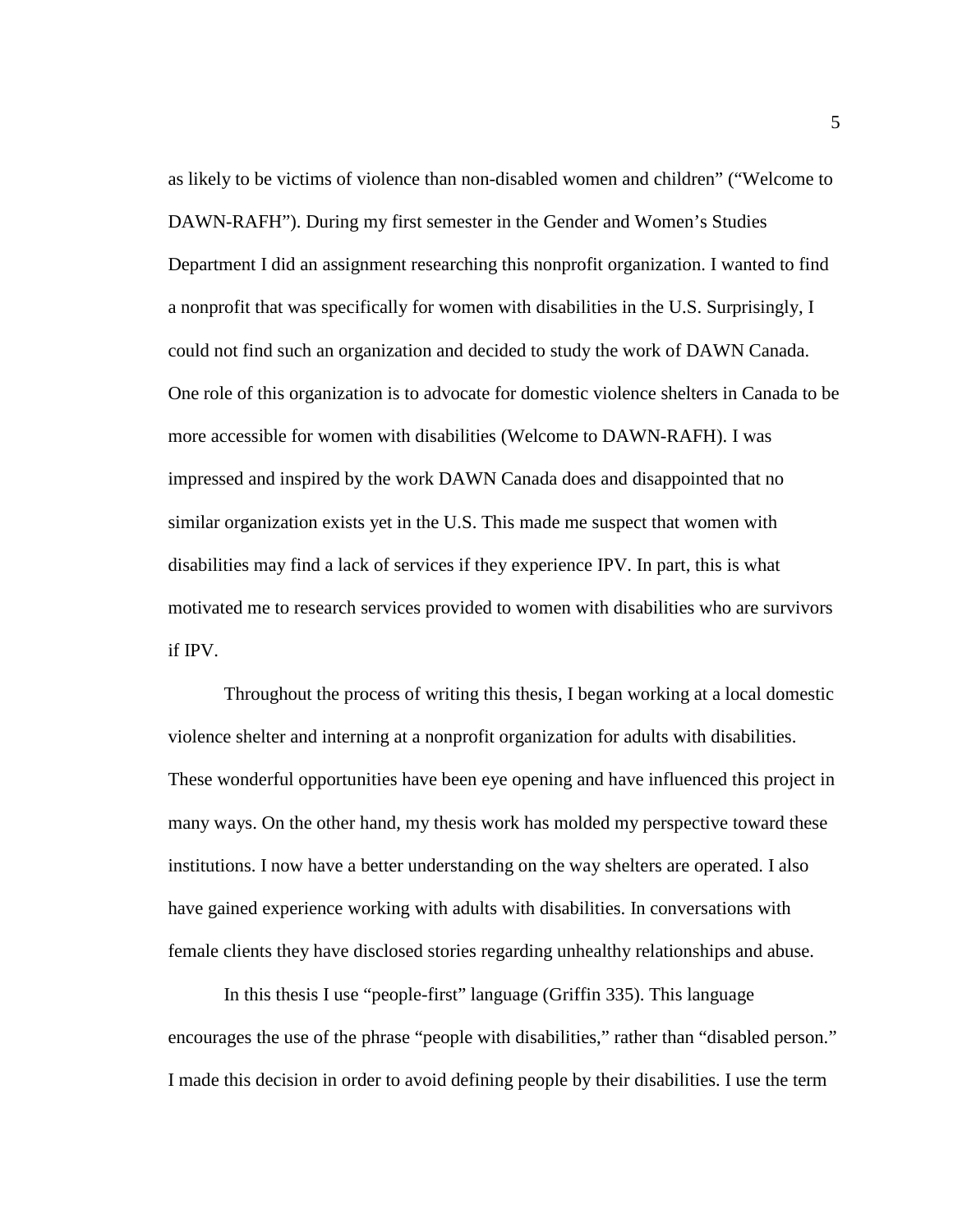as likely to be victims of violence than non-disabled women and children" ("Welcome to DAWN-RAFH"). During my first semester in the Gender and Women's Studies Department I did an assignment researching this nonprofit organization. I wanted to find a nonprofit that was specifically for women with disabilities in the U.S. Surprisingly, I could not find such an organization and decided to study the work of DAWN Canada. One role of this organization is to advocate for domestic violence shelters in Canada to be more accessible for women with disabilities (Welcome to DAWN-RAFH). I was impressed and inspired by the work DAWN Canada does and disappointed that no similar organization exists yet in the U.S. This made me suspect that women with disabilities may find a lack of services if they experience IPV. In part, this is what motivated me to research services provided to women with disabilities who are survivors if IPV.

Throughout the process of writing this thesis, I began working at a local domestic violence shelter and interning at a nonprofit organization for adults with disabilities. These wonderful opportunities have been eye opening and have influenced this project in many ways. On the other hand, my thesis work has molded my perspective toward these institutions. I now have a better understanding on the way shelters are operated. I also have gained experience working with adults with disabilities. In conversations with female clients they have disclosed stories regarding unhealthy relationships and abuse.

In this thesis I use "people-first" language (Griffin 335). This language encourages the use of the phrase "people with disabilities," rather than "disabled person." I made this decision in order to avoid defining people by their disabilities. I use the term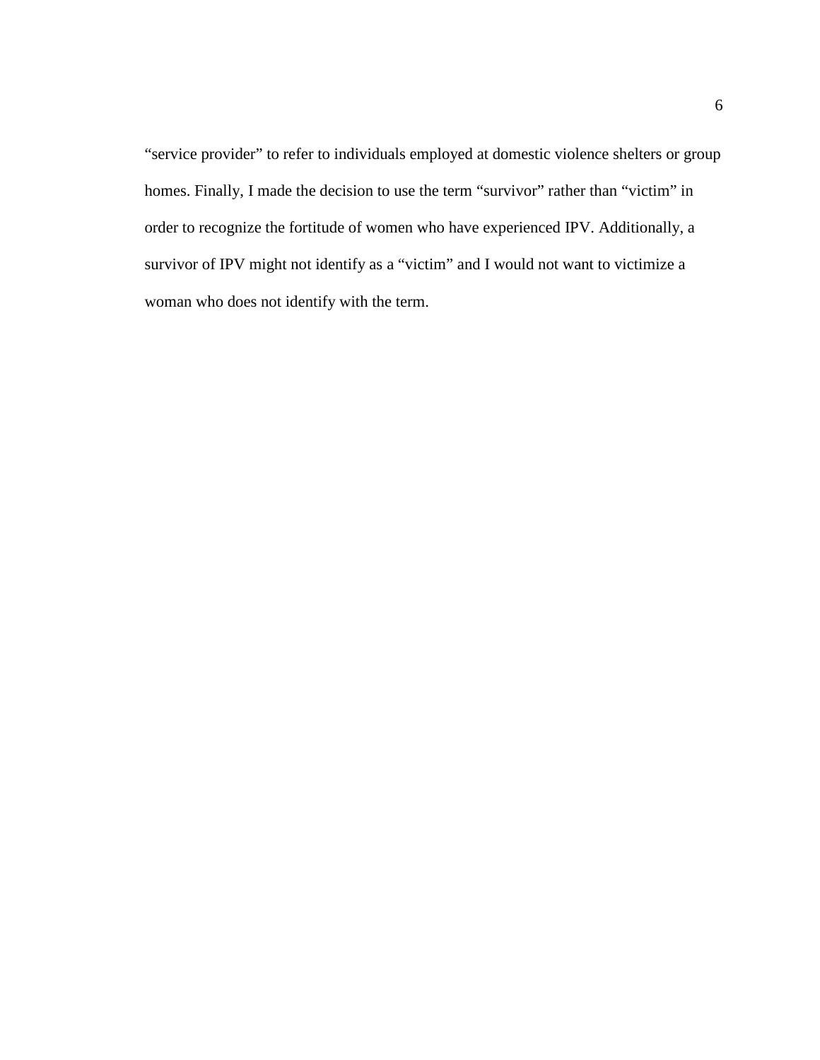"service provider" to refer to individuals employed at domestic violence shelters or group homes. Finally, I made the decision to use the term "survivor" rather than "victim" in order to recognize the fortitude of women who have experienced IPV. Additionally, a survivor of IPV might not identify as a "victim" and I would not want to victimize a woman who does not identify with the term.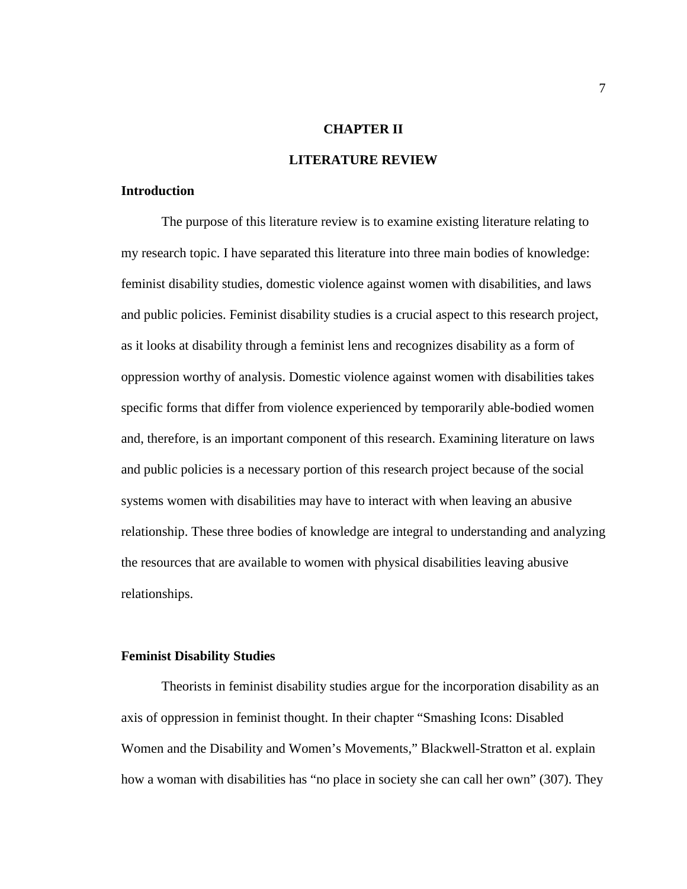# CHAPTER II

# LITERATURE REVIEW

## Introduction

The purpose of this literature review is to examine existing literature relating to my research topic. I have separated this literature into three main bodies of knowledge: feminist disability studies, domestic violence against women with disabilities, and laws and public policies. Feminist disability studies is a crucial aspect to this research project, as it looks at disability through a feminist lens and recognizes disability as a form of oppression worthy of analysis. Domestic violence against women with disabilities takes specific forms that differ from violence experienced by temporarily able-bodied women and, therefore, is an important component of this research. Examining literature on laws and public policies is a necessary portion of this research project because of the social systems women with disabilities may have to interact with when leaving an abusive relationship. These three bodies of knowledge are integral to understanding and analyzing the resources that are available to women with physical disabilities leaving abusive relationships.

## Feminist Disability Studies

Theorists in feminist disability studies argue for the incorporation disability as an axis of oppression in feminist thought. In their chapter "Smashing Icons: Disabled Women and the Disability and Women's Movements," Blackwell-Stratton et al. explain how a woman with disabilities has "no place in society she can call her own" (307). They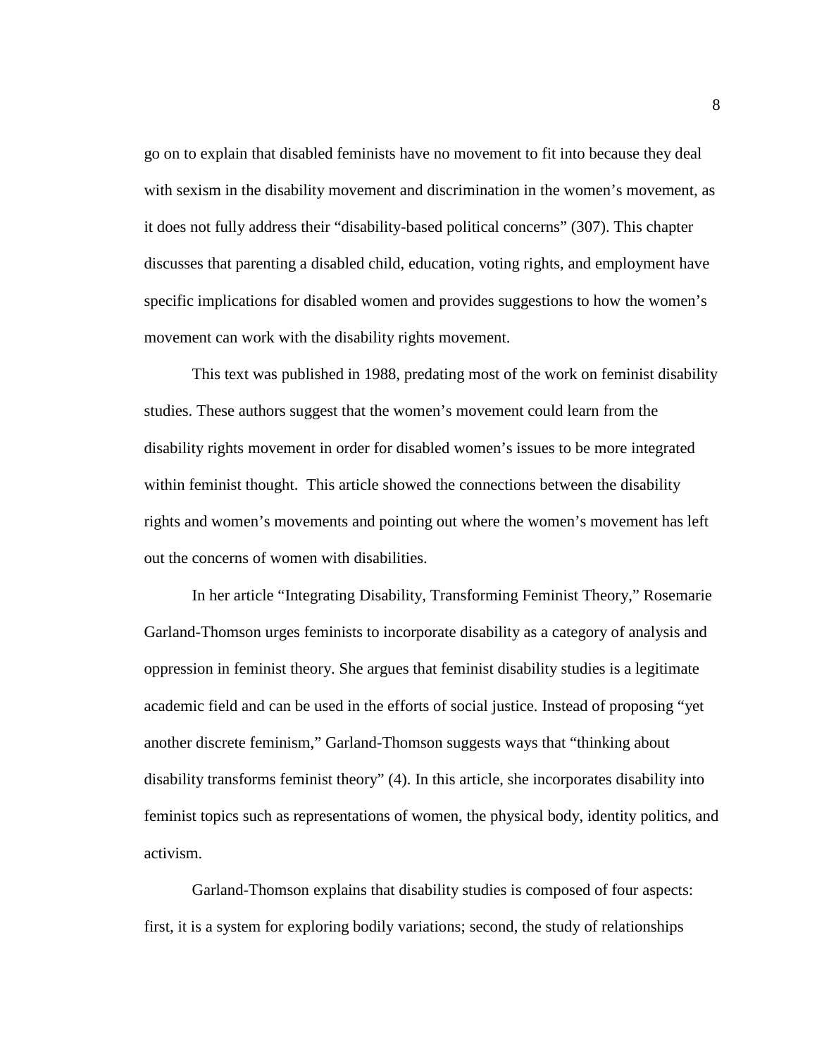go on to explain that disabled feminists have no movement to fit into because they deal with sexism in the disability movement and discrimination in the women's movement, as it does not fully address their "disability-based political concerns" (307). This chapter discusses that parenting a disabled child, education, voting rights, and employment have specific implications for disabled women and provides suggestions to how the women's movement can work with the disability rights movement.

This text was published in 1988, predating most of the work on feminist disability studies. These authors suggest that the women's movement could learn from the disability rights movement in order for disabled women's issues to be more integrated within feminist thought. This article showed the connections between the disability rights and women's movements and pointing out where the women's movement has left out the concerns of women with disabilities.

In her article "Integrating Disability, Transforming Feminist Theory," Rosemarie Garland-Thomson urges feminists to incorporate disability as a category of analysis and oppression in feminist theory. She argues that feminist disability studies is a legitimate academic field and can be used in the efforts of social justice. Instead of proposing "yet another discrete feminism," Garland-Thomson suggests ways that "thinking about disability transforms feminist theory" (4). In this article, she incorporates disability into feminist topics such as representations of women, the physical body, identity politics, and activism.

Garland-Thomson explains that disability studies is composed of four aspects: first, it is a system for exploring bodily variations; second, the study of relationships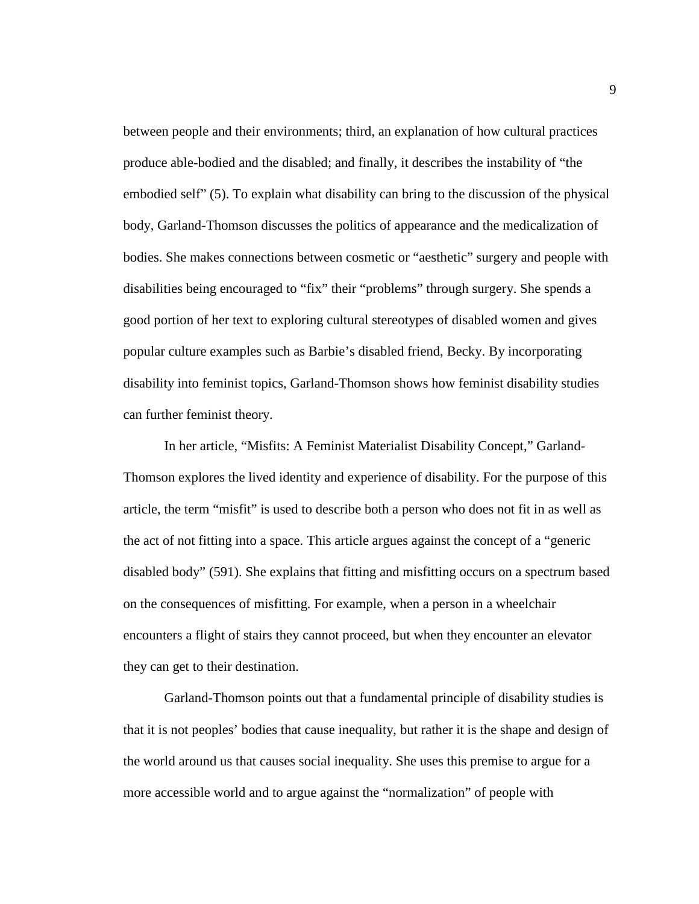between people and their environments; third, an explanation of how cultural practices produce able-bodied and the disabled; and finally, it describes the instability of "the embodied self" (5). To explain what disability can bring to the discussion of the physical body, Garland-Thomson discusses the politics of appearance and the medicalization of bodies. She makes connections between cosmetic or "aesthetic" surgery and people with disabilities being encouraged to "fix" their "problems" through surgery. She spends a good portion of her text to exploring cultural stereotypes of disabled women and gives popular culture examples such as Barbie's disabled friend, Becky. By incorporating disability into feminist topics, Garland-Thomson shows how feminist disability studies can further feminist theory.

In her article, "Misfits: A Feminist Materialist Disability Concept," Garland-Thomson explores the lived identity and experience of disability. For the purpose of this article, the term "misfit" is used to describe both a person who does not fit in as well as the act of not fitting into a space. This article argues against the concept of a "generic disabled body" (591). She explains that fitting and misfitting occurs on a spectrum based on the consequences of misfitting. For example, when a person in a wheelchair encounters a flight of stairs they cannot proceed, but when they encounter an elevator they can get to their destination.

Garland-Thomson points out that a fundamental principle of disability studies is that it is not peoples' bodies that cause inequality, but rather it is the shape and design of the world around us that causes social inequality. She uses this premise to argue for a more accessible world and to argue against the "normalization" of people with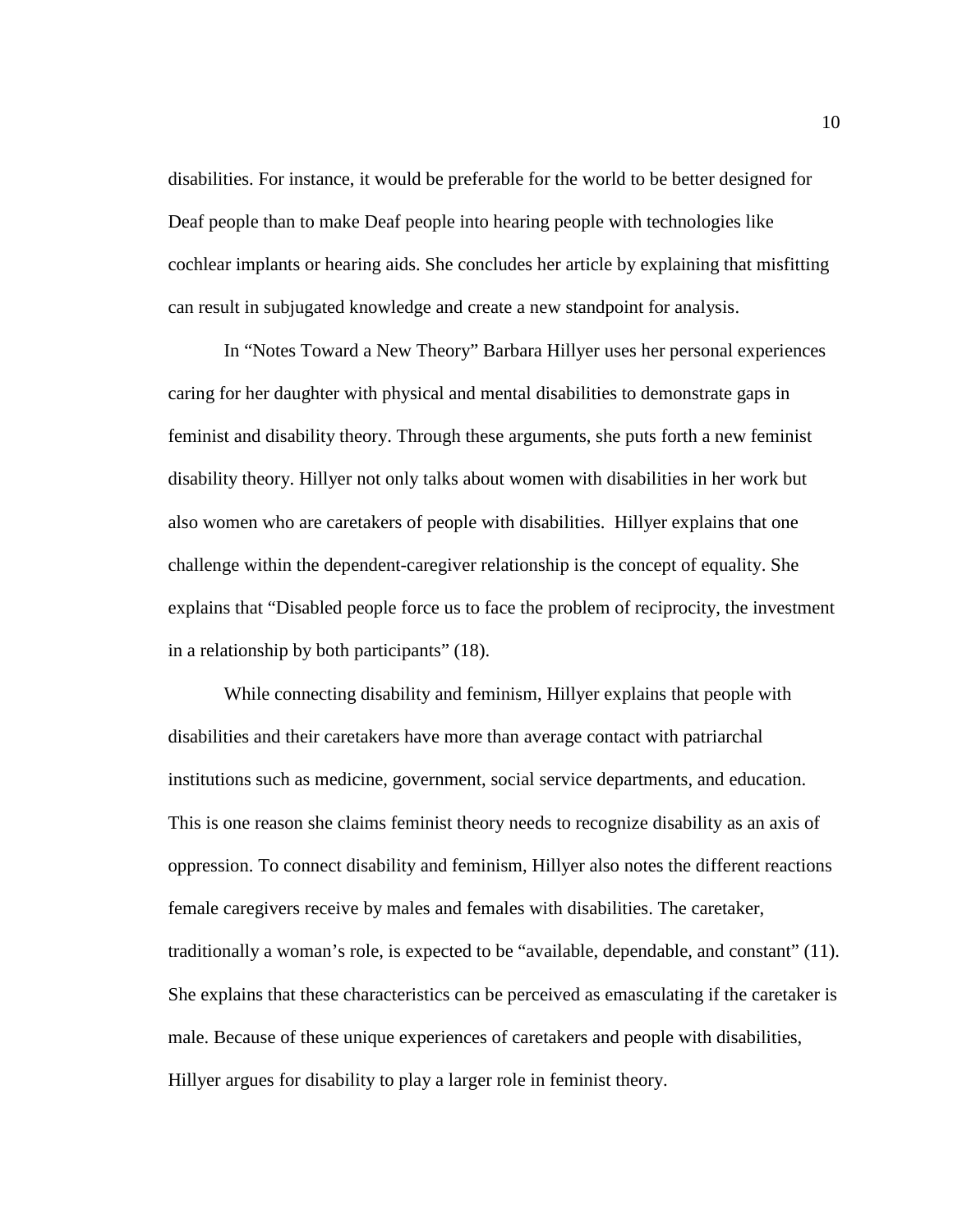disabilities. For instance, it would be preferable for the world to be better designed for Deaf people than to make Deaf people into hearing people with technologies like cochlear implants or hearing aids. She concludes her article by explaining that misfitting can result in subjugated knowledge and create a new standpoint for analysis.

In "Notes Toward a New Theory" Barbara Hillyer uses her personal experiences caring for her daughter with physical and mental disabilities to demonstrate gaps in feminist and disability theory. Through these arguments, she puts forth a new feminist disability theory. Hillyer not only talks about women with disabilities in her work but also women who are caretakers of people with disabilities. Hillyer explains that one challenge within the dependent-caregiver relationship is the concept of equality. She explains that "Disabled people force us to face the problem of reciprocity, the investment in a relationship by both participants" (18).

While connecting disability and feminism, Hillyer explains that people with disabilities and their caretakers have more than average contact with patriarchal institutions such as medicine, government, social service departments, and education. This is one reason she claims feminist theory needs to recognize disability as an axis of oppression. To connect disability and feminism, Hillyer also notes the different reactions female caregivers receive by males and females with disabilities. The caretaker, traditionally a woman's role, is expected to be "available, dependable, and constant" (11). She explains that these characteristics can be perceived as emasculating if the caretaker is male. Because of these unique experiences of caretakers and people with disabilities, Hillyer argues for disability to play a larger role in feminist theory.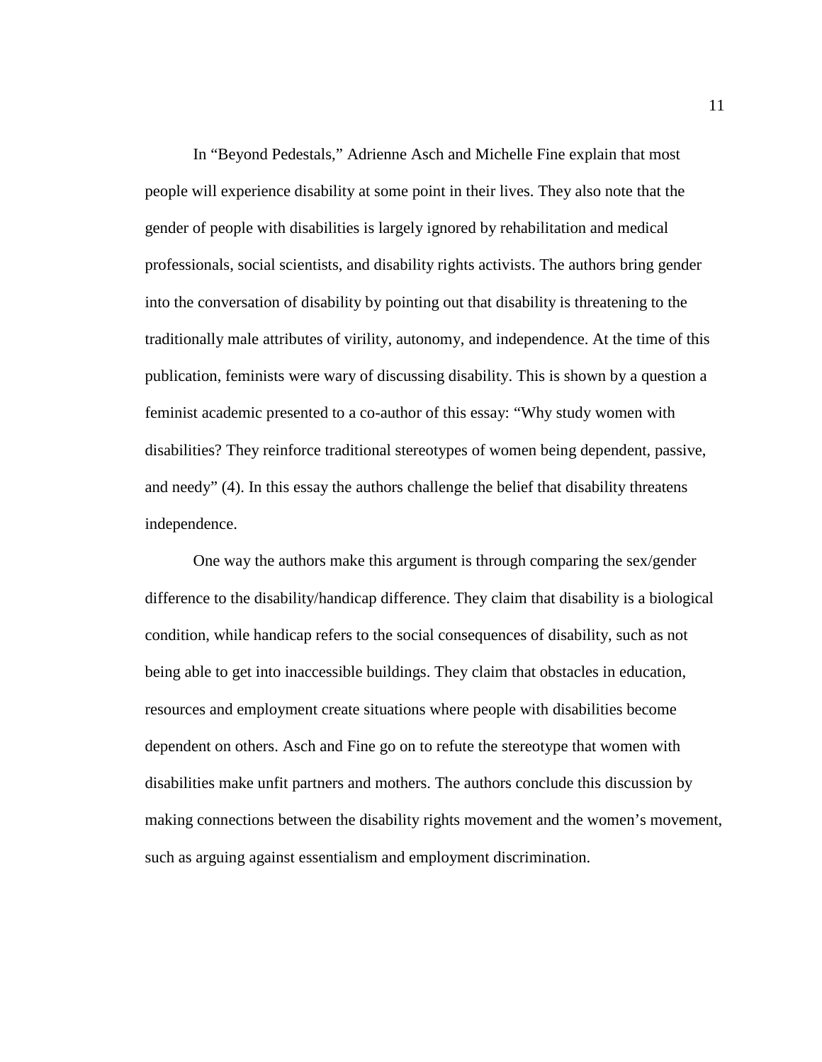In "Beyond Pedestals," Adrienne Asch and Michelle Fine explain that most people will experience disability at some point in their lives. They also note that the gender of people with disabilities is largely ignored by rehabilitation and medical professionals, social scientists, and disability rights activists. The authors bring gender into the conversation of disability by pointing out that disability is threatening to the traditionally male attributes of virility, autonomy, and independence. At the time of this publication, feminists were wary of discussing disability. This is shown by a question a feminist academic presented to a co-author of this essay: "Why study women with disabilities? They reinforce traditional stereotypes of women being dependent, passive, and needy" (4). In this essay the authors challenge the belief that disability threatens independence.

One way the authors make this argument is through comparing the sex/gender difference to the disability/handicap difference. They claim that disability is a biological condition, while handicap refers to the social consequences of disability, such as not being able to get into inaccessible buildings. They claim that obstacles in education, resources and employment create situations where people with disabilities become dependent on others. Asch and Fine go on to refute the stereotype that women with disabilities make unfit partners and mothers. The authors conclude this discussion by making connections between the disability rights movement and the women's movement, such as arguing against essentialism and employment discrimination.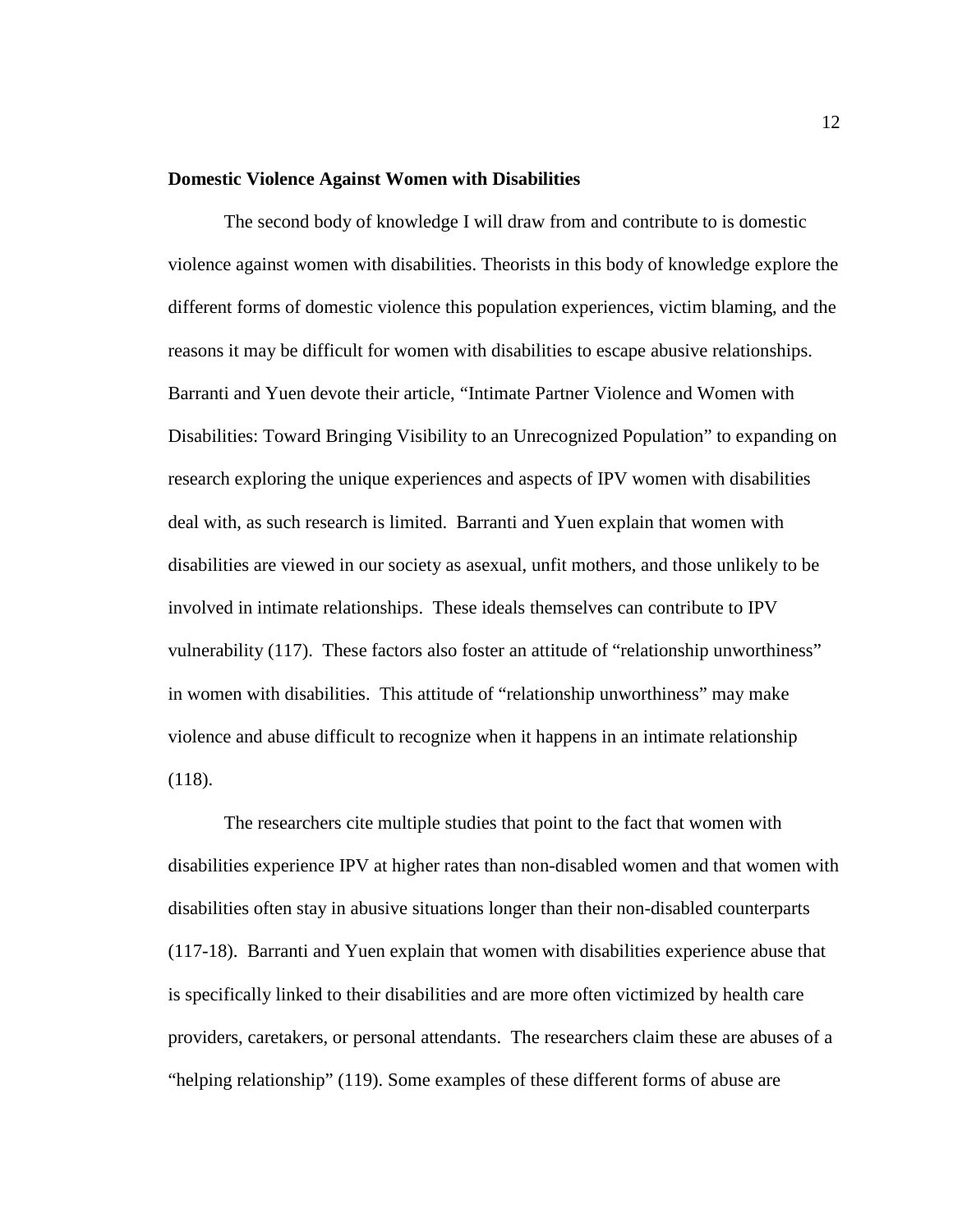**Domestic Violence Against Women with Disabilities**

The second body of knowledge I will draw from and contribute to is domestic violence against women with disabilities. Theorists in this body of knowledge explore the different forms of domestic violence this population experiences, victim blaming, and the reasons it may be difficult for women with disabilities to escape abusive relationships. Barranti and Yuen devote their article, "Intimate Partner Violence and Women with Disabilities: Toward Bringing Visibility to an Unrecognized Population" to expanding on research exploring the unique experiences and aspects of IPV women with disabilities deal with, as such research is limited. Barranti and Yuen explain that women with disabilities are viewed in our society as asexual, unfit mothers, and those unlikely to be involved in intimate relationships. These ideals themselves can contribute to IPV vulnerability (117). These factors also foster an attitude of "relationship unworthiness" in women with disabilities. This attitude of "relationship unworthiness" may make violence and abuse difficult to recognize when it happens in an intimate relationship (118).

The researchers cite multiple studies that point to the fact that women with disabilities experience IPV at higher rates than non-disabled women and that women with disabilities often stay in abusive situations longer than their non-disabled counterparts (117-18). Barranti and Yuen explain that women with disabilities experience abuse that is specifically linked to their disabilities and are more often victimized by health care providers, caretakers, or personal attendants. The researchers claim these are abuses of a "helping relationship" (119). Some examples of these different forms of abuse are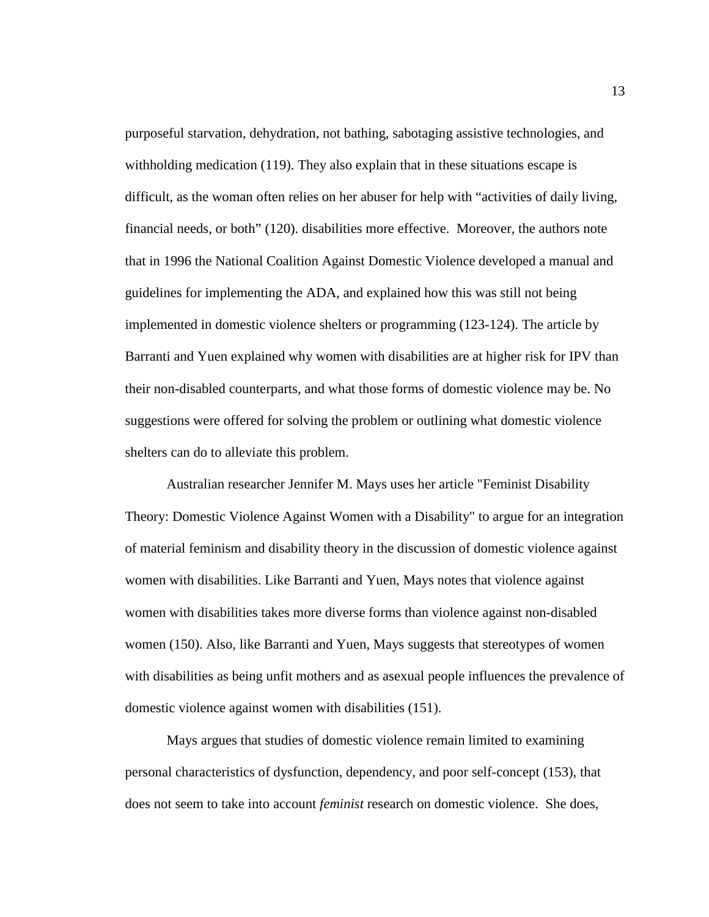purposeful starvation, dehydration, not bathing, sabotaging assistive technologies, and withholding medication (119). They also explain that in these situations escape is difficult, as the woman often relies on her abuser for help with "activities of daily living, financial needs, or both" (120). disabilities more effective. Moreover, the authors note that in 1996 the National Coalition Against Domestic Violence developed a manual and guidelines for implementing the ADA, and explained how this was still not being implemented in domestic violence shelters or programming (123-124). The article by Barranti and Yuen explained why women with disabilities are at higher risk for IPV than their non-disabled counterparts, and what those forms of domestic violence may be. No suggestions were offered for solving the problem or outlining what domestic violence shelters can do to alleviate this problem.

Australian researcher Jennifer M. Mays uses her article "Feminist Disability Theory: Domestic Violence Against Women with a Disability" to argue for an integration of material feminism and disability theory in the discussion of domestic violence against women with disabilities. Like Barranti and Yuen, Mays notes that violence against women with disabilities takes more diverse forms than violence against non-disabled women (150). Also, like Barranti and Yuen, Mays suggests that stereotypes of women with disabilities as being unfit mothers and as asexual people influences the prevalence of domestic violence against women with disabilities (151).

Mays argues that studies of domestic violence remain limited to examining personal characteristics of dysfunction, dependency, and poor self-concept (153), that does not seem to take into account *feminist* research on domestic violence. She does,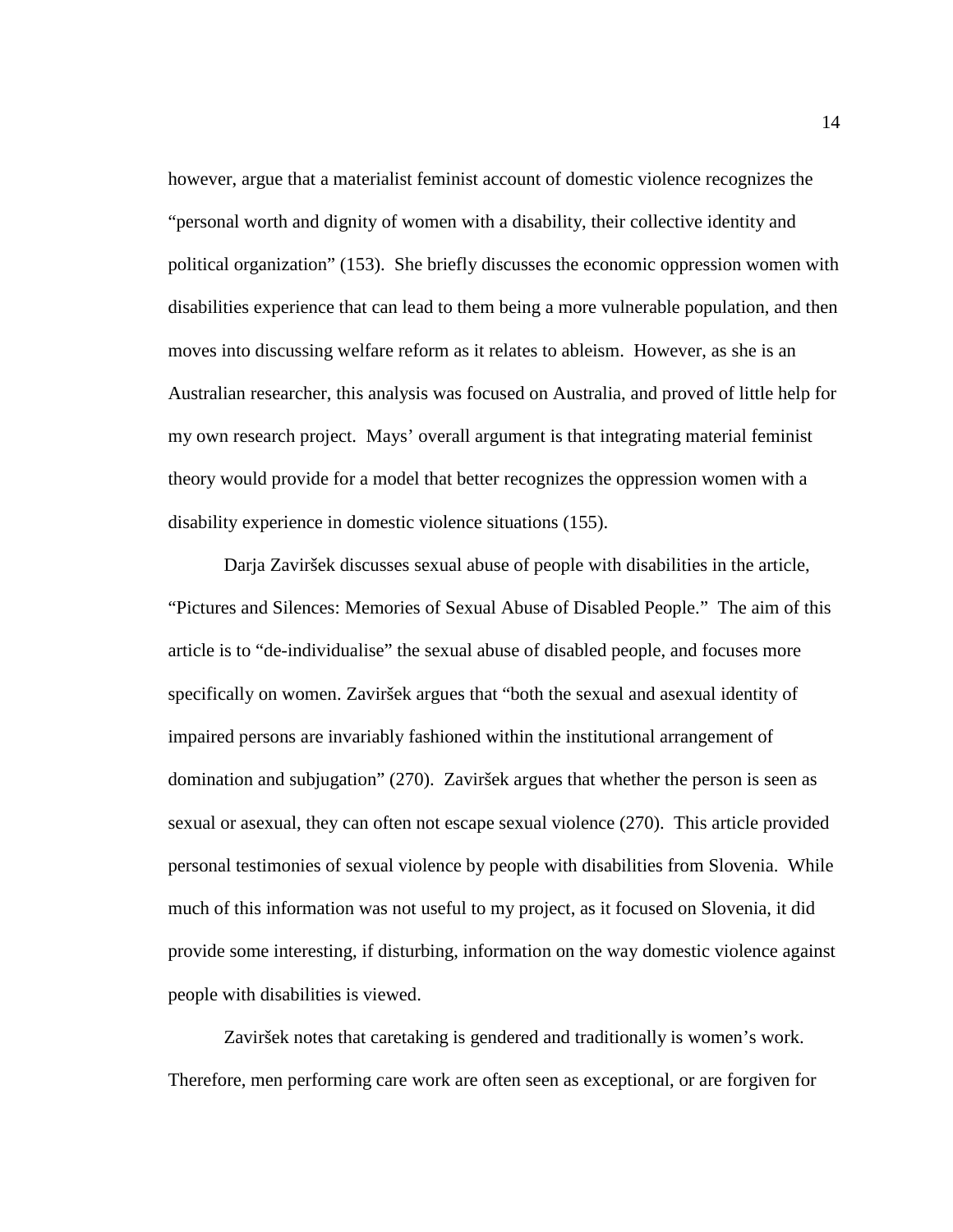however, argue that a materialist feminist account of domestic violence recognizes the "personal worth and dignity of women with a disability, their collective identity and political organization" (153). She briefly discusses the economic oppression women with disabilities experience that can lead to them being a more vulnerable population, and then moves into discussing welfare reform as it relates to ableism. However, as she is an Australian researcher, this analysis was focused on Australia, and proved of little help for my own research project. Mays' overall argument is that integrating material feminist theory would provide for a model that better recognizes the oppression women with a disability experience in domestic violence situations (155).

Darja Zaviršek discusses sexual abuse of people with disabilities in the article, "Pictures and Silences: Memories of Sexual Abuse of Disabled People." The aim of this article is to "de-individualise" the sexual abuse of disabled people, and focuses more specifically on women. Zaviršek argues that "both the sexual and asexual identity of impaired persons are invariably fashioned within the institutional arrangement of domination and subjugation" (270). Zaviršek argues that whether the person is seen as sexual or asexual, they can often not escape sexual violence (270). This article provided personal testimonies of sexual violence by people with disabilities from Slovenia. While much of this information was not useful to my project, as it focused on Slovenia, it did provide some interesting, if disturbing, information on the way domestic violence against people with disabilities is viewed.

Zaviršek notes that caretaking is gendered and traditionally is women's work. Therefore, men performing care work are often seen as exceptional, or are forgiven for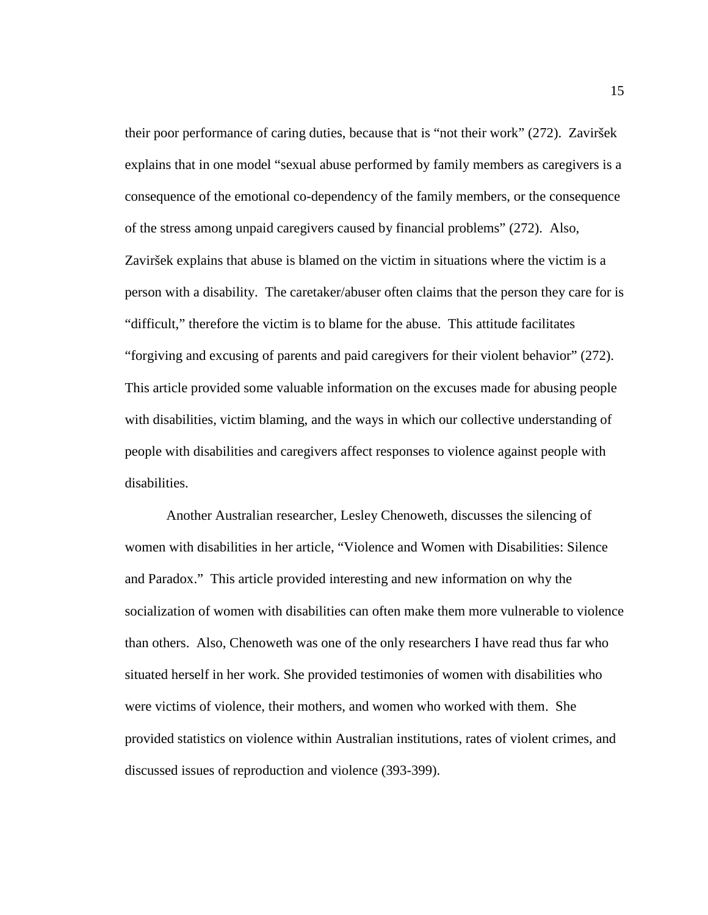their poor performance of caring duties, because that is "not their work" (272). Zaviršek explains that in one model "sexual abuse performed by family members as caregivers is a consequence of the emotional co-dependency of the family members, or the consequence of the stress among unpaid caregivers caused by financial problems" (272). Also, Zaviršek explains that abuse is blamed on the victim in situations where the victim is a person with a disability. The caretaker/abuser often claims that the person they care for is "difficult," therefore the victim is to blame for the abuse. This attitude facilitates "forgiving and excusing of parents and paid caregivers for their violent behavior" (272). This article provided some valuable information on the excuses made for abusing people with disabilities, victim blaming, and the ways in which our collective understanding of people with disabilities and caregivers affect responses to violence against people with disabilities.

Another Australian researcher, Lesley Chenoweth, discusses the silencing of women with disabilities in her article, "Violence and Women with Disabilities: Silence and Paradox." This article provided interesting and new information on why the socialization of women with disabilities can often make them more vulnerable to violence than others. Also, Chenoweth was one of the only researchers I have read thus far who situated herself in her work. She provided testimonies of women with disabilities who were victims of violence, their mothers, and women who worked with them. She provided statistics on violence within Australian institutions, rates of violent crimes, and discussed issues of reproduction and violence (393-399).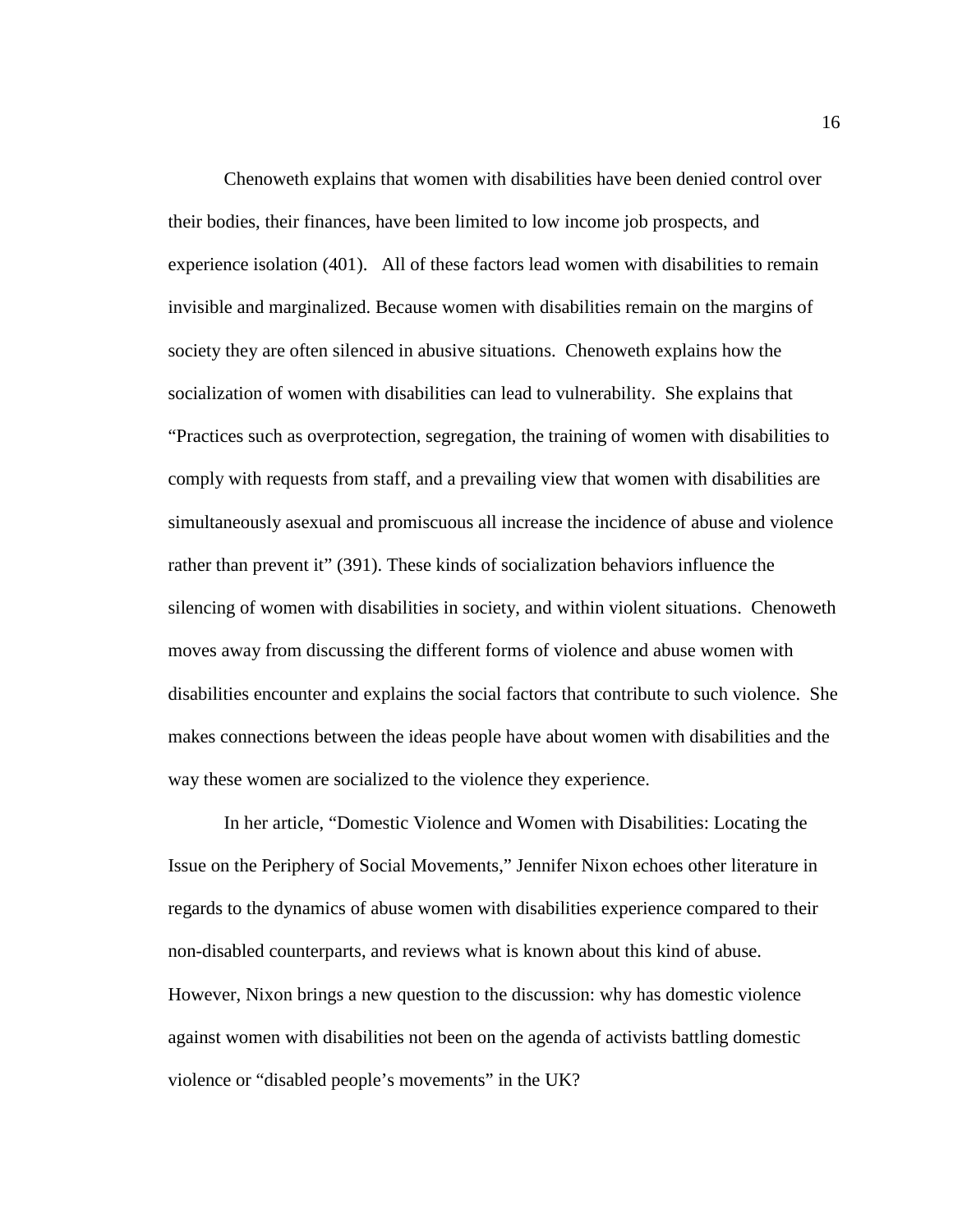Chenoweth explains that women with disabilities have been denied control over their bodies, their finances, have been limited to low income job prospects, and experience isolation (401). All of these factors lead women with disabilities to remain invisible and marginalized. Because women with disabilities remain on the margins of society they are often silenced in abusive situations. Chenoweth explains how the socialization of women with disabilities can lead to vulnerability. She explains that "Practices such as overprotection, segregation, the training of women with disabilities to comply with requests from staff, and a prevailing view that women with disabilities are simultaneously asexual and promiscuous all increase the incidence of abuse and violence rather than prevent it" (391). These kinds of socialization behaviors influence the silencing of women with disabilities in society, and within violent situations. Chenoweth moves away from discussing the different forms of violence and abuse women with disabilities encounter and explains the social factors that contribute to such violence. She makes connections between the ideas people have about women with disabilities and the way these women are socialized to the violence they experience.

In her article, "Domestic Violence and Women with Disabilities: Locating the Issue on the Periphery of Social Movements," Jennifer Nixon echoes other literature in regards to the dynamics of abuse women with disabilities experience compared to their non-disabled counterparts, and reviews what is known about this kind of abuse. However, Nixon brings a new question to the discussion: why has domestic violence against women with disabilities not been on the agenda of activists battling domestic violence or "disabled people's movements" in the UK?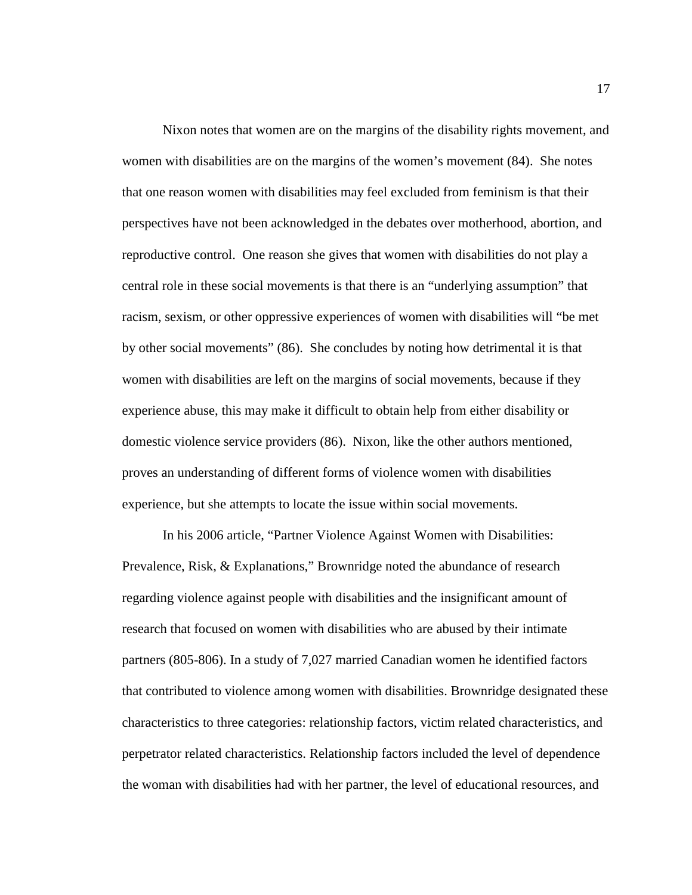Nixon notes that women are on the margins of the disability rights movement, and women with disabilities are on the margins of the women's movement (84). She notes that one reason women with disabilities may feel excluded from feminism is that their perspectives have not been acknowledged in the debates over motherhood, abortion, and reproductive control. One reason she gives that women with disabilities do not play a central role in these social movements is that there is an "underlying assumption" that racism, sexism, or other oppressive experiences of women with disabilities will "be met by other social movements" (86). She concludes by noting how detrimental it is that women with disabilities are left on the margins of social movements, because if they experience abuse, this may make it difficult to obtain help from either disability or domestic violence service providers (86). Nixon, like the other authors mentioned, proves an understanding of different forms of violence women with disabilities experience, but she attempts to locate the issue within social movements.

In his 2006 article, "Partner Violence Against Women with Disabilities: Prevalence, Risk, & Explanations," Brownridge noted the abundance of research regarding violence against people with disabilities and the insignificant amount of research that focused on women with disabilities who are abused by their intimate partners (805-806). In a study of 7,027 married Canadian women he identified factors that contributed to violence among women with disabilities. Brownridge designated these characteristics to three categories: relationship factors, victim related characteristics, and perpetrator related characteristics. Relationship factors included the level of dependence the woman with disabilities had with her partner, the level of educational resources, and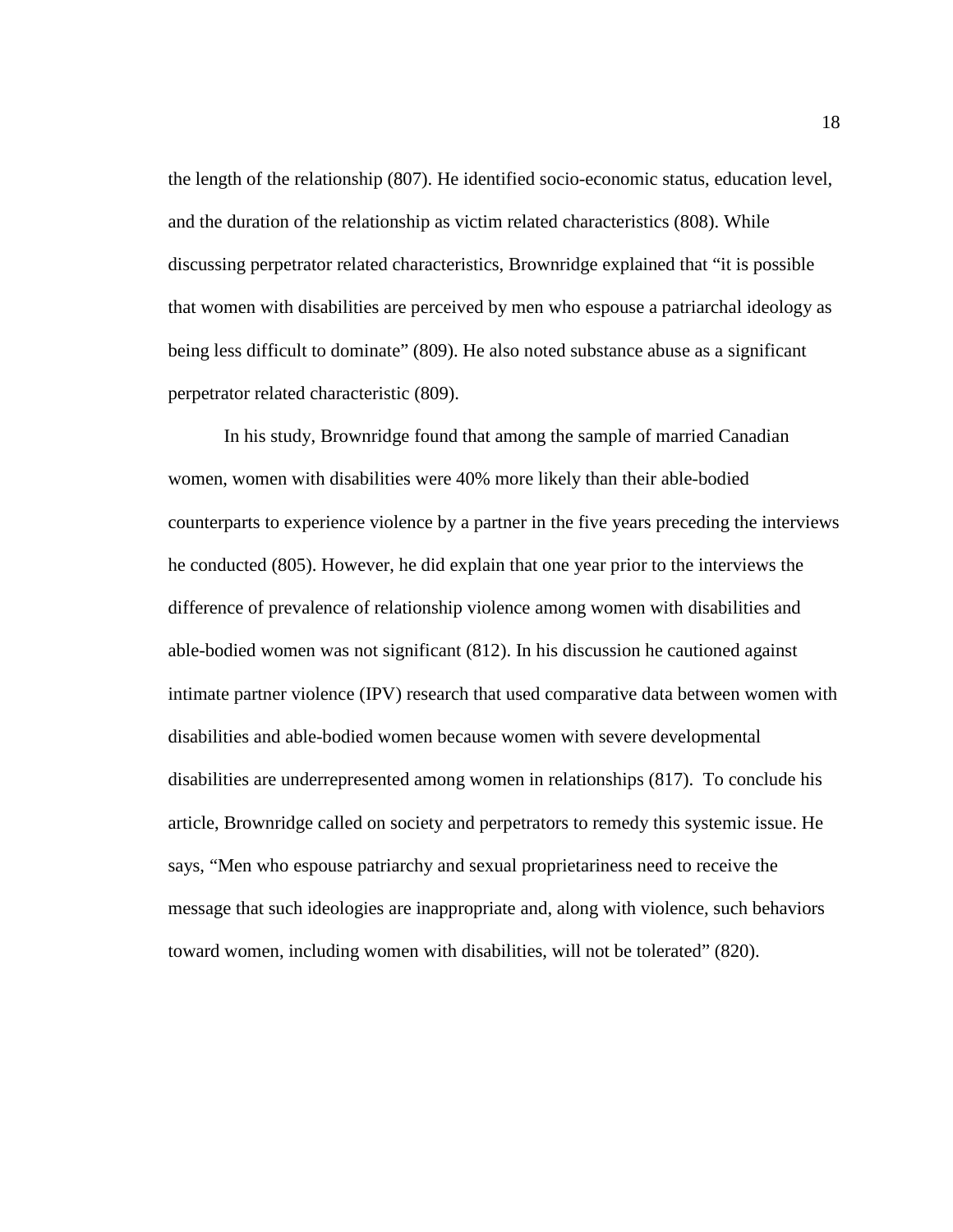the length of the relationship (807). He identified socio-economic status, education level, and the duration of the relationship as victim related characteristics (808). While discussing perpetrator related characteristics, Brownridge explained that "it is possible that women with disabilities are perceived by men who espouse a patriarchal ideology as being less difficult to dominate" (809). He also noted substance abuse as a significant perpetrator related characteristic (809).

In his study, Brownridge found that among the sample of married Canadian women, women with disabilities were 40% more likely than their able-bodied counterparts to experience violence by a partner in the five years preceding the interviews he conducted (805). However, he did explain that one year prior to the interviews the difference of prevalence of relationship violence among women with disabilities and able-bodied women was not significant (812). In his discussion he cautioned against intimate partner violence (IPV) research that used comparative data between women with disabilities and able-bodied women because women with severe developmental disabilities are underrepresented among women in relationships (817). To conclude his article, Brownridge called on society and perpetrators to remedy this systemic issue. He says, "Men who espouse patriarchy and sexual proprietariness need to receive the message that such ideologies are inappropriate and, along with violence, such behaviors toward women, including women with disabilities, will not be tolerated" (820).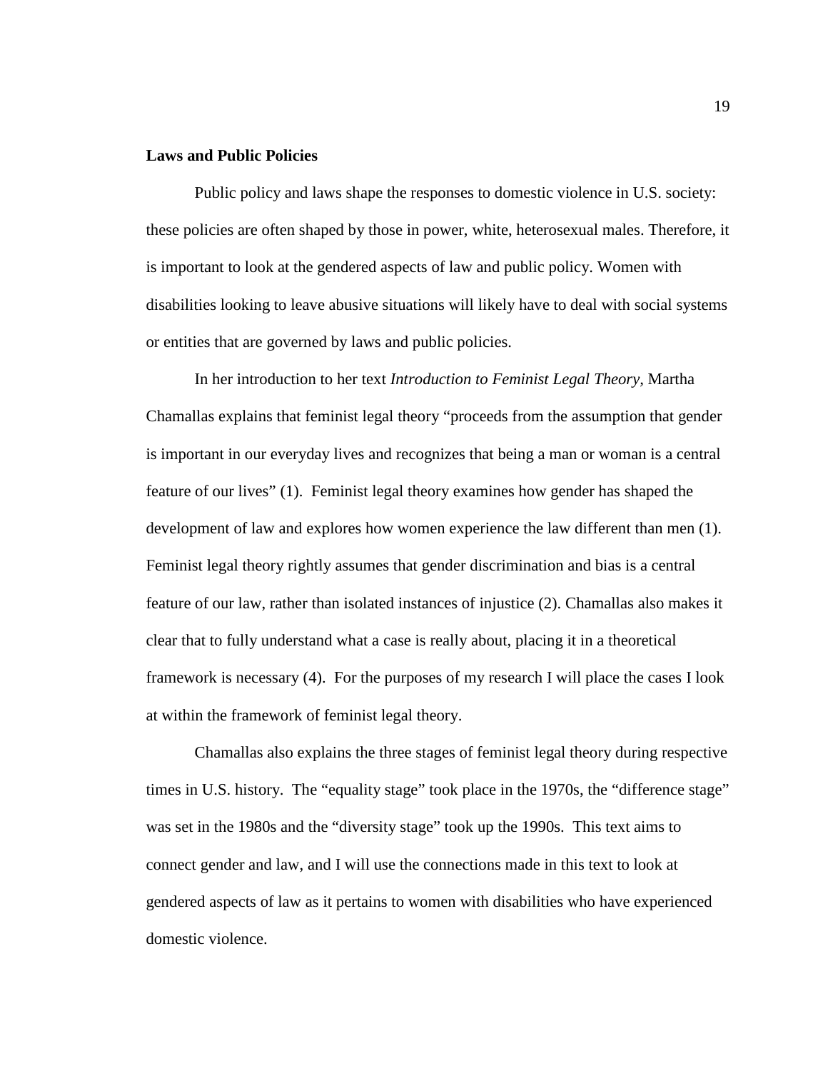## Laws and Public Policies

Public policy and laws shape the responses to domestic violence in U.S. society: these policies are often shaped by those in power, white, heterosexual males. Therefore, it is important to look at the gendered aspects of law and public policy. Women with disabilities looking to leave abusive situations will likely have to deal with social systems or entities that are governed by laws and public policies.

In her introduction to her text *Introduction to Feminist Legal Theory,* Martha Chamallas explains that feminist legal theory "proceeds from the assumption that gender is important in our everyday lives and recognizes that being a man or woman is a central feature of our lives" (1). Feminist legal theory examines how gender has shaped the development of law and explores how women experience the law different than men (1). Feminist legal theory rightly assumes that gender discrimination and bias is a central feature of our law, rather than isolated instances of injustice (2). Chamallas also makes it clear that to fully understand what a case is really about, placing it in a theoretical framework is necessary (4). For the purposes of my research I will place the cases I look at within the framework of feminist legal theory.

Chamallas also explains the three stages of feminist legal theory during respective times in U.S. history. The "equality stage" took place in the 1970s, the "difference stage" was set in the 1980s and the "diversity stage" took up the 1990s. This text aims to connect gender and law, and I will use the connections made in this text to look at gendered aspects of law as it pertains to women with disabilities who have experienced domestic violence.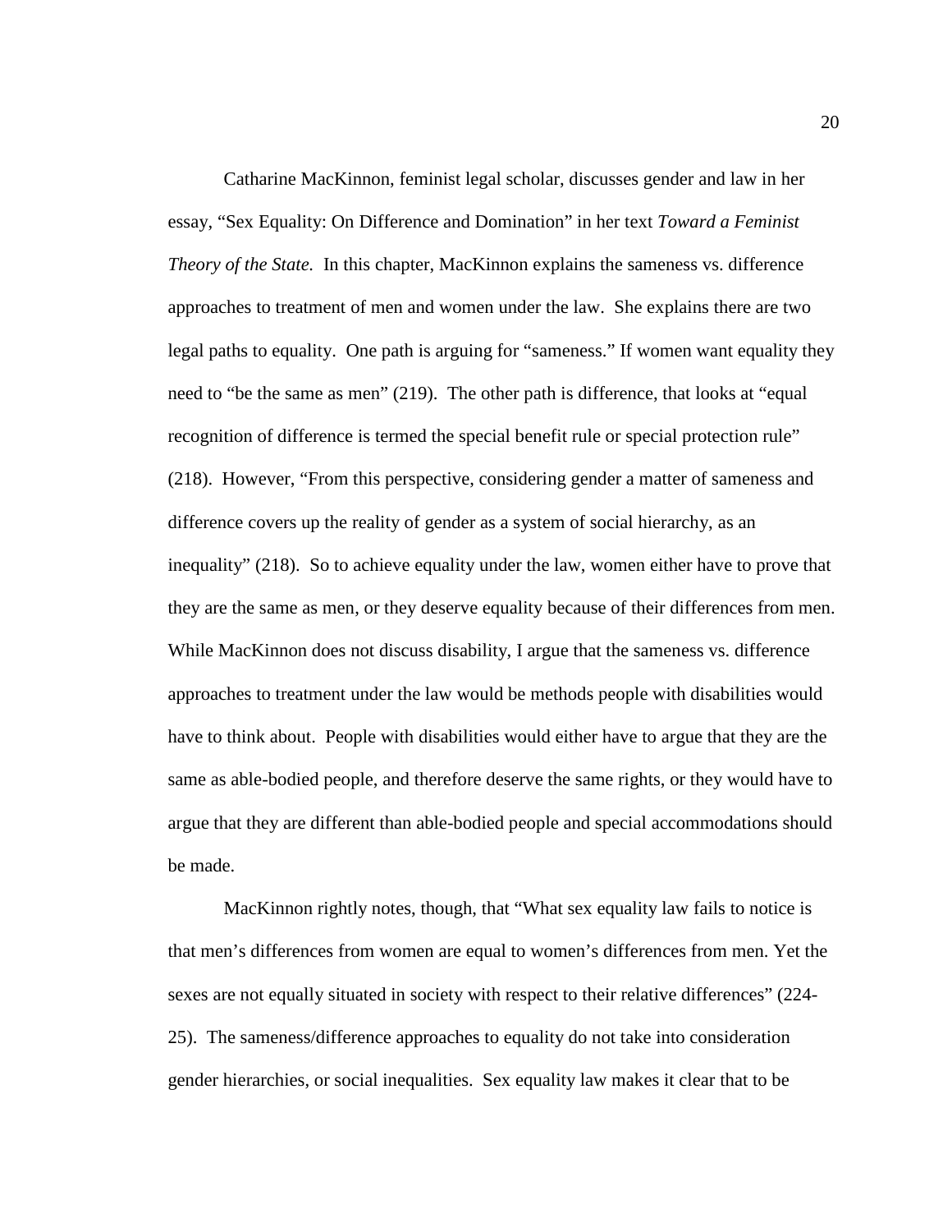Catharine MacKinnon, feminist legal scholar, discusses gender and law in her essay, "Sex Equality: On Difference and Domination" in her text *Toward a Feminist Theory of the State.* In this chapter, MacKinnon explains the sameness vs. difference approaches to treatment of men and women under the law. She explains there are two legal paths to equality. One path is arguing for "sameness." If women want equality they need to "be the same as men" (219). The other path is difference, that looks at "equal recognition of difference is termed the special benefit rule or special protection rule" (218). However, "From this perspective, considering gender a matter of sameness and difference covers up the reality of gender as a system of social hierarchy, as an inequality" (218). So to achieve equality under the law, women either have to prove that they are the same as men, or they deserve equality because of their differences from men. While MacKinnon does not discuss disability, I argue that the sameness vs. difference approaches to treatment under the law would be methods people with disabilities would have to think about. People with disabilities would either have to argue that they are the same as able-bodied people, and therefore deserve the same rights, or they would have to argue that they are different than able-bodied people and special accommodations should be made.

MacKinnon rightly notes, though, that "What sex equality law fails to notice is that men's differences from women are equal to women's differences from men. Yet the sexes are not equally situated in society with respect to their relative differences" (224-25). The sameness/difference approaches to equality do not take into consideration gender hierarchies, or social inequalities. Sex equality law makes it clear that to be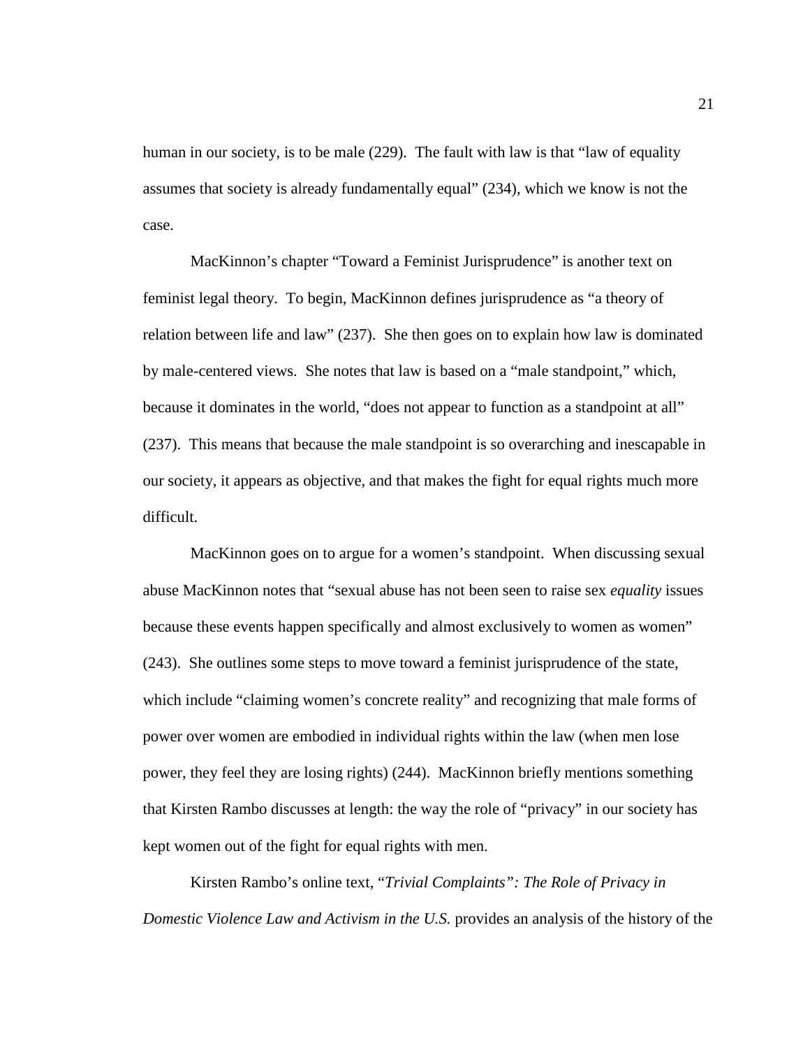human in our society, is to be male (229). The fault with law is that "law of equality assumes that society is already fundamentally equal" (234), which we know is not the case.

MacKinnon's chapter "Toward a Feminist Jurisprudence" is another text on feminist legal theory. To begin, MacKinnon defines jurisprudence as "a theory of relation between life and law" (237). She then goes on to explain how law is dominated by male-centered views. She notes that law is based on a "male standpoint," which, because it dominates in the world, "does not appear to function as a standpoint at all" (237). This means that because the male standpoint is so overarching and inescapable in our society, it appears as objective, and that makes the fight for equal rights much more difficult.

MacKinnon goes on to argue for a women's standpoint. When discussing sexual abuse MacKinnon notes that "sexual abuse has not been seen to raise sex *equality* issues because these events happen specifically and almost exclusively to women as women" (243). She outlines some steps to move toward a feminist jurisprudence of the state, which include "claiming women's concrete reality" and recognizing that male forms of power over women are embodied in individual rights within the law (when men lose power, they feel they are losing rights) (244). MacKinnon briefly mentions something that Kirsten Rambo discusses at length: the way the role of "privacy" in our society has kept women out of the fight for equal rights with men.

Kirsten Rambo's online text, "*Trivial Complaints": The Role of Privacy in Domestic Violence Law and Activism in the U.S.* provides an analysis of the history of the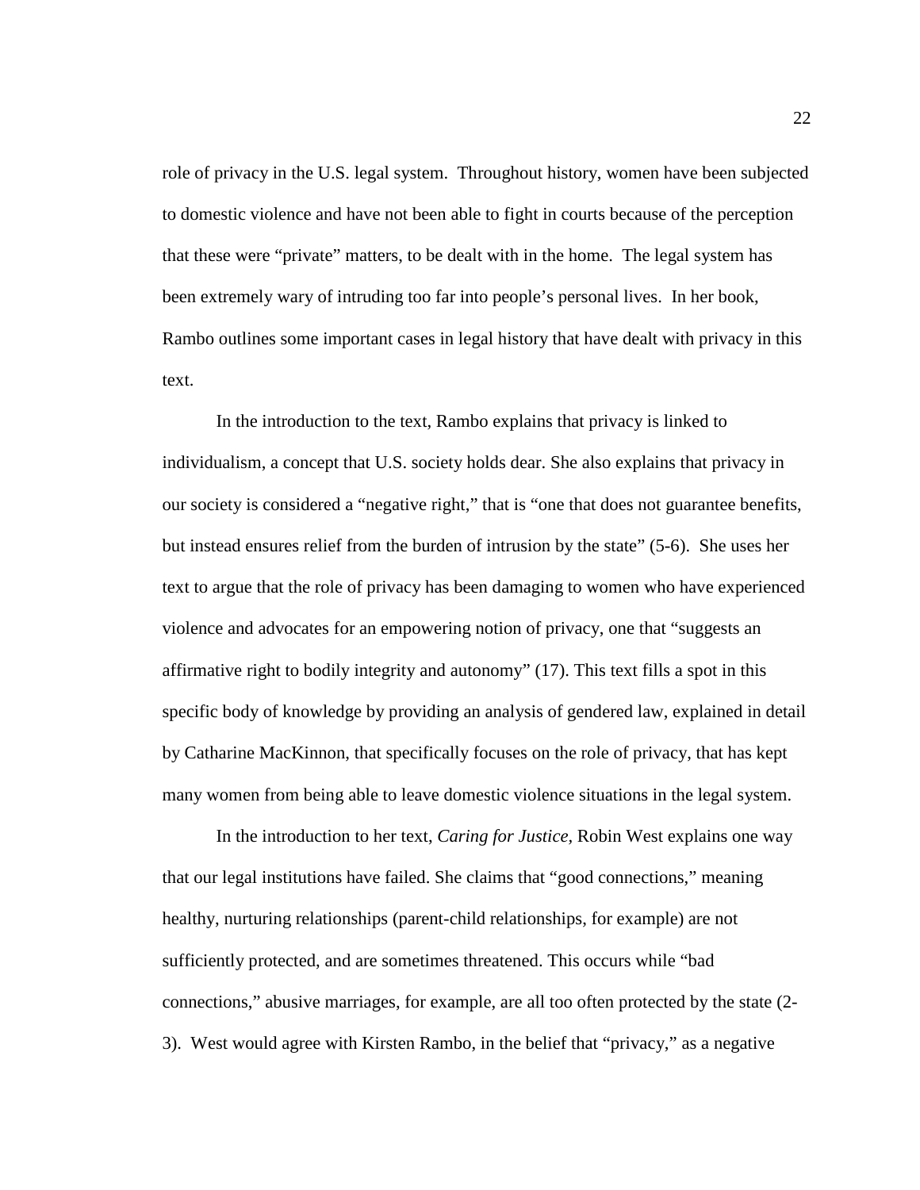role of privacy in the U.S. legal system. Throughout history, women have been subjected to domestic violence and have not been able to fight in courts because of the perception that these were "private" matters, to be dealt with in the home. The legal system has been extremely wary of intruding too far into people's personal lives. In her book, Rambo outlines some important cases in legal history that have dealt with privacy in this text.

In the introduction to the text, Rambo explains that privacy is linked to individualism, a concept that U.S. society holds dear. She also explains that privacy in our society is considered a "negative right," that is "one that does not guarantee benefits, but instead ensures relief from the burden of intrusion by the state" (5-6). She uses her text to argue that the role of privacy has been damaging to women who have experienced violence and advocates for an empowering notion of privacy, one that "suggests an affirmative right to bodily integrity and autonomy" (17). This text fills a spot in this specific body of knowledge by providing an analysis of gendered law, explained in detail by Catharine MacKinnon, that specifically focuses on the role of privacy, that has kept many women from being able to leave domestic violence situations in the legal system.

In the introduction to her text, *Caring for Justice*, Robin West explains one way that our legal institutions have failed. She claims that "good connections," meaning healthy, nurturing relationships (parent-child relationships, for example) are not sufficiently protected, and are sometimes threatened. This occurs while "bad connections," abusive marriages, for example, are all too often protected by the state (2-3). West would agree with Kirsten Rambo, in the belief that "privacy," as a negative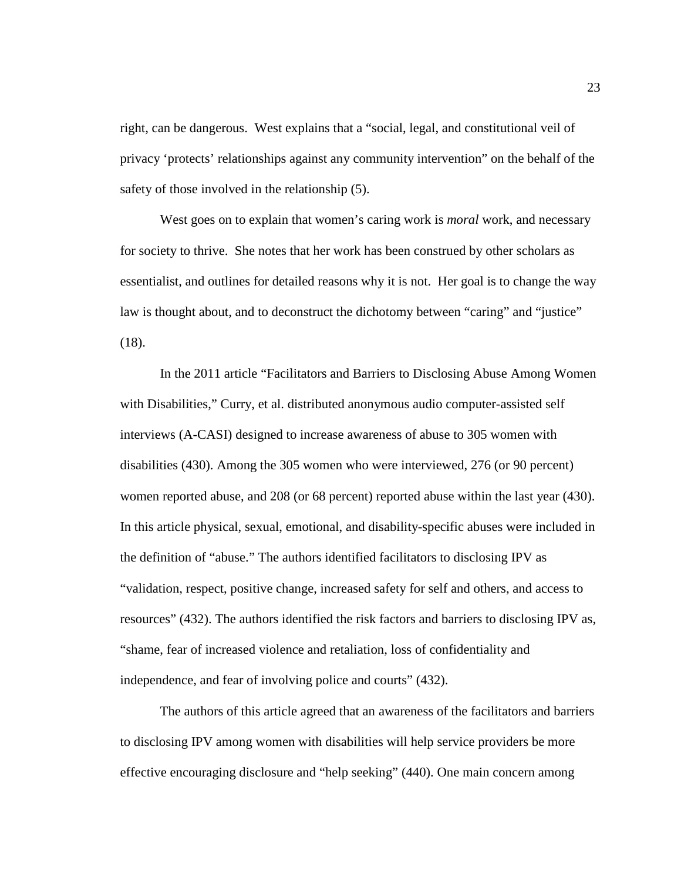right, can be dangerous. West explains that a "social, legal, and constitutional veil of privacy 'protects' relationships against any community intervention" on the behalf of the safety of those involved in the relationship (5).

West goes on to explain that women's caring work is *moral* work, and necessary for society to thrive. She notes that her work has been construed by other scholars as essentialist, and outlines for detailed reasons why it is not. Her goal is to change the way law is thought about, and to deconstruct the dichotomy between "caring" and "justice" (18).

In the 2011 article "Facilitators and Barriers to Disclosing Abuse Among Women with Disabilities," Curry, et al. distributed anonymous audio computer-assisted self interviews (A-CASI) designed to increase awareness of abuse to 305 women with disabilities (430). Among the 305 women who were interviewed, 276 (or 90 percent) women reported abuse, and 208 (or 68 percent) reported abuse within the last year (430). In this article physical, sexual, emotional, and disability-specific abuses were included in the definition of "abuse." The authors identified facilitators to disclosing IPV as "validation, respect, positive change, increased safety for self and others, and access to resources" (432). The authors identified the risk factors and barriers to disclosing IPV as, "shame, fear of increased violence and retaliation, loss of confidentiality and independence, and fear of involving police and courts" (432).

The authors of this article agreed that an awareness of the facilitators and barriers to disclosing IPV among women with disabilities will help service providers be more effective encouraging disclosure and "help seeking" (440). One main concern among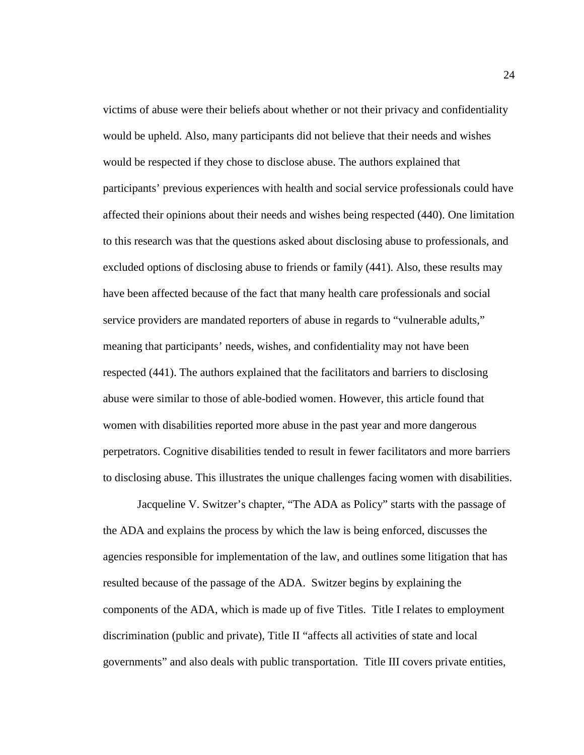victims of abuse were their beliefs about whether or not their privacy and confidentiality would be upheld. Also, many participants did not believe that their needs and wishes would be respected if they chose to disclose abuse. The authors explained that participants' previous experiences with health and social service professionals could have affected their opinions about their needs and wishes being respected (440). One limitation to this research was that the questions asked about disclosing abuse to professionals, and excluded options of disclosing abuse to friends or family (441). Also, these results may have been affected because of the fact that many health care professionals and social service providers are mandated reporters of abuse in regards to "vulnerable adults," meaning that participants' needs, wishes, and confidentiality may not have been respected (441). The authors explained that the facilitators and barriers to disclosing abuse were similar to those of able-bodied women. However, this article found that women with disabilities reported more abuse in the past year and more dangerous perpetrators. Cognitive disabilities tended to result in fewer facilitators and more barriers to disclosing abuse. This illustrates the unique challenges facing women with disabilities.

Jacqueline V. Switzer's chapter, "The ADA as Policy" starts with the passage of the ADA and explains the process by which the law is being enforced, discusses the agencies responsible for implementation of the law, and outlines some litigation that has resulted because of the passage of the ADA. Switzer begins by explaining the components of the ADA, which is made up of five Titles. Title I relates to employment discrimination (public and private), Title II "affects all activities of state and local governments" and also deals with public transportation. Title III covers private entities,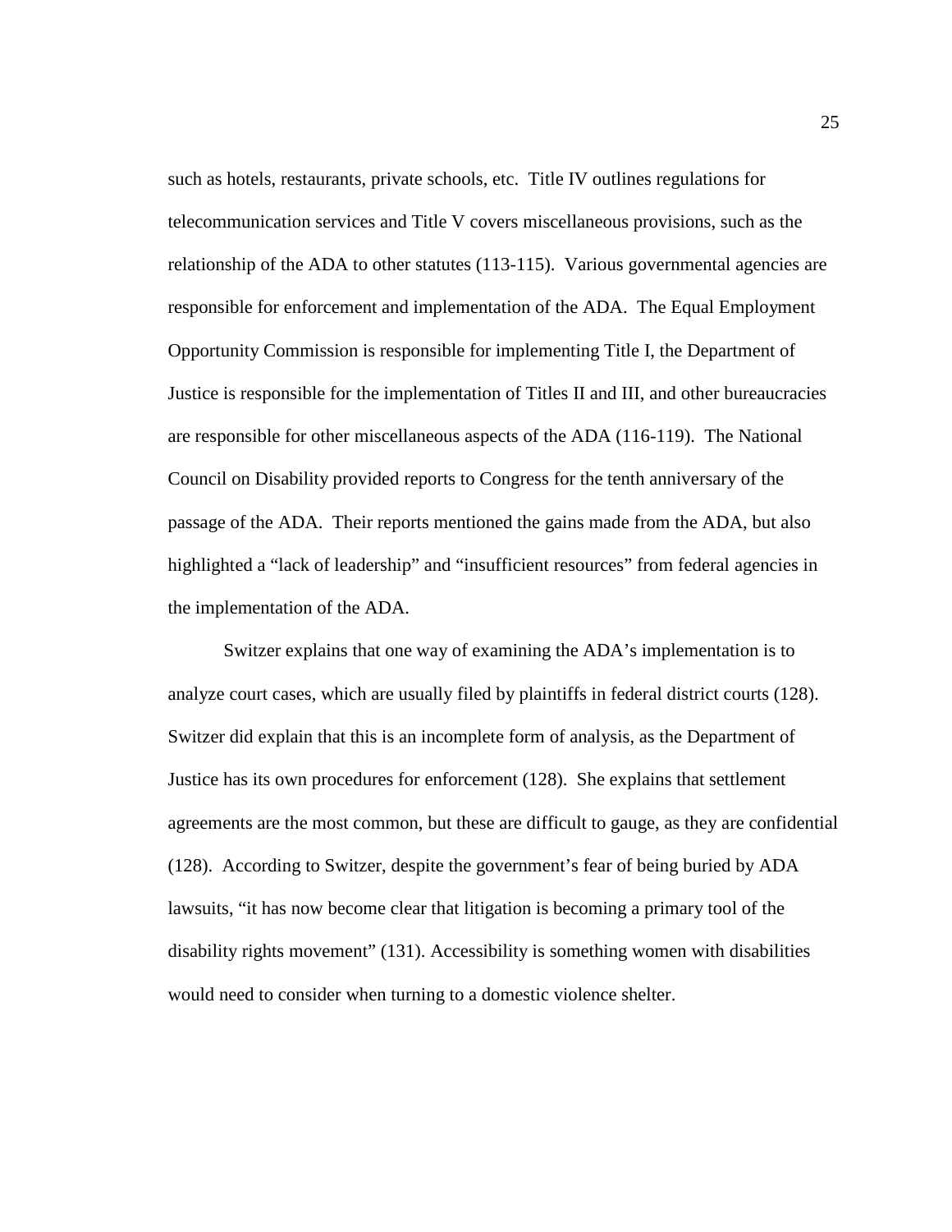such as hotels, restaurants, private schools, etc. Title IV outlines regulations for telecommunication services and Title V covers miscellaneous provisions, such as the relationship of the ADA to other statutes (113-115). Various governmental agencies are responsible for enforcement and implementation of the ADA. The Equal Employment Opportunity Commission is responsible for implementing Title I, the Department of Justice is responsible for the implementation of Titles II and III, and other bureaucracies are responsible for other miscellaneous aspects of the ADA (116-119). The National Council on Disability provided reports to Congress for the tenth anniversary of the passage of the ADA. Their reports mentioned the gains made from the ADA, but also highlighted a "lack of leadership" and "insufficient resources" from federal agencies in the implementation of the ADA.

Switzer explains that one way of examining the ADA's implementation is to analyze court cases, which are usually filed by plaintiffs in federal district courts (128). Switzer did explain that this is an incomplete form of analysis, as the Department of Justice has its own procedures for enforcement (128). She explains that settlement agreements are the most common, but these are difficult to gauge, as they are confidential (128). According to Switzer, despite the government's fear of being buried by ADA lawsuits, "it has now become clear that litigation is becoming a primary tool of the disability rights movement" (131). Accessibility is something women with disabilities would need to consider when turning to a domestic violence shelter.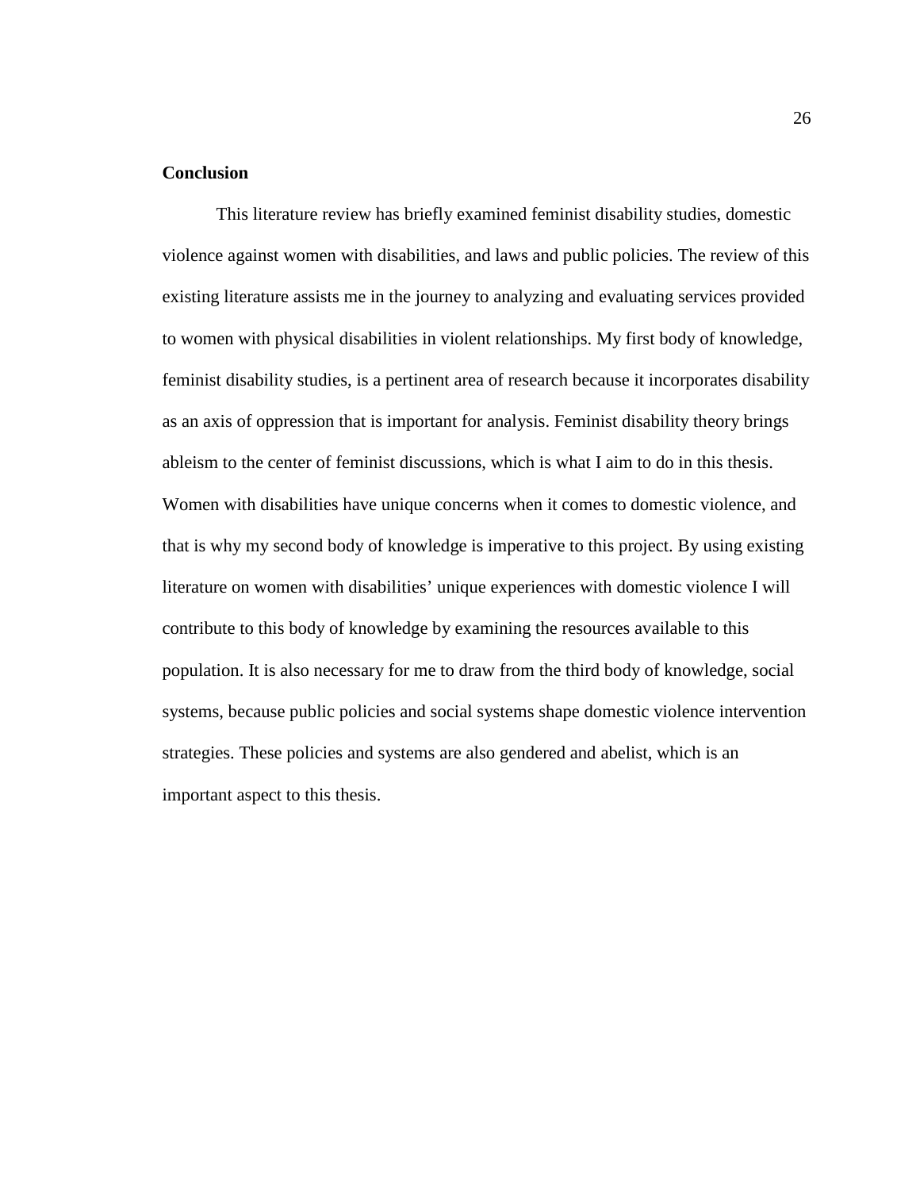## Conclusion

This literature review has briefly examined feminist disability studies, domestic violence against women with disabilities, and laws and public policies. The review of this existing literature assists me in the journey to analyzing and evaluating services provided to women with physical disabilities in violent relationships. My first body of knowledge, feminist disability studies, is a pertinent area of research because it incorporates disability as an axis of oppression that is important for analysis. Feminist disability theory brings ableism to the center of feminist discussions, which is what I aim to do in this thesis. Women with disabilities have unique concerns when it comes to domestic violence, and that is why my second body of knowledge is imperative to this project. By using existing literature on women with disabilities' unique experiences with domestic violence I will contribute to this body of knowledge by examining the resources available to this population. It is also necessary for me to draw from the third body of knowledge, social systems, because public policies and social systems shape domestic violence intervention strategies. These policies and systems are also gendered and abelist, which is an important aspect to this thesis.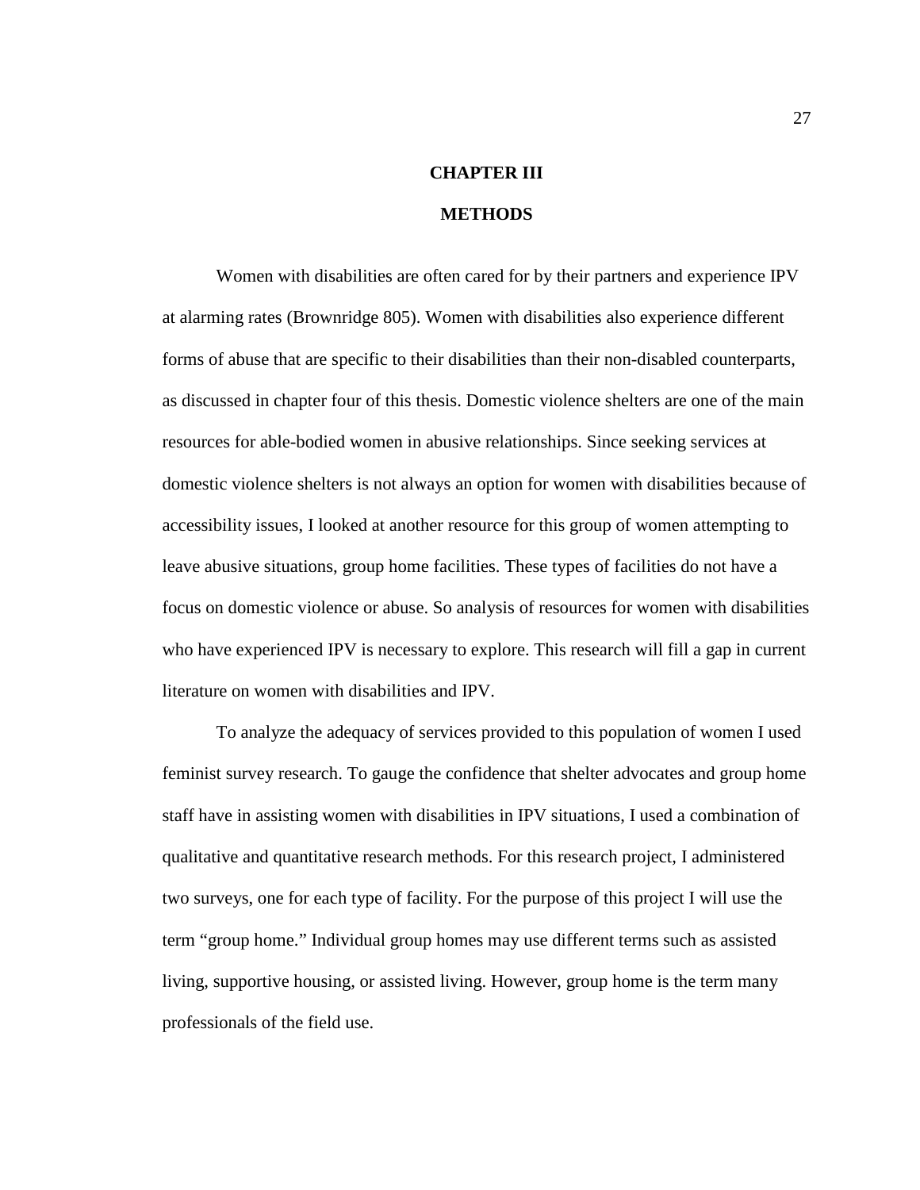# CHAPTER III

# METHODS

Women with disabilities are often cared for by their partners and experience IPV at alarming rates (Brownridge 805). Women with disabilities also experience different forms of abuse that are specific to their disabilities than their non-disabled counterparts, as discussed in chapter four of this thesis. Domestic violence shelters are one of the main resources for able-bodied women in abusive relationships. Since seeking services at domestic violence shelters is not always an option for women with disabilities because of accessibility issues, I looked at another resource for this group of women attempting to leave abusive situations, group home facilities. These types of facilities do not have a focus on domestic violence or abuse. So analysis of resources for women with disabilities who have experienced IPV is necessary to explore. This research will fill a gap in current literature on women with disabilities and IPV.

To analyze the adequacy of services provided to this population of women I used feminist survey research. To gauge the confidence that shelter advocates and group home staff have in assisting women with disabilities in IPV situations, I used a combination of qualitative and quantitative research methods. For this research project, I administered two surveys, one for each type of facility. For the purpose of this project I will use the term "group home." Individual group homes may use different terms such as assisted living, supportive housing, or assisted living. However, group home is the term many professionals of the field use.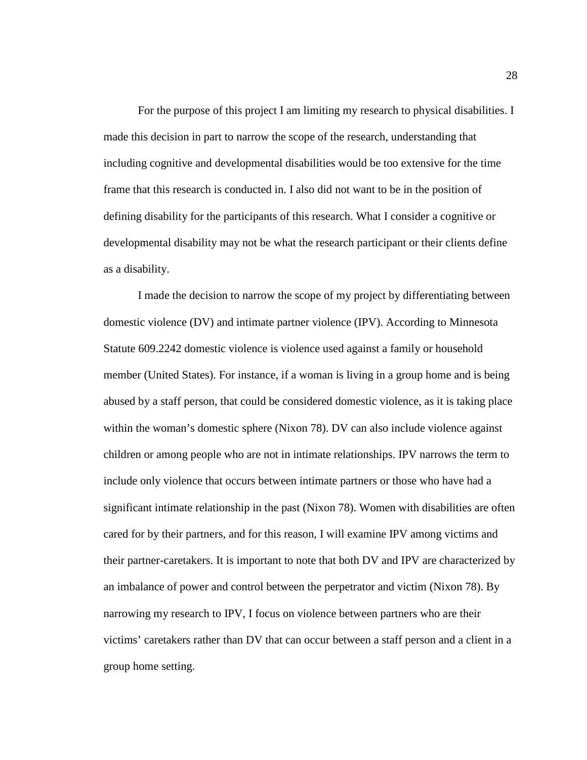For the purpose of this project I am limiting my research to physical disabilities. I made this decision in part to narrow the scope of the research, understanding that including cognitive and developmental disabilities would be too extensive for the time frame that this research is conducted in. I also did not want to be in the position of defining disability for the participants of this research. What I consider a cognitive or developmental disability may not be what the research participant or their clients define as a disability.

I made the decision to narrow the scope of my project by differentiating between domestic violence (DV) and intimate partner violence (IPV). According to Minnesota Statute 609.2242 domestic violence is violence used against a family or household member (United States). For instance, if a woman is living in a group home and is being abused by a staff person, that could be considered domestic violence, as it is taking place within the woman's domestic sphere (Nixon 78). DV can also include violence against children or among people who are not in intimate relationships. IPV narrows the term to include only violence that occurs between intimate partners or those who have had a significant intimate relationship in the past (Nixon 78). Women with disabilities are often cared for by their partners, and for this reason, I will examine IPV among victims and their partner-caretakers. It is important to note that both DV and IPV are characterized by an imbalance of power and control between the perpetrator and victim (Nixon 78). By narrowing my research to IPV, I focus on violence between partners who are their victims' caretakers rather than DV that can occur between a staff person and a client in a group home setting.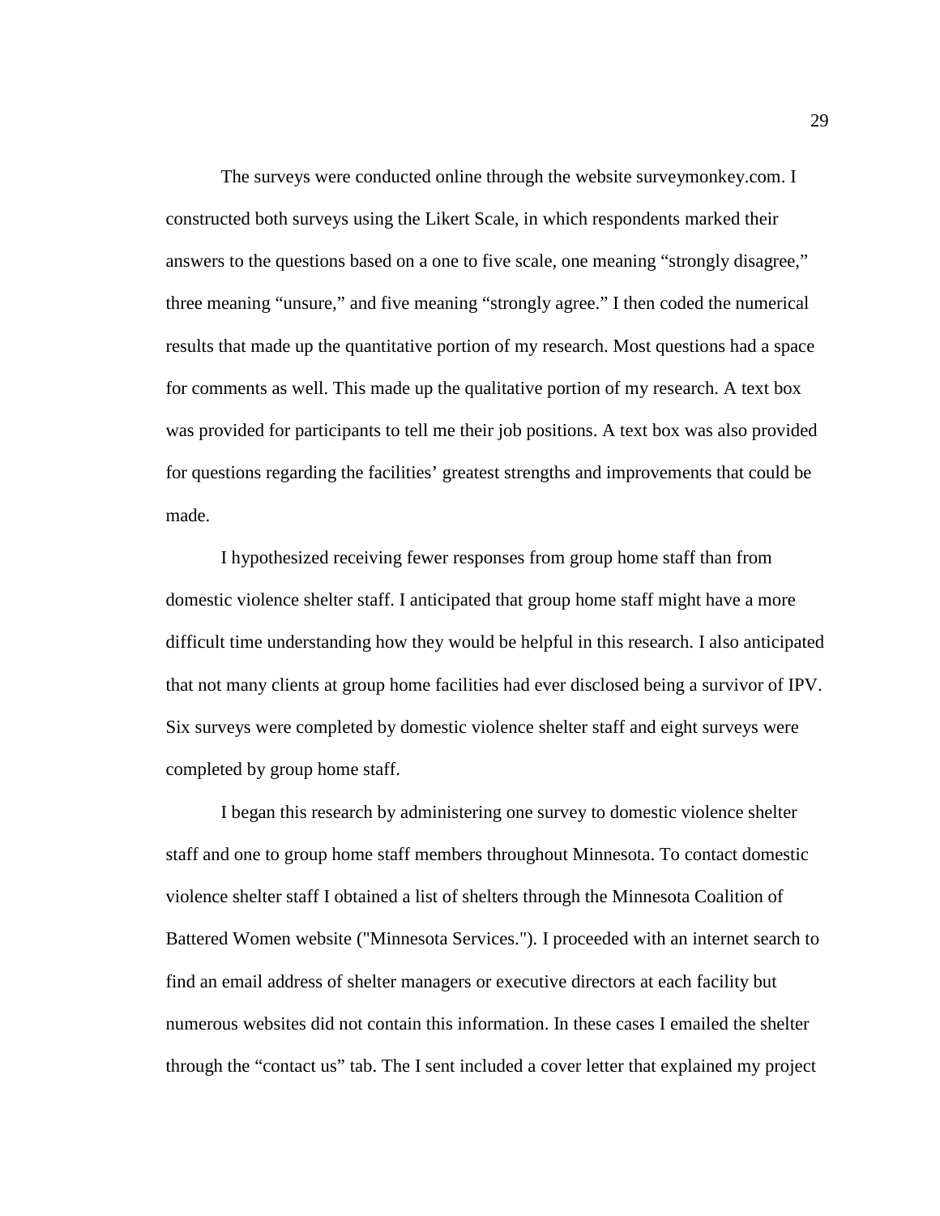The surveys were conducted online through the website surveymonkey.com. I constructed both surveys using the Likert Scale, in which respondents marked their answers to the questions based on a one to five scale, one meaning "strongly disagree," three meaning "unsure," and five meaning "strongly agree." I then coded the numerical results that made up the quantitative portion of my research. Most questions had a space for comments as well. This made up the qualitative portion of my research. A text box was provided for participants to tell me their job positions. A text box was also provided for questions regarding the facilities' greatest strengths and improvements that could be made.

I hypothesized receiving fewer responses from group home staff than from domestic violence shelter staff. I anticipated that group home staff might have a more difficult time understanding how they would be helpful in this research. I also anticipated that not many clients at group home facilities had ever disclosed being a survivor of IPV. Six surveys were completed by domestic violence shelter staff and eight surveys were completed by group home staff.

I began this research by administering one survey to domestic violence shelter staff and one to group home staff members throughout Minnesota. To contact domestic violence shelter staff I obtained a list of shelters through the Minnesota Coalition of Battered Women website ("Minnesota Services."). I proceeded with an internet search to find an email address of shelter managers or executive directors at each facility but numerous websites did not contain this information. In these cases I emailed the shelter through the "contact us" tab. The I sent included a cover letter that explained my project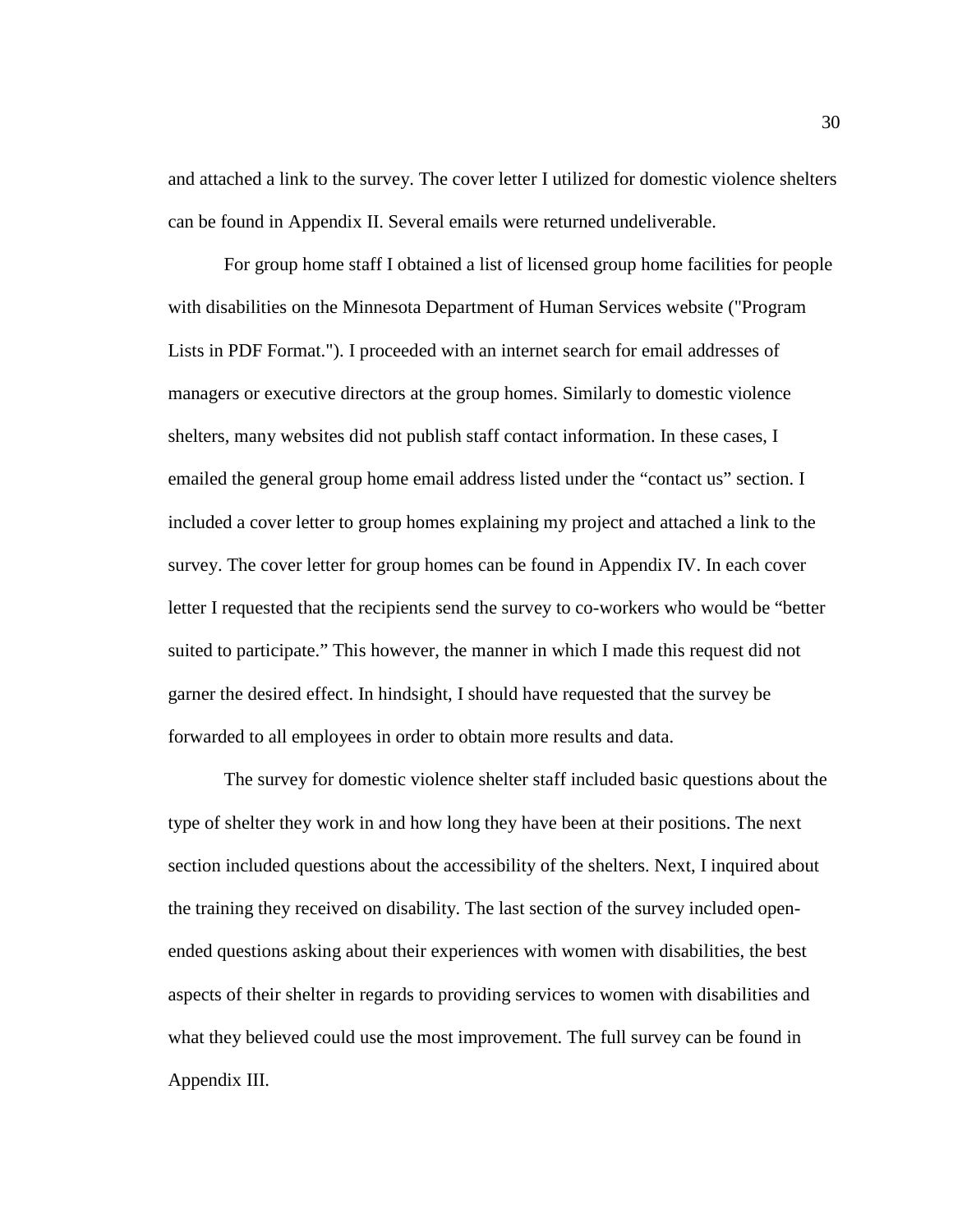and attached a link to the survey. The cover letter I utilized for domestic violence shelters can be found in Appendix II. Several emails were returned undeliverable.

For group home staff I obtained a list of licensed group home facilities for people with disabilities on the Minnesota Department of Human Services website ("Program Lists in PDF Format."). I proceeded with an internet search for email addresses of managers or executive directors at the group homes. Similarly to domestic violence shelters, many websites did not publish staff contact information. In these cases, I emailed the general group home email address listed under the "contact us" section. I included a cover letter to group homes explaining my project and attached a link to the survey. The cover letter for group homes can be found in Appendix IV. In each cover letter I requested that the recipients send the survey to co-workers who would be "better suited to participate." This however, the manner in which I made this request did not garner the desired effect. In hindsight, I should have requested that the survey be forwarded to all employees in order to obtain more results and data.

The survey for domestic violence shelter staff included basic questions about the type of shelter they work in and how long they have been at their positions. The next section included questions about the accessibility of the shelters. Next, I inquired about the training they received on disability. The last section of the survey included open-ended questions asking about their experiences with women with disabilities, the best aspects of their shelter in regards to providing services to women with disabilities and what they believed could use the most improvement. The full survey can be found in Appendix III.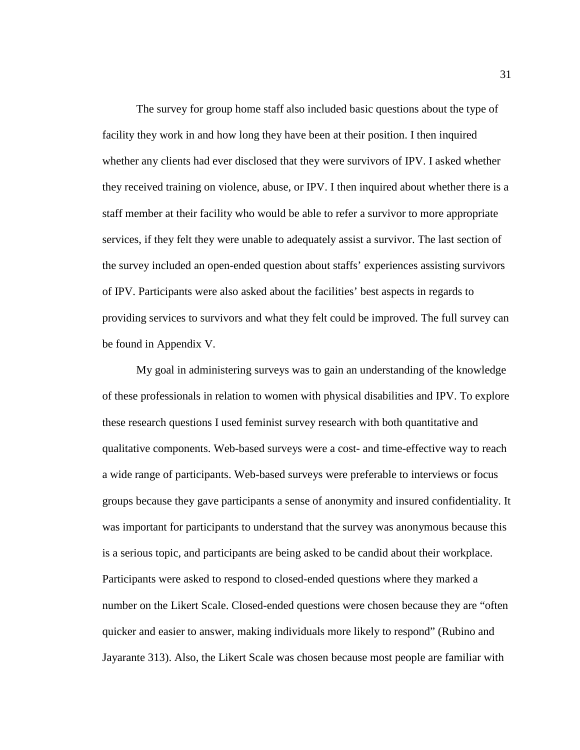The survey for group home staff also included basic questions about the type of facility they work in and how long they have been at their position. I then inquired whether any clients had ever disclosed that they were survivors of IPV. I asked whether they received training on violence, abuse, or IPV. I then inquired about whether there is a staff member at their facility who would be able to refer a survivor to more appropriate services, if they felt they were unable to adequately assist a survivor. The last section of the survey included an open-ended question about staffs' experiences assisting survivors of IPV. Participants were also asked about the facilities' best aspects in regards to providing services to survivors and what they felt could be improved. The full survey can be found in Appendix V.

My goal in administering surveys was to gain an understanding of the knowledge of these professionals in relation to women with physical disabilities and IPV. To explore these research questions I used feminist survey research with both quantitative and qualitative components. Web-based surveys were a cost- and time-effective way to reach a wide range of participants. Web-based surveys were preferable to interviews or focus groups because they gave participants a sense of anonymity and insured confidentiality. It was important for participants to understand that the survey was anonymous because this is a serious topic, and participants are being asked to be candid about their workplace. Participants were asked to respond to closed-ended questions where they marked a number on the Likert Scale. Closed-ended questions were chosen because they are "often quicker and easier to answer, making individuals more likely to respond" (Rubino and Jayarante 313). Also, the Likert Scale was chosen because most people are familiar with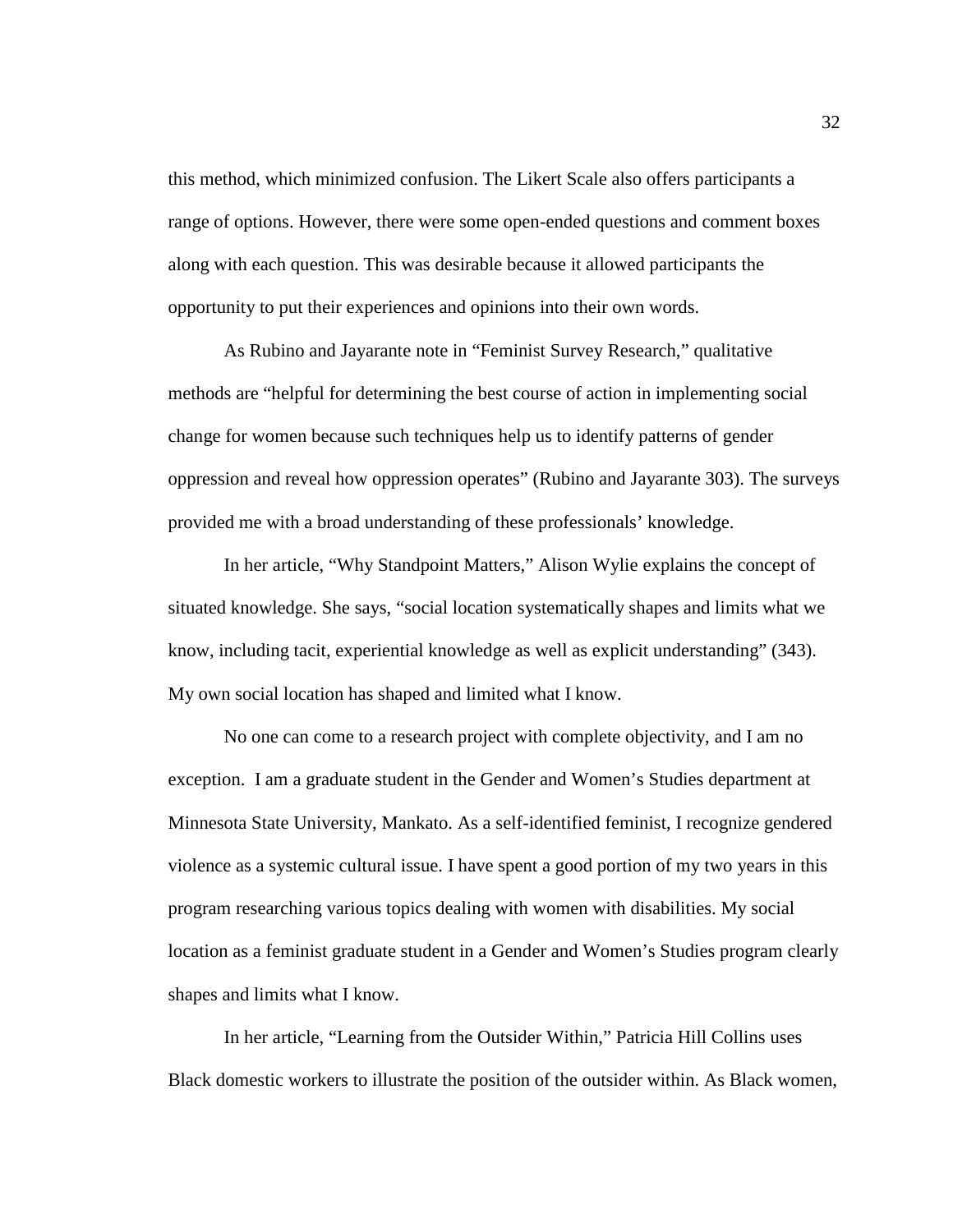this method, which minimized confusion. The Likert Scale also offers participants a range of options. However, there were some open-ended questions and comment boxes along with each question. This was desirable because it allowed participants the opportunity to put their experiences and opinions into their own words.

As Rubino and Jayarante note in "Feminist Survey Research," qualitative methods are "helpful for determining the best course of action in implementing social change for women because such techniques help us to identify patterns of gender oppression and reveal how oppression operates" (Rubino and Jayarante 303). The surveys provided me with a broad understanding of these professionals' knowledge.

In her article, "Why Standpoint Matters," Alison Wylie explains the concept of situated knowledge. She says, "social location systematically shapes and limits what we know, including tacit, experiential knowledge as well as explicit understanding" (343). My own social location has shaped and limited what I know.

No one can come to a research project with complete objectivity, and I am no exception. I am a graduate student in the Gender and Women's Studies department at Minnesota State University, Mankato. As a self-identified feminist, I recognize gendered violence as a systemic cultural issue. I have spent a good portion of my two years in this program researching various topics dealing with women with disabilities. My social location as a feminist graduate student in a Gender and Women's Studies program clearly shapes and limits what I know.

In her article, "Learning from the Outsider Within," Patricia Hill Collins uses Black domestic workers to illustrate the position of the outsider within. As Black women,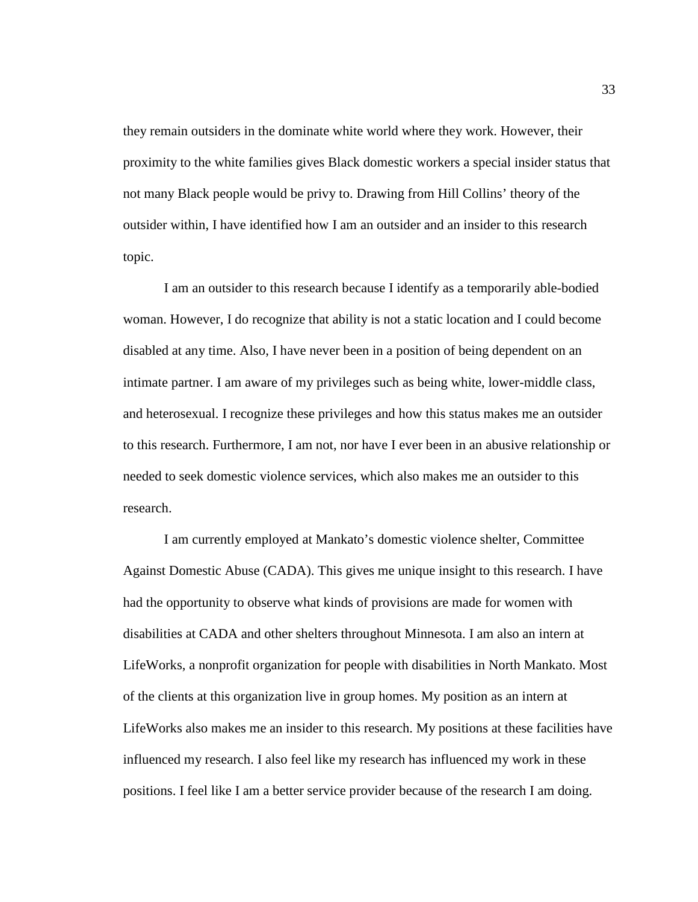they remain outsiders in the dominate white world where they work. However, their proximity to the white families gives Black domestic workers a special insider status that not many Black people would be privy to. Drawing from Hill Collins' theory of the outsider within, I have identified how I am an outsider and an insider to this research topic.

I am an outsider to this research because I identify as a temporarily able-bodied woman. However, I do recognize that ability is not a static location and I could become disabled at any time. Also, I have never been in a position of being dependent on an intimate partner. I am aware of my privileges such as being white, lower-middle class, and heterosexual. I recognize these privileges and how this status makes me an outsider to this research. Furthermore, I am not, nor have I ever been in an abusive relationship or needed to seek domestic violence services, which also makes me an outsider to this research.

I am currently employed at Mankato's domestic violence shelter, Committee Against Domestic Abuse (CADA). This gives me unique insight to this research. I have had the opportunity to observe what kinds of provisions are made for women with disabilities at CADA and other shelters throughout Minnesota. I am also an intern at LifeWorks, a nonprofit organization for people with disabilities in North Mankato. Most of the clients at this organization live in group homes. My position as an intern at LifeWorks also makes me an insider to this research. My positions at these facilities have influenced my research. I also feel like my research has influenced my work in these positions. I feel like I am a better service provider because of the research I am doing.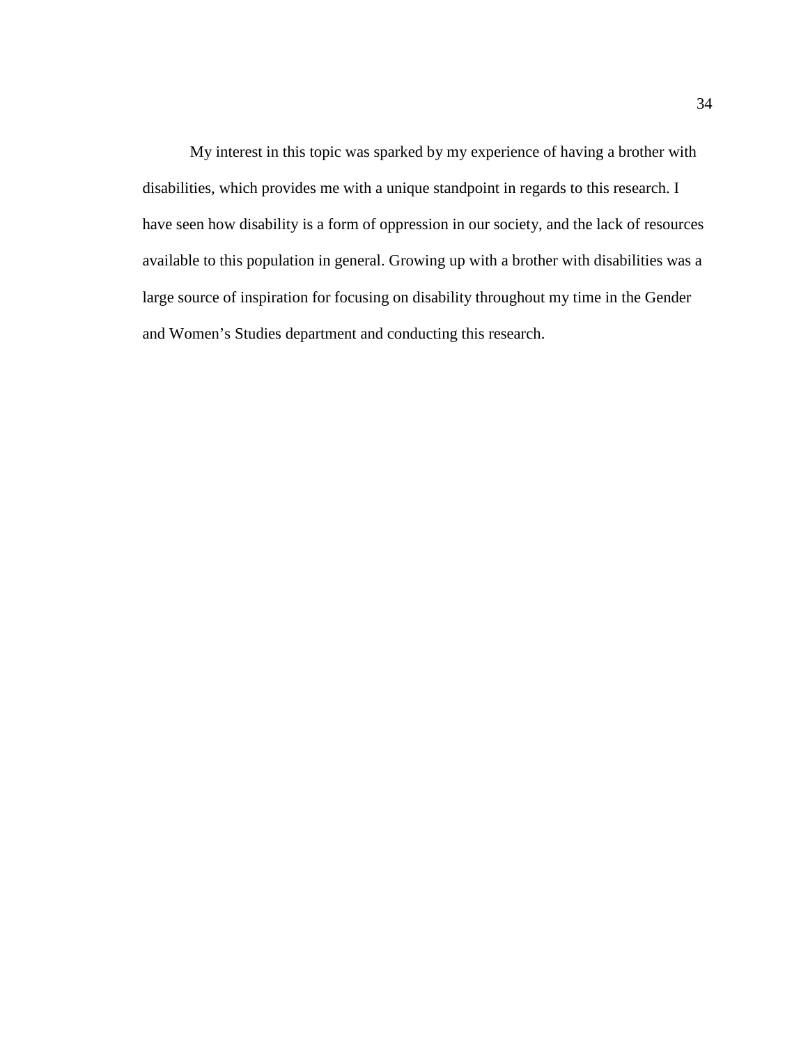My interest in this topic was sparked by my experience of having a brother with disabilities, which provides me with a unique standpoint in regards to this research. I have seen how disability is a form of oppression in our society, and the lack of resources available to this population in general. Growing up with a brother with disabilities was a large source of inspiration for focusing on disability throughout my time in the Gender and Women's Studies department and conducting this research.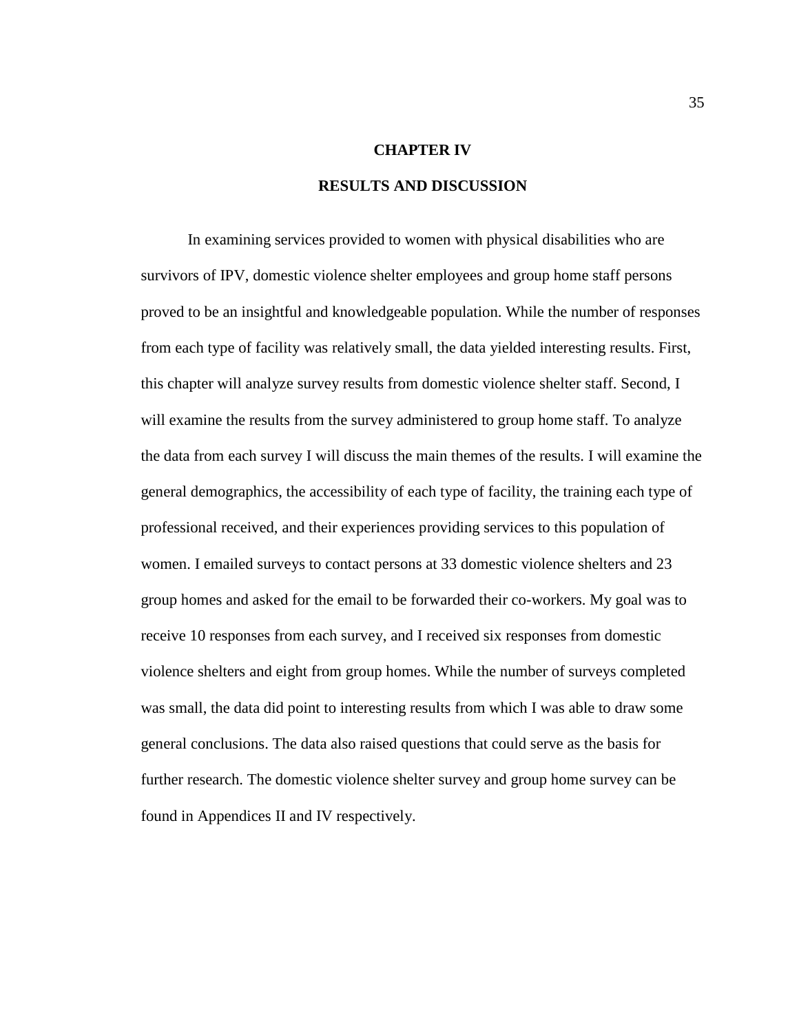# CHAPTER IV

## RESULTS AND DISCUSSION

In examining services provided to women with physical disabilities who are survivors of IPV, domestic violence shelter employees and group home staff persons proved to be an insightful and knowledgeable population. While the number of responses from each type of facility was relatively small, the data yielded interesting results. First, this chapter will analyze survey results from domestic violence shelter staff. Second, I will examine the results from the survey administered to group home staff. To analyze the data from each survey I will discuss the main themes of the results. I will examine the general demographics, the accessibility of each type of facility, the training each type of professional received, and their experiences providing services to this population of women. I emailed surveys to contact persons at 33 domestic violence shelters and 23 group homes and asked for the email to be forwarded their co-workers. My goal was to receive 10 responses from each survey, and I received six responses from domestic violence shelters and eight from group homes. While the number of surveys completed was small, the data did point to interesting results from which I was able to draw some general conclusions. The data also raised questions that could serve as the basis for further research. The domestic violence shelter survey and group home survey can be found in Appendices II and IV respectively.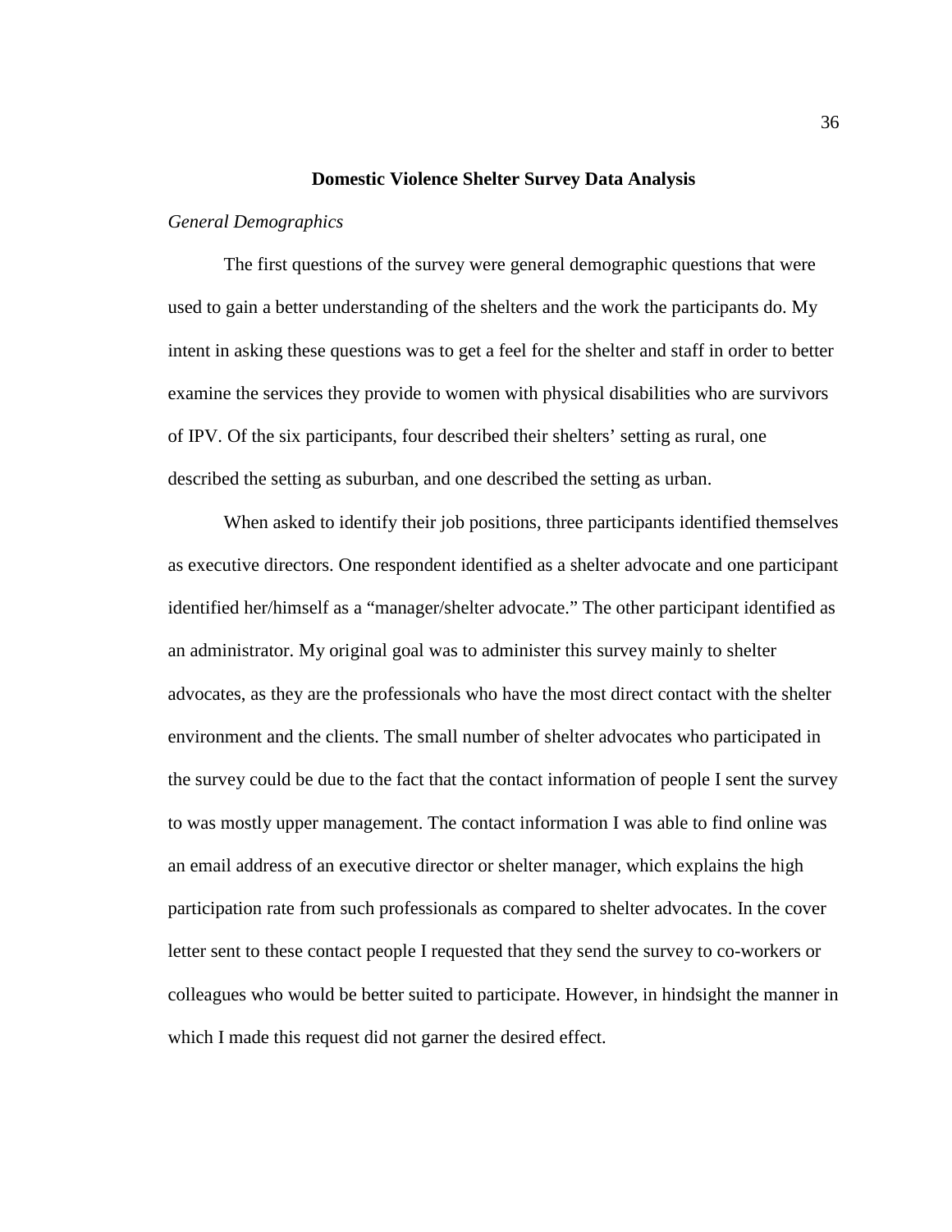## Domestic Violence Shelter Survey Data Analysis

*General Demographics*

The first questions of the survey were general demographic questions that were used to gain a better understanding of the shelters and the work the participants do. My intent in asking these questions was to get a feel for the shelter and staff in order to better examine the services they provide to women with physical disabilities who are survivors of IPV. Of the six participants, four described their shelters' setting as rural, one described the setting as suburban, and one described the setting as urban.

When asked to identify their job positions, three participants identified themselves as executive directors. One respondent identified as a shelter advocate and one participant identified her/himself as a "manager/shelter advocate." The other participant identified as an administrator. My original goal was to administer this survey mainly to shelter advocates, as they are the professionals who have the most direct contact with the shelter environment and the clients. The small number of shelter advocates who participated in the survey could be due to the fact that the contact information of people I sent the survey to was mostly upper management. The contact information I was able to find online was an email address of an executive director or shelter manager, which explains the high participation rate from such professionals as compared to shelter advocates. In the cover letter sent to these contact people I requested that they send the survey to co-workers or colleagues who would be better suited to participate. However, in hindsight the manner in which I made this request did not garner the desired effect.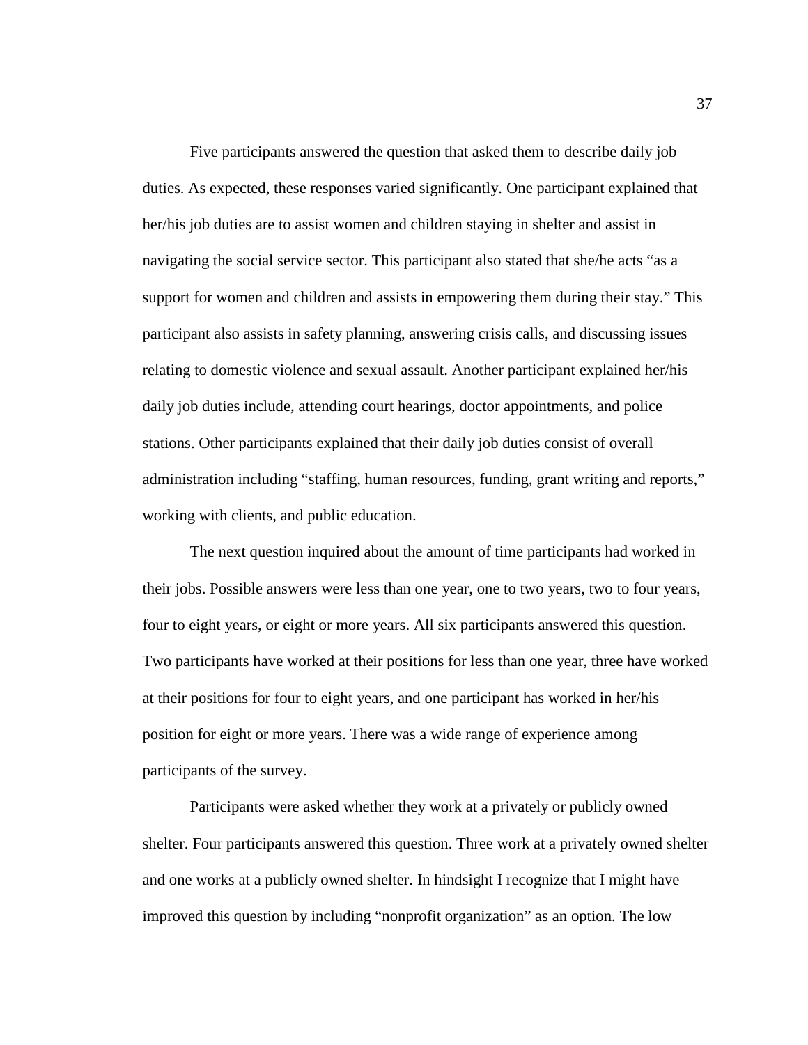Five participants answered the question that asked them to describe daily job duties. As expected, these responses varied significantly. One participant explained that her/his job duties are to assist women and children staying in shelter and assist in navigating the social service sector. This participant also stated that she/he acts "as a support for women and children and assists in empowering them during their stay." This participant also assists in safety planning, answering crisis calls, and discussing issues relating to domestic violence and sexual assault. Another participant explained her/his daily job duties include, attending court hearings, doctor appointments, and police stations. Other participants explained that their daily job duties consist of overall administration including "staffing, human resources, funding, grant writing and reports," working with clients, and public education.

The next question inquired about the amount of time participants had worked in their jobs. Possible answers were less than one year, one to two years, two to four years, four to eight years, or eight or more years. All six participants answered this question. Two participants have worked at their positions for less than one year, three have worked at their positions for four to eight years, and one participant has worked in her/his position for eight or more years. There was a wide range of experience among participants of the survey.

Participants were asked whether they work at a privately or publicly owned shelter. Four participants answered this question. Three work at a privately owned shelter and one works at a publicly owned shelter. In hindsight I recognize that I might have improved this question by including "nonprofit organization" as an option. The low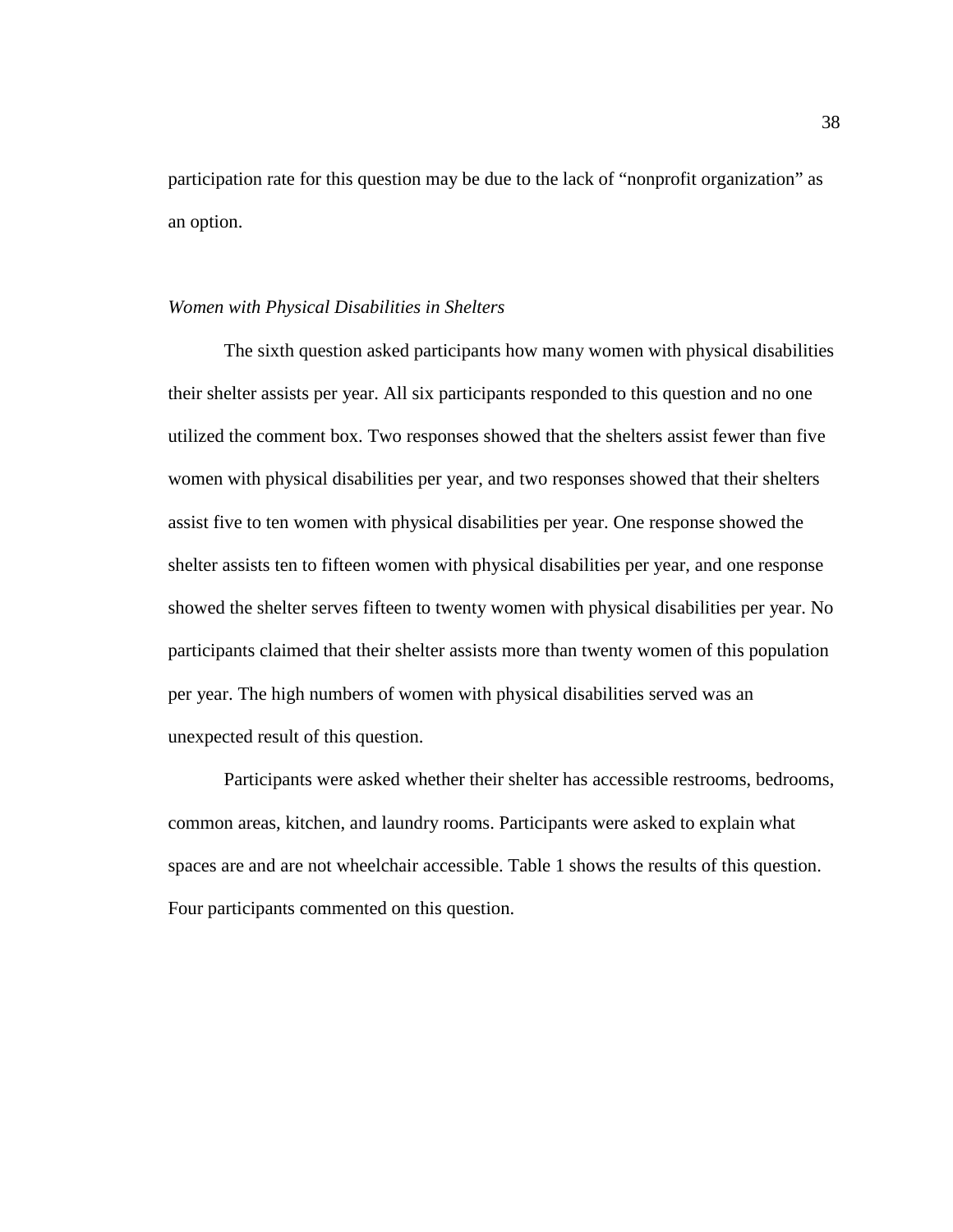participation rate for this question may be due to the lack of "nonprofit organization" as an option.

### *Women with Physical Disabilities in Shelters*

The sixth question asked participants how many women with physical disabilities their shelter assists per year. All six participants responded to this question and no one utilized the comment box. Two responses showed that the shelters assist fewer than five women with physical disabilities per year, and two responses showed that their shelters assist five to ten women with physical disabilities per year. One response showed the shelter assists ten to fifteen women with physical disabilities per year, and one response showed the shelter serves fifteen to twenty women with physical disabilities per year. No participants claimed that their shelter assists more than twenty women of this population per year. The high numbers of women with physical disabilities served was an unexpected result of this question.

Participants were asked whether their shelter has accessible restrooms, bedrooms, common areas, kitchen, and laundry rooms. Participants were asked to explain what spaces are and are not wheelchair accessible. Table 1 shows the results of this question. Four participants commented on this question.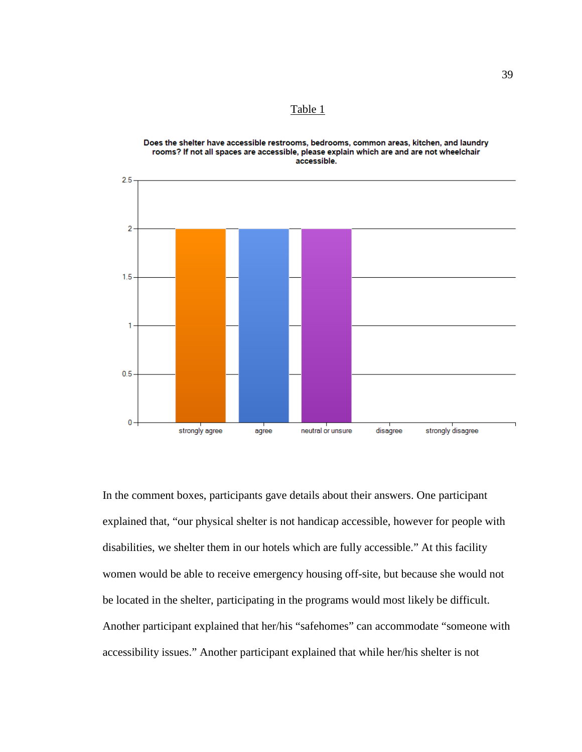Table 1

Does the shelter have accessible restrooms, bedrooms, common areas, kitchen, and laundry rooms? If not all spaces are accessible, please explain which are and are not wheelchair accessible.

| Response | Count |
| --- | --- |
| strongly agree | 2 |
| agree | 2 |
| neutral or unsure | 2 |
| disagree | 0 |
| strongly disagree | 0 |

In the comment boxes, participants gave details about their answers. One participant explained that, "our physical shelter is not handicap accessible, however for people with disabilities, we shelter them in our hotels which are fully accessible." At this facility women would be able to receive emergency housing off-site, but because she would not be located in the shelter, participating in the programs would most likely be difficult. Another participant explained that her/his "safehomes" can accommodate "someone with accessibility issues." Another participant explained that while her/his shelter is not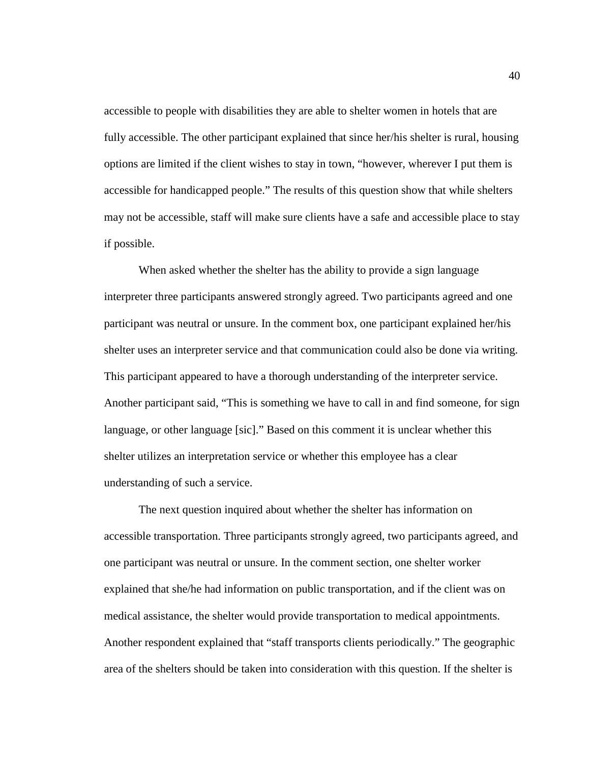accessible to people with disabilities they are able to shelter women in hotels that are fully accessible. The other participant explained that since her/his shelter is rural, housing options are limited if the client wishes to stay in town, "however, wherever I put them is accessible for handicapped people." The results of this question show that while shelters may not be accessible, staff will make sure clients have a safe and accessible place to stay if possible.

When asked whether the shelter has the ability to provide a sign language interpreter three participants answered strongly agreed. Two participants agreed and one participant was neutral or unsure. In the comment box, one participant explained her/his shelter uses an interpreter service and that communication could also be done via writing. This participant appeared to have a thorough understanding of the interpreter service. Another participant said, "This is something we have to call in and find someone, for sign language, or other language [sic]." Based on this comment it is unclear whether this shelter utilizes an interpretation service or whether this employee has a clear understanding of such a service.

The next question inquired about whether the shelter has information on accessible transportation. Three participants strongly agreed, two participants agreed, and one participant was neutral or unsure. In the comment section, one shelter worker explained that she/he had information on public transportation, and if the client was on medical assistance, the shelter would provide transportation to medical appointments. Another respondent explained that "staff transports clients periodically." The geographic area of the shelters should be taken into consideration with this question. If the shelter is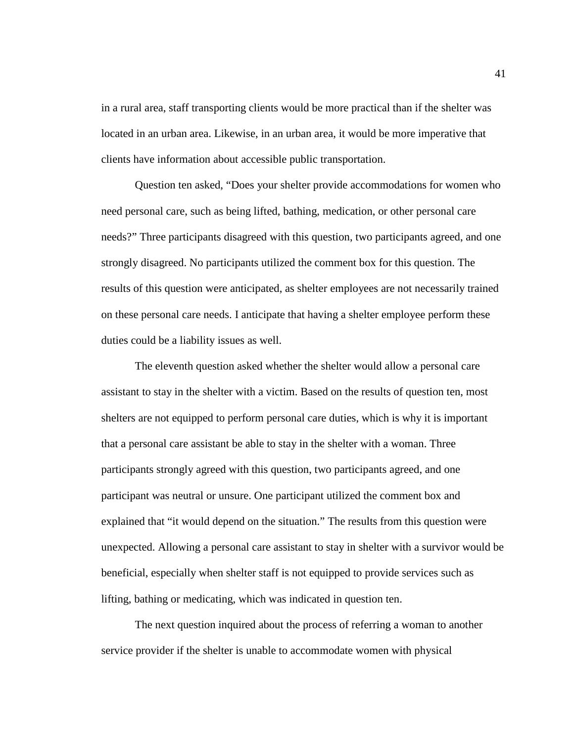in a rural area, staff transporting clients would be more practical than if the shelter was located in an urban area. Likewise, in an urban area, it would be more imperative that clients have information about accessible public transportation.

Question ten asked, "Does your shelter provide accommodations for women who need personal care, such as being lifted, bathing, medication, or other personal care needs?" Three participants disagreed with this question, two participants agreed, and one strongly disagreed. No participants utilized the comment box for this question. The results of this question were anticipated, as shelter employees are not necessarily trained on these personal care needs. I anticipate that having a shelter employee perform these duties could be a liability issues as well.

The eleventh question asked whether the shelter would allow a personal care assistant to stay in the shelter with a victim. Based on the results of question ten, most shelters are not equipped to perform personal care duties, which is why it is important that a personal care assistant be able to stay in the shelter with a woman. Three participants strongly agreed with this question, two participants agreed, and one participant was neutral or unsure. One participant utilized the comment box and explained that "it would depend on the situation." The results from this question were unexpected. Allowing a personal care assistant to stay in shelter with a survivor would be beneficial, especially when shelter staff is not equipped to provide services such as lifting, bathing or medicating, which was indicated in question ten.

The next question inquired about the process of referring a woman to another service provider if the shelter is unable to accommodate women with physical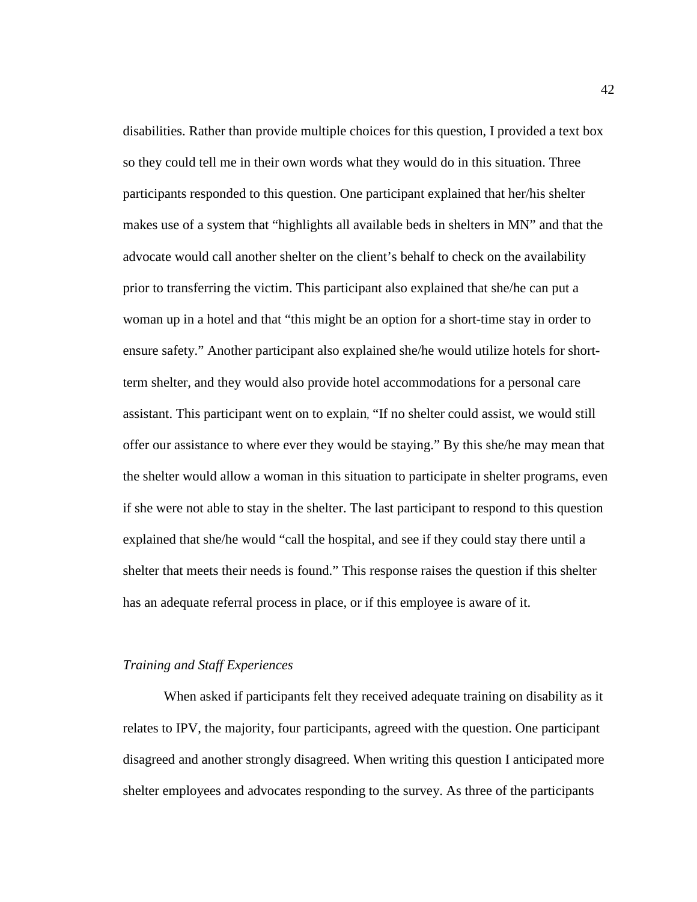disabilities. Rather than provide multiple choices for this question, I provided a text box so they could tell me in their own words what they would do in this situation. Three participants responded to this question. One participant explained that her/his shelter makes use of a system that "highlights all available beds in shelters in MN" and that the advocate would call another shelter on the client's behalf to check on the availability prior to transferring the victim. This participant also explained that she/he can put a woman up in a hotel and that "this might be an option for a short-time stay in order to ensure safety." Another participant also explained she/he would utilize hotels for short-term shelter, and they would also provide hotel accommodations for a personal care assistant. This participant went on to explain, "If no shelter could assist, we would still offer our assistance to where ever they would be staying." By this she/he may mean that the shelter would allow a woman in this situation to participate in shelter programs, even if she were not able to stay in the shelter. The last participant to respond to this question explained that she/he would "call the hospital, and see if they could stay there until a shelter that meets their needs is found." This response raises the question if this shelter has an adequate referral process in place, or if this employee is aware of it.

*Training and Staff Experiences*

When asked if participants felt they received adequate training on disability as it relates to IPV, the majority, four participants, agreed with the question. One participant disagreed and another strongly disagreed. When writing this question I anticipated more shelter employees and advocates responding to the survey. As three of the participants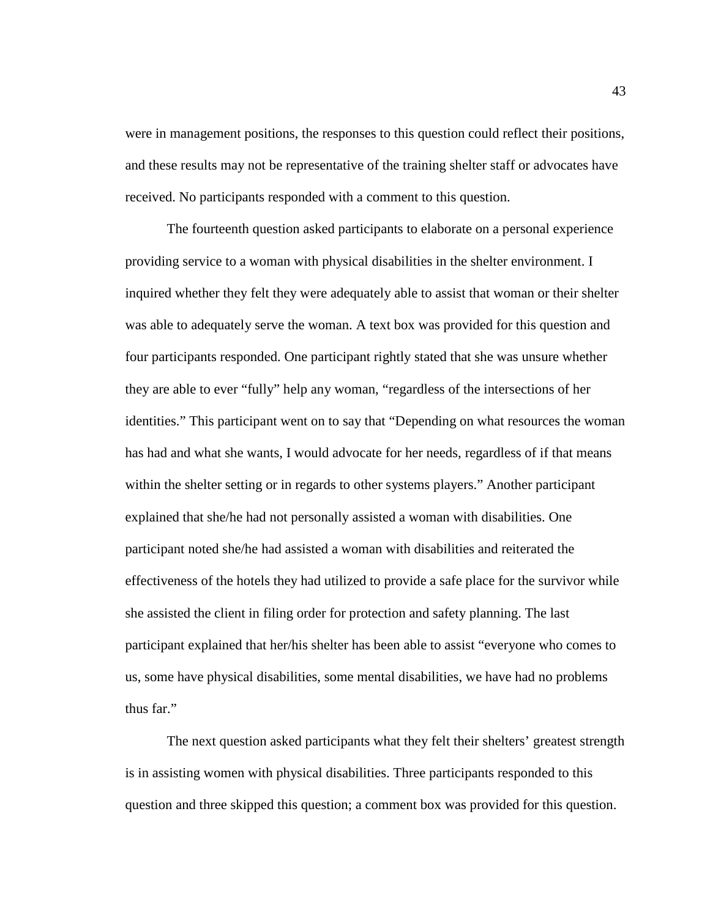were in management positions, the responses to this question could reflect their positions, and these results may not be representative of the training shelter staff or advocates have received. No participants responded with a comment to this question.

The fourteenth question asked participants to elaborate on a personal experience providing service to a woman with physical disabilities in the shelter environment. I inquired whether they felt they were adequately able to assist that woman or their shelter was able to adequately serve the woman. A text box was provided for this question and four participants responded. One participant rightly stated that she was unsure whether they are able to ever "fully" help any woman, "regardless of the intersections of her identities." This participant went on to say that "Depending on what resources the woman has had and what she wants, I would advocate for her needs, regardless of if that means within the shelter setting or in regards to other systems players." Another participant explained that she/he had not personally assisted a woman with disabilities. One participant noted she/he had assisted a woman with disabilities and reiterated the effectiveness of the hotels they had utilized to provide a safe place for the survivor while she assisted the client in filing order for protection and safety planning. The last participant explained that her/his shelter has been able to assist "everyone who comes to us, some have physical disabilities, some mental disabilities, we have had no problems thus far."

The next question asked participants what they felt their shelters' greatest strength is in assisting women with physical disabilities. Three participants responded to this question and three skipped this question; a comment box was provided for this question.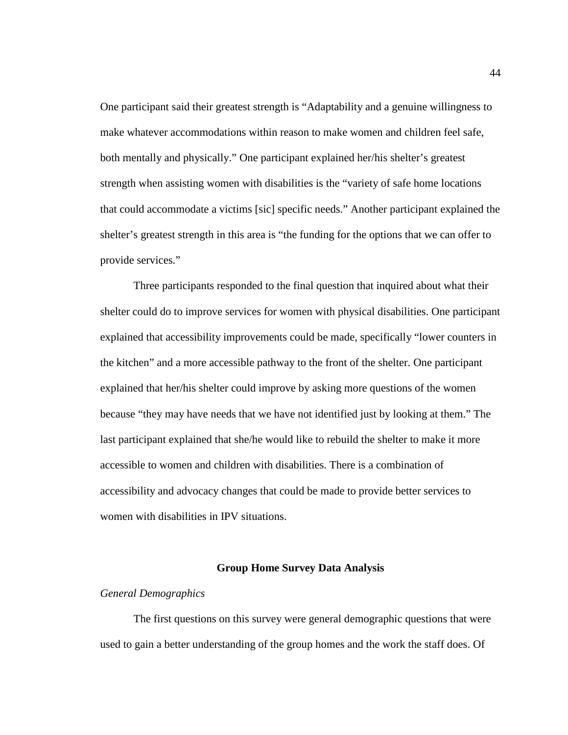One participant said their greatest strength is "Adaptability and a genuine willingness to make whatever accommodations within reason to make women and children feel safe, both mentally and physically." One participant explained her/his shelter's greatest strength when assisting women with disabilities is the "variety of safe home locations that could accommodate a victims [sic] specific needs." Another participant explained the shelter's greatest strength in this area is "the funding for the options that we can offer to provide services."

Three participants responded to the final question that inquired about what their shelter could do to improve services for women with physical disabilities. One participant explained that accessibility improvements could be made, specifically "lower counters in the kitchen" and a more accessible pathway to the front of the shelter. One participant explained that her/his shelter could improve by asking more questions of the women because "they may have needs that we have not identified just by looking at them." The last participant explained that she/he would like to rebuild the shelter to make it more accessible to women and children with disabilities. There is a combination of accessibility and advocacy changes that could be made to provide better services to women with disabilities in IPV situations.

## Group Home Survey Data Analysis

*General Demographics*

The first questions on this survey were general demographic questions that were used to gain a better understanding of the group homes and the work the staff does. Of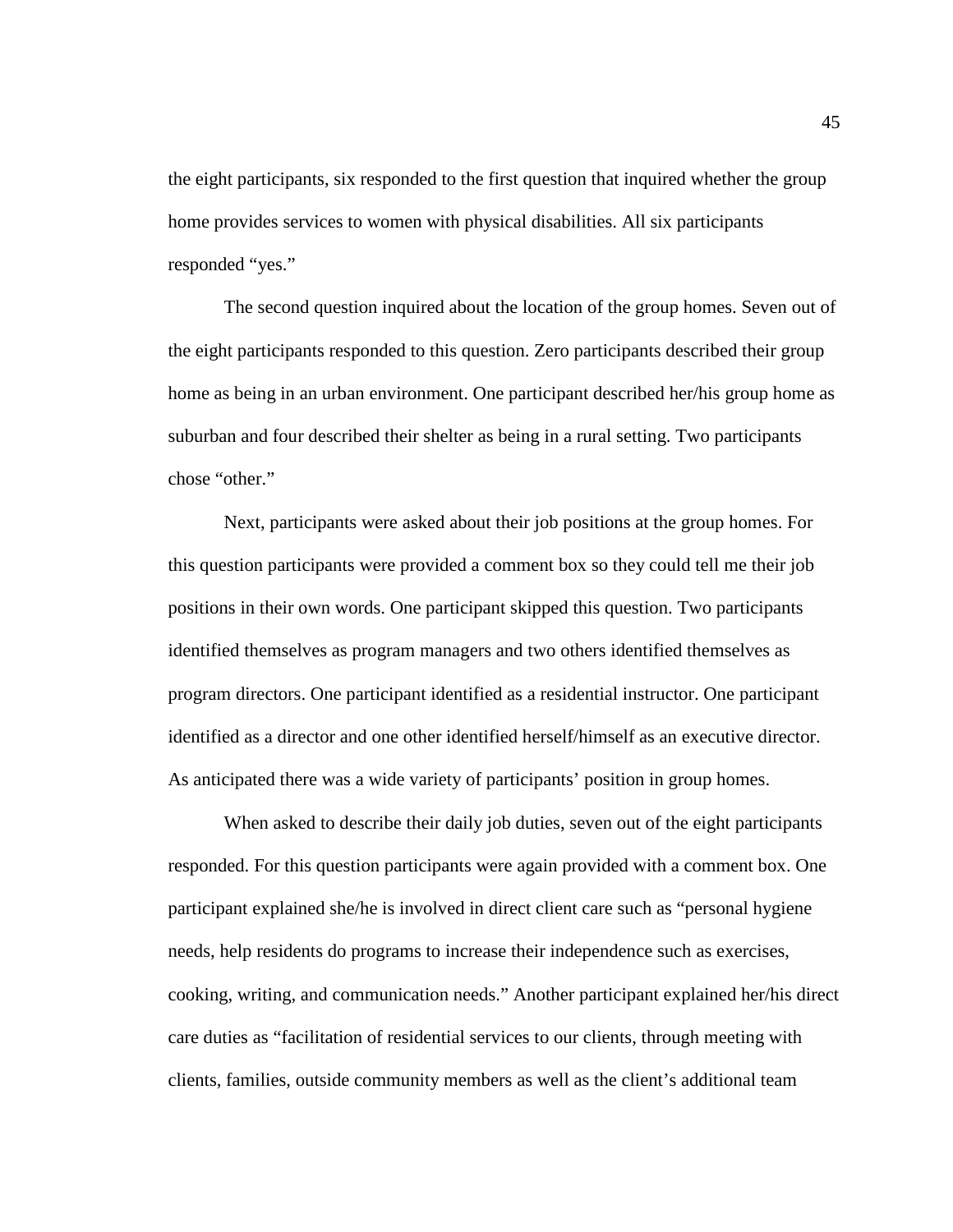the eight participants, six responded to the first question that inquired whether the group home provides services to women with physical disabilities. All six participants responded "yes."

The second question inquired about the location of the group homes. Seven out of the eight participants responded to this question. Zero participants described their group home as being in an urban environment. One participant described her/his group home as suburban and four described their shelter as being in a rural setting. Two participants chose "other."

Next, participants were asked about their job positions at the group homes. For this question participants were provided a comment box so they could tell me their job positions in their own words. One participant skipped this question. Two participants identified themselves as program managers and two others identified themselves as program directors. One participant identified as a residential instructor. One participant identified as a director and one other identified herself/himself as an executive director. As anticipated there was a wide variety of participants' position in group homes.

When asked to describe their daily job duties, seven out of the eight participants responded. For this question participants were again provided with a comment box. One participant explained she/he is involved in direct client care such as "personal hygiene needs, help residents do programs to increase their independence such as exercises, cooking, writing, and communication needs." Another participant explained her/his direct care duties as "facilitation of residential services to our clients, through meeting with clients, families, outside community members as well as the client's additional team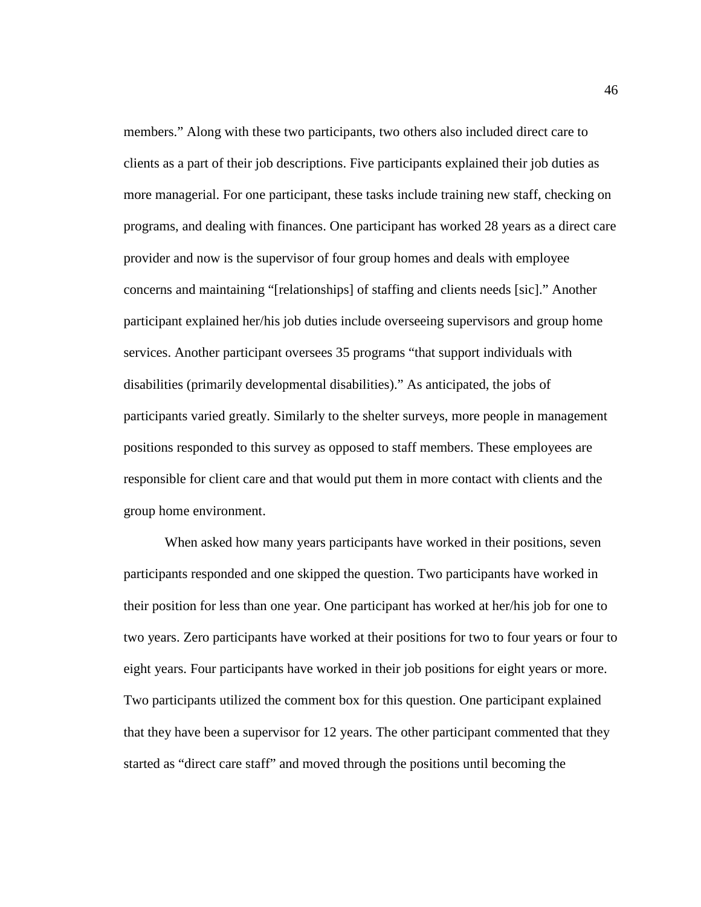members." Along with these two participants, two others also included direct care to clients as a part of their job descriptions. Five participants explained their job duties as more managerial. For one participant, these tasks include training new staff, checking on programs, and dealing with finances. One participant has worked 28 years as a direct care provider and now is the supervisor of four group homes and deals with employee concerns and maintaining "[relationships] of staffing and clients needs [sic]." Another participant explained her/his job duties include overseeing supervisors and group home services. Another participant oversees 35 programs "that support individuals with disabilities (primarily developmental disabilities)." As anticipated, the jobs of participants varied greatly. Similarly to the shelter surveys, more people in management positions responded to this survey as opposed to staff members. These employees are responsible for client care and that would put them in more contact with clients and the group home environment.

When asked how many years participants have worked in their positions, seven participants responded and one skipped the question. Two participants have worked in their position for less than one year. One participant has worked at her/his job for one to two years. Zero participants have worked at their positions for two to four years or four to eight years. Four participants have worked in their job positions for eight years or more. Two participants utilized the comment box for this question. One participant explained that they have been a supervisor for 12 years. The other participant commented that they started as "direct care staff" and moved through the positions until becoming the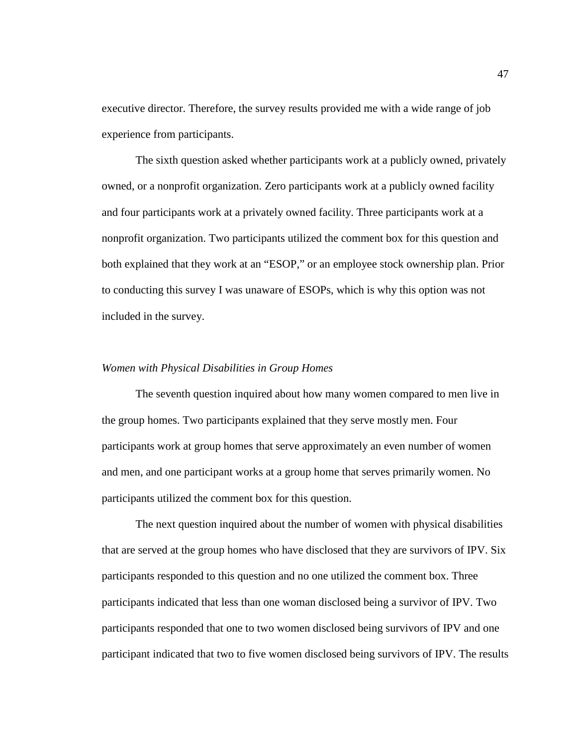executive director. Therefore, the survey results provided me with a wide range of job experience from participants.

The sixth question asked whether participants work at a publicly owned, privately owned, or a nonprofit organization. Zero participants work at a publicly owned facility and four participants work at a privately owned facility. Three participants work at a nonprofit organization. Two participants utilized the comment box for this question and both explained that they work at an "ESOP," or an employee stock ownership plan. Prior to conducting this survey I was unaware of ESOPs, which is why this option was not included in the survey.

### *Women with Physical Disabilities in Group Homes*

The seventh question inquired about how many women compared to men live in the group homes. Two participants explained that they serve mostly men. Four participants work at group homes that serve approximately an even number of women and men, and one participant works at a group home that serves primarily women. No participants utilized the comment box for this question.

The next question inquired about the number of women with physical disabilities that are served at the group homes who have disclosed that they are survivors of IPV. Six participants responded to this question and no one utilized the comment box. Three participants indicated that less than one woman disclosed being a survivor of IPV. Two participants responded that one to two women disclosed being survivors of IPV and one participant indicated that two to five women disclosed being survivors of IPV. The results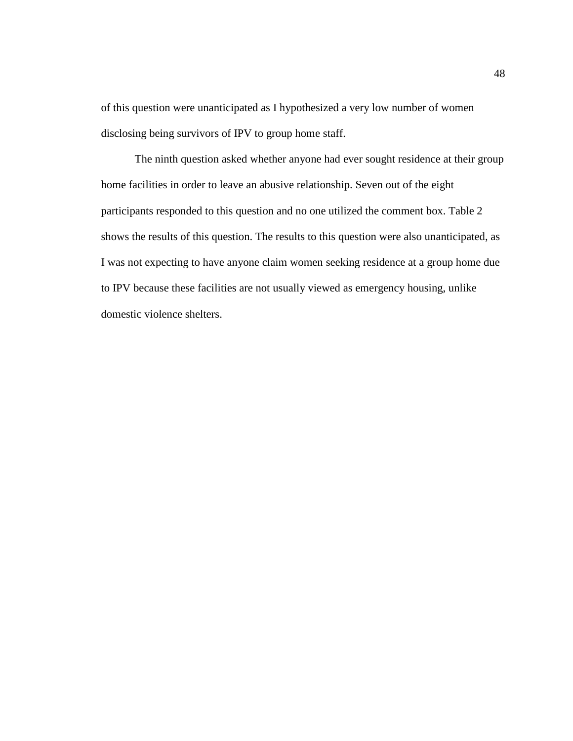of this question were unanticipated as I hypothesized a very low number of women disclosing being survivors of IPV to group home staff.

The ninth question asked whether anyone had ever sought residence at their group home facilities in order to leave an abusive relationship. Seven out of the eight participants responded to this question and no one utilized the comment box. Table 2 shows the results of this question. The results to this question were also unanticipated, as I was not expecting to have anyone claim women seeking residence at a group home due to IPV because these facilities are not usually viewed as emergency housing, unlike domestic violence shelters.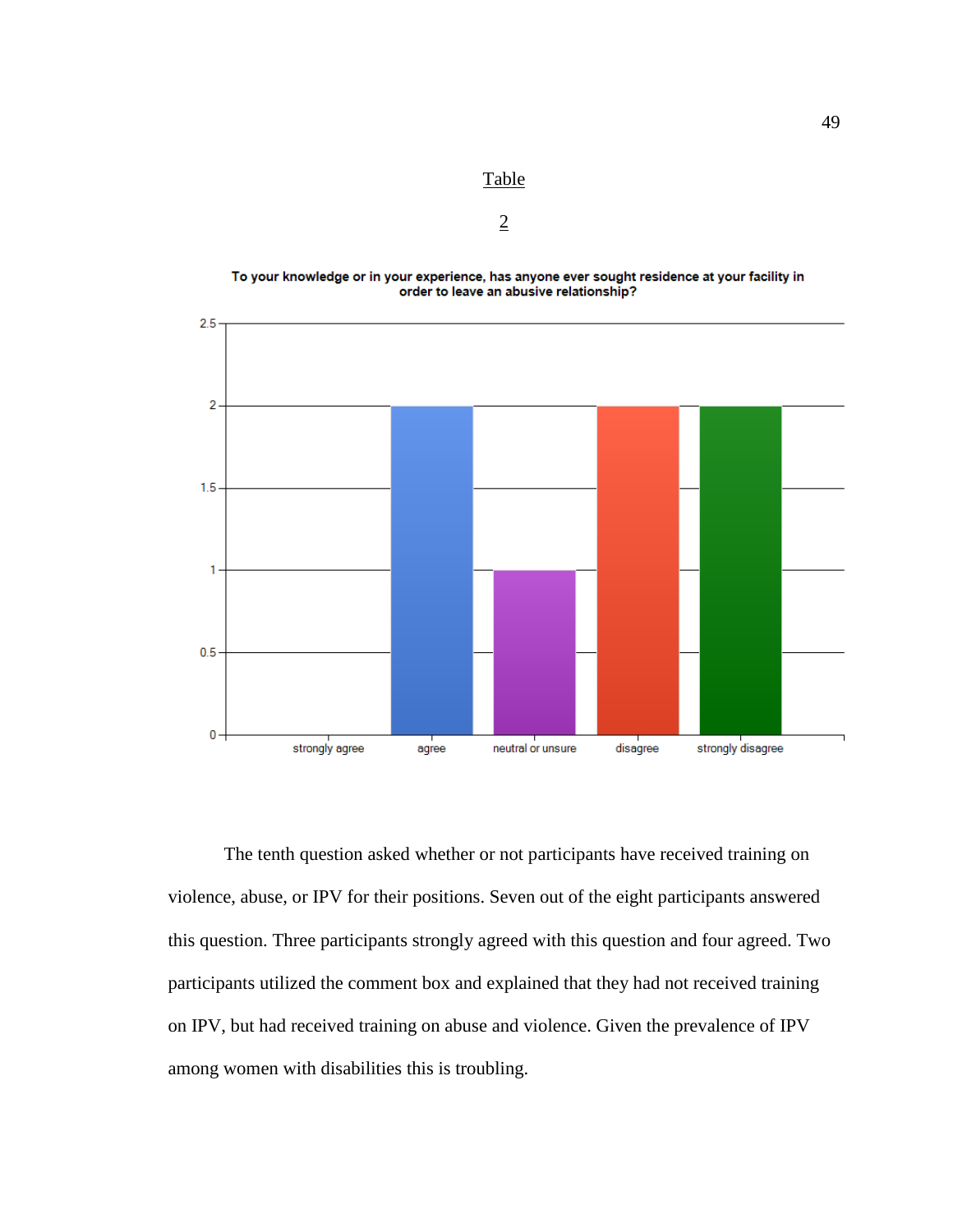Table

2

**To your knowledge or in your experience, has anyone ever sought residence at your facility in order to leave an abusive relationship?**

| Response | Count |
|---|---|
| strongly agree | 0 |
| agree | 2 |
| neutral or unsure | 1 |
| disagree | 2 |
| strongly disagree | 2 |

The tenth question asked whether or not participants have received training on violence, abuse, or IPV for their positions. Seven out of the eight participants answered this question. Three participants strongly agreed with this question and four agreed. Two participants utilized the comment box and explained that they had not received training on IPV, but had received training on abuse and violence. Given the prevalence of IPV among women with disabilities this is troubling.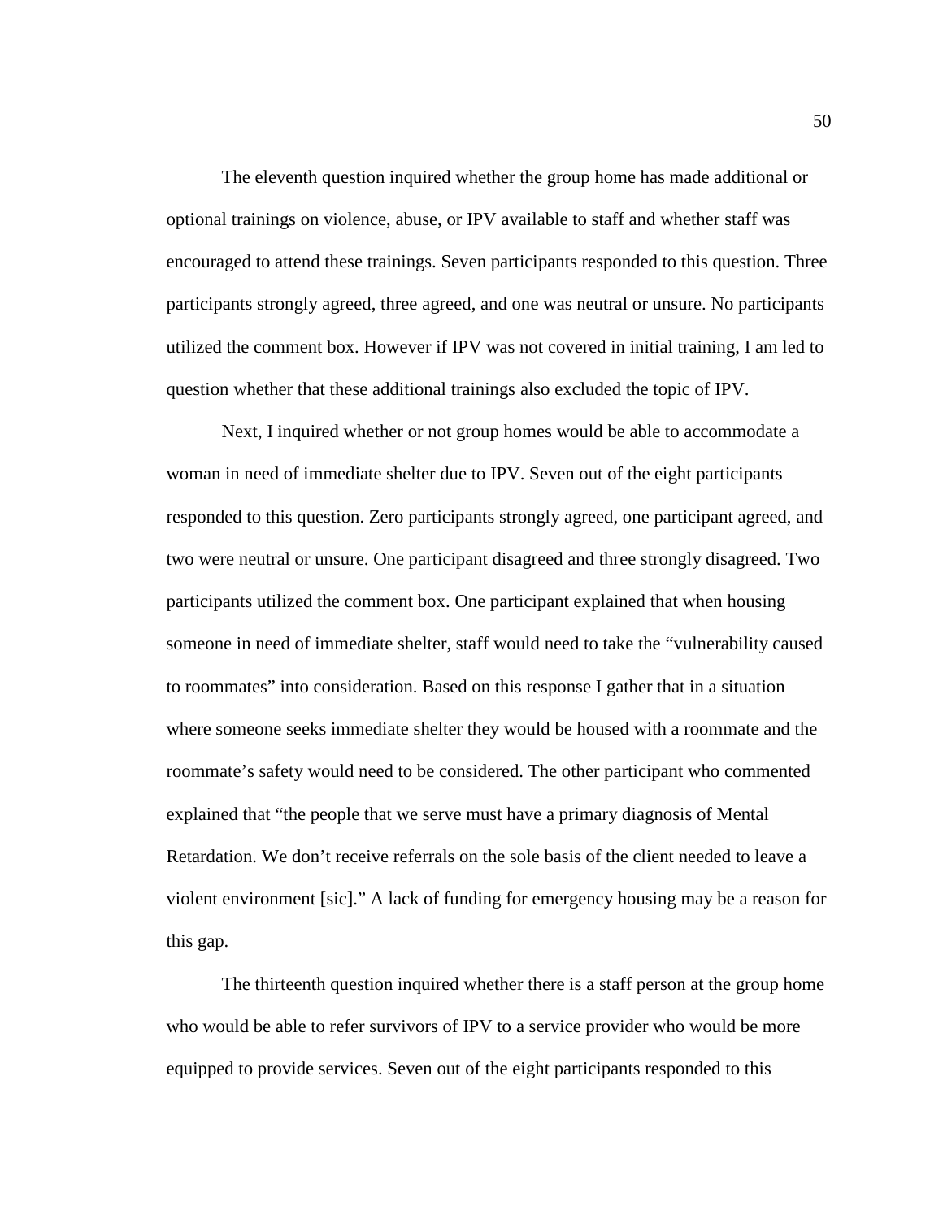The eleventh question inquired whether the group home has made additional or optional trainings on violence, abuse, or IPV available to staff and whether staff was encouraged to attend these trainings. Seven participants responded to this question. Three participants strongly agreed, three agreed, and one was neutral or unsure. No participants utilized the comment box. However if IPV was not covered in initial training, I am led to question whether that these additional trainings also excluded the topic of IPV.

Next, I inquired whether or not group homes would be able to accommodate a woman in need of immediate shelter due to IPV. Seven out of the eight participants responded to this question. Zero participants strongly agreed, one participant agreed, and two were neutral or unsure. One participant disagreed and three strongly disagreed. Two participants utilized the comment box. One participant explained that when housing someone in need of immediate shelter, staff would need to take the "vulnerability caused to roommates" into consideration. Based on this response I gather that in a situation where someone seeks immediate shelter they would be housed with a roommate and the roommate's safety would need to be considered. The other participant who commented explained that "the people that we serve must have a primary diagnosis of Mental Retardation. We don't receive referrals on the sole basis of the client needed to leave a violent environment [sic]." A lack of funding for emergency housing may be a reason for this gap.

The thirteenth question inquired whether there is a staff person at the group home who would be able to refer survivors of IPV to a service provider who would be more equipped to provide services. Seven out of the eight participants responded to this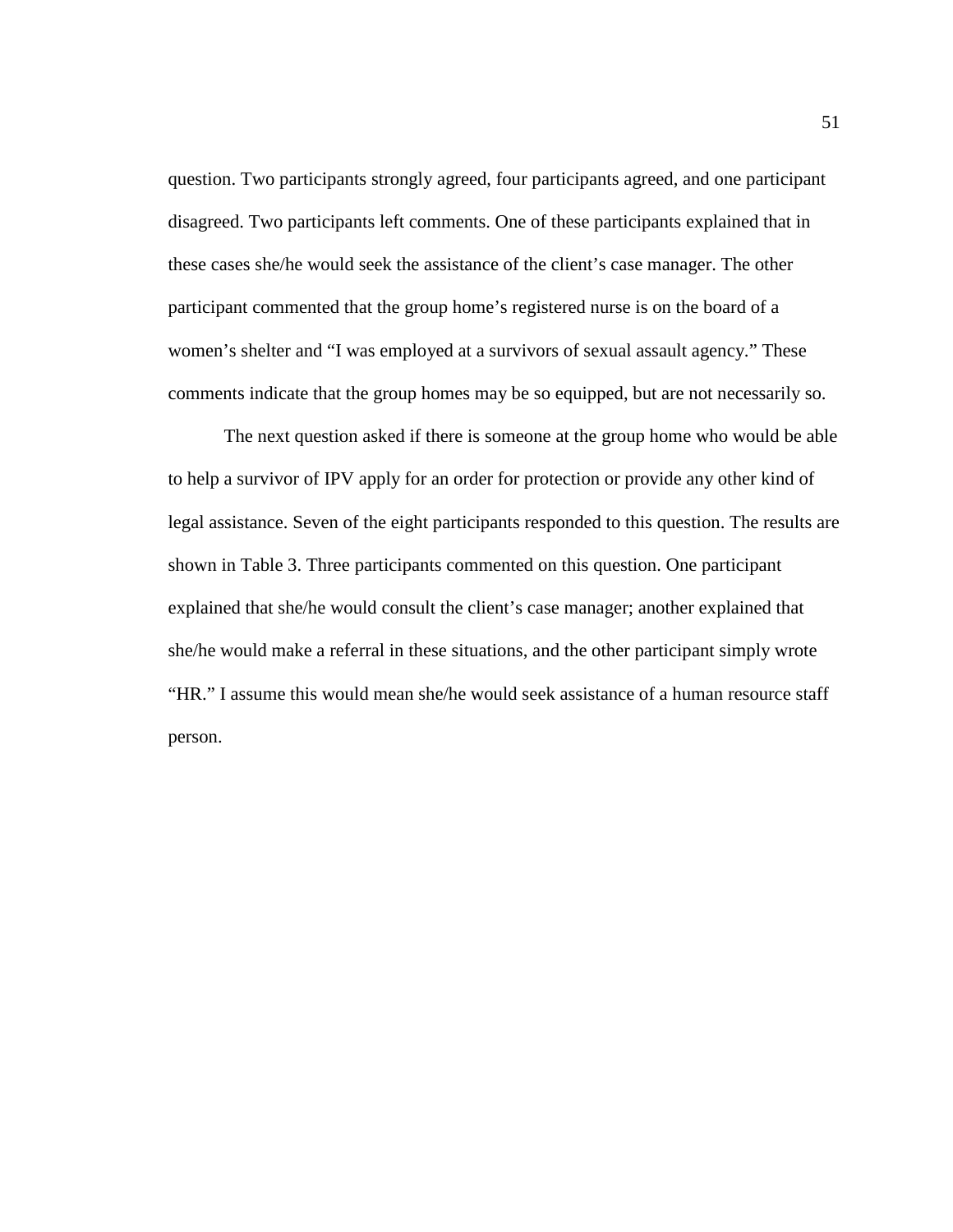question. Two participants strongly agreed, four participants agreed, and one participant disagreed. Two participants left comments. One of these participants explained that in these cases she/he would seek the assistance of the client's case manager. The other participant commented that the group home's registered nurse is on the board of a women's shelter and "I was employed at a survivors of sexual assault agency." These comments indicate that the group homes may be so equipped, but are not necessarily so.

The next question asked if there is someone at the group home who would be able to help a survivor of IPV apply for an order for protection or provide any other kind of legal assistance. Seven of the eight participants responded to this question. The results are shown in Table 3. Three participants commented on this question. One participant explained that she/he would consult the client's case manager; another explained that she/he would make a referral in these situations, and the other participant simply wrote "HR." I assume this would mean she/he would seek assistance of a human resource staff person.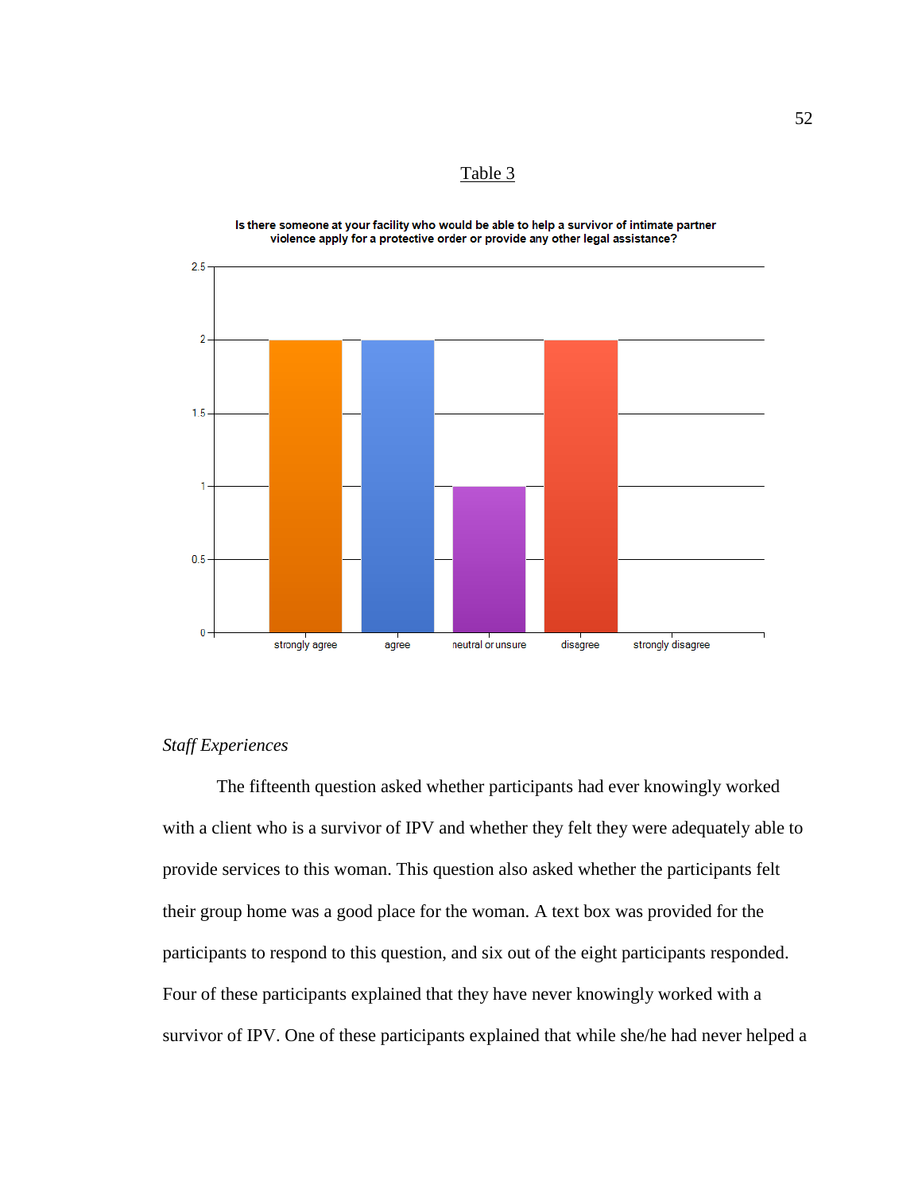<u>Table 3</u>

**Is there someone at your facility who would be able to help a survivor of intimate partner violence apply for a protective order or provide any other legal assistance?**

| Response | Count |
|---|---|
| strongly agree | 2 |
| agree | 2 |
| neutral or unsure | 1 |
| disagree | 2 |
| strongly disagree | 0 |

*Staff Experiences*

The fifteenth question asked whether participants had ever knowingly worked with a client who is a survivor of IPV and whether they felt they were adequately able to provide services to this woman. This question also asked whether the participants felt their group home was a good place for the woman. A text box was provided for the participants to respond to this question, and six out of the eight participants responded. Four of these participants explained that they have never knowingly worked with a survivor of IPV. One of these participants explained that while she/he had never helped a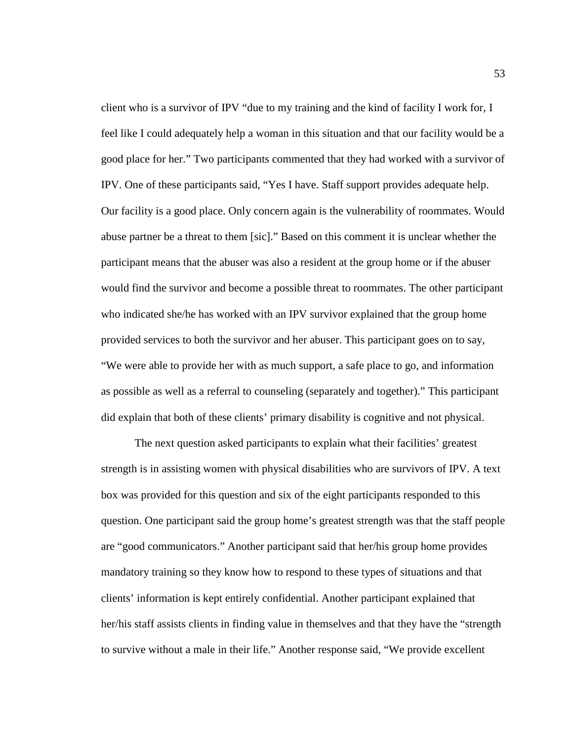client who is a survivor of IPV "due to my training and the kind of facility I work for, I feel like I could adequately help a woman in this situation and that our facility would be a good place for her." Two participants commented that they had worked with a survivor of IPV. One of these participants said, "Yes I have. Staff support provides adequate help. Our facility is a good place. Only concern again is the vulnerability of roommates. Would abuse partner be a threat to them [sic]." Based on this comment it is unclear whether the participant means that the abuser was also a resident at the group home or if the abuser would find the survivor and become a possible threat to roommates. The other participant who indicated she/he has worked with an IPV survivor explained that the group home provided services to both the survivor and her abuser. This participant goes on to say, "We were able to provide her with as much support, a safe place to go, and information as possible as well as a referral to counseling (separately and together)." This participant did explain that both of these clients' primary disability is cognitive and not physical.

The next question asked participants to explain what their facilities' greatest strength is in assisting women with physical disabilities who are survivors of IPV. A text box was provided for this question and six of the eight participants responded to this question. One participant said the group home's greatest strength was that the staff people are "good communicators." Another participant said that her/his group home provides mandatory training so they know how to respond to these types of situations and that clients' information is kept entirely confidential. Another participant explained that her/his staff assists clients in finding value in themselves and that they have the "strength to survive without a male in their life." Another response said, "We provide excellent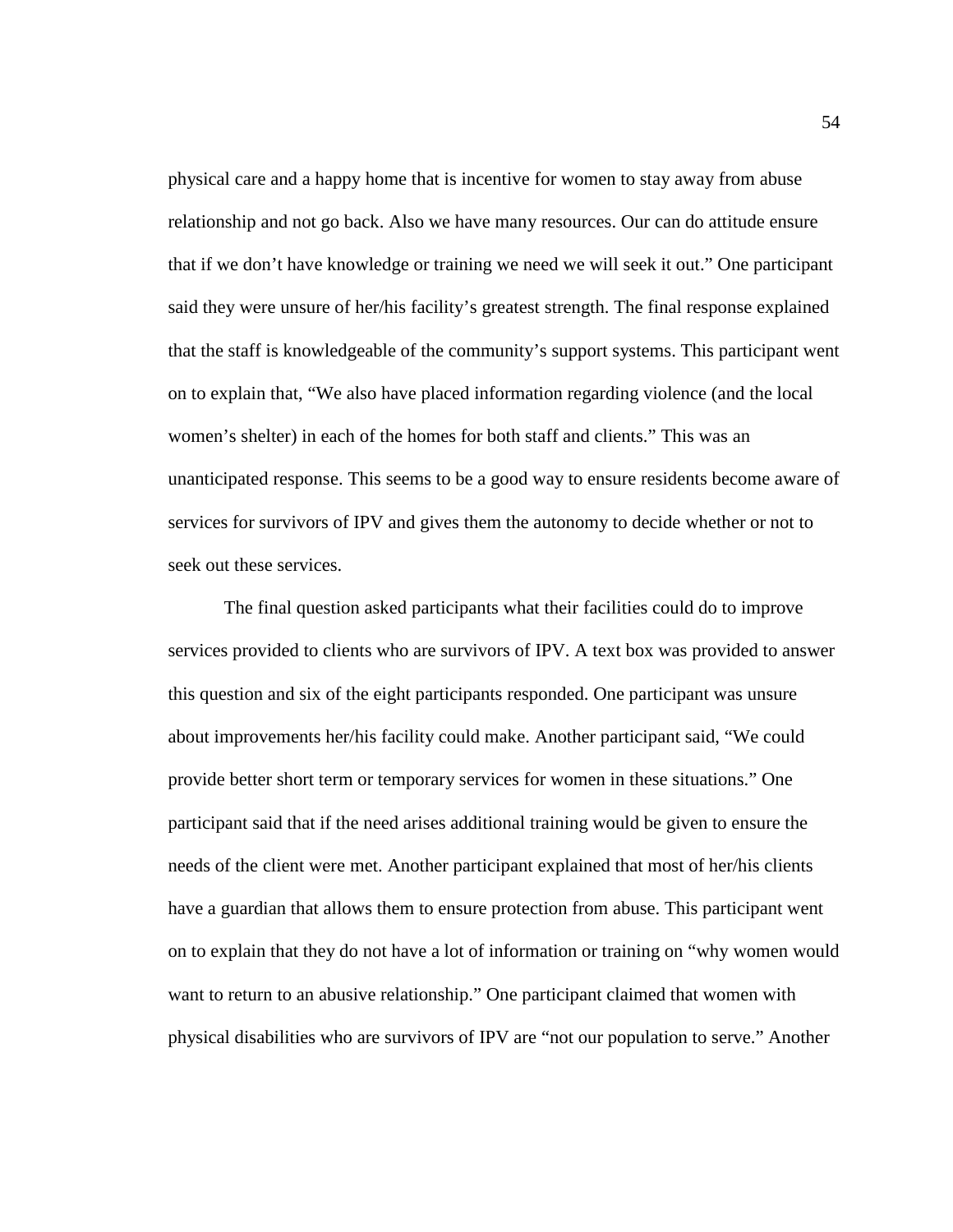physical care and a happy home that is incentive for women to stay away from abuse relationship and not go back. Also we have many resources. Our can do attitude ensure that if we don't have knowledge or training we need we will seek it out." One participant said they were unsure of her/his facility's greatest strength. The final response explained that the staff is knowledgeable of the community's support systems. This participant went on to explain that, "We also have placed information regarding violence (and the local women's shelter) in each of the homes for both staff and clients." This was an unanticipated response. This seems to be a good way to ensure residents become aware of services for survivors of IPV and gives them the autonomy to decide whether or not to seek out these services.

The final question asked participants what their facilities could do to improve services provided to clients who are survivors of IPV. A text box was provided to answer this question and six of the eight participants responded. One participant was unsure about improvements her/his facility could make. Another participant said, "We could provide better short term or temporary services for women in these situations." One participant said that if the need arises additional training would be given to ensure the needs of the client were met. Another participant explained that most of her/his clients have a guardian that allows them to ensure protection from abuse. This participant went on to explain that they do not have a lot of information or training on "why women would want to return to an abusive relationship." One participant claimed that women with physical disabilities who are survivors of IPV are "not our population to serve." Another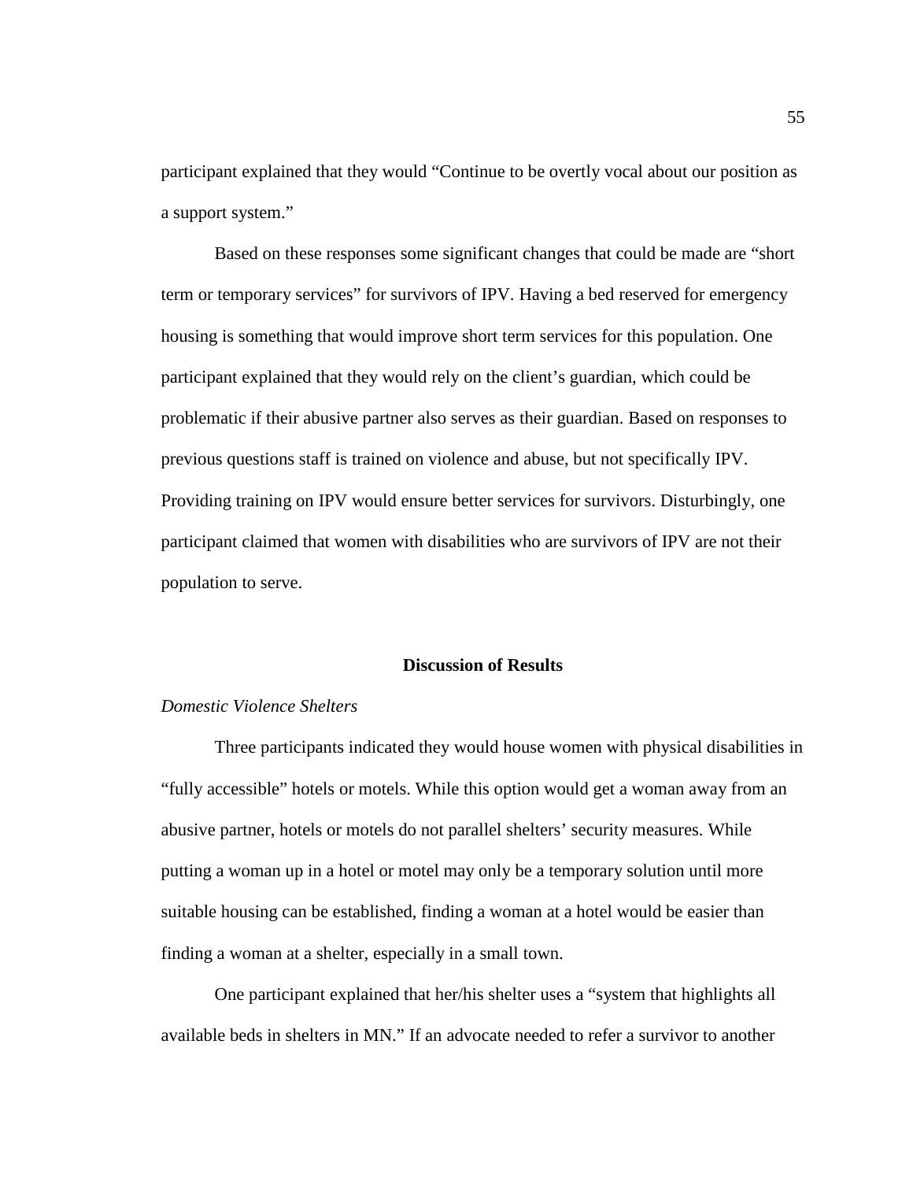participant explained that they would "Continue to be overtly vocal about our position as a support system."

Based on these responses some significant changes that could be made are "short term or temporary services" for survivors of IPV. Having a bed reserved for emergency housing is something that would improve short term services for this population. One participant explained that they would rely on the client's guardian, which could be problematic if their abusive partner also serves as their guardian. Based on responses to previous questions staff is trained on violence and abuse, but not specifically IPV. Providing training on IPV would ensure better services for survivors. Disturbingly, one participant claimed that women with disabilities who are survivors of IPV are not their population to serve.

## Discussion of Results

### *Domestic Violence Shelters*

Three participants indicated they would house women with physical disabilities in "fully accessible" hotels or motels. While this option would get a woman away from an abusive partner, hotels or motels do not parallel shelters' security measures. While putting a woman up in a hotel or motel may only be a temporary solution until more suitable housing can be established, finding a woman at a hotel would be easier than finding a woman at a shelter, especially in a small town.

One participant explained that her/his shelter uses a "system that highlights all available beds in shelters in MN." If an advocate needed to refer a survivor to another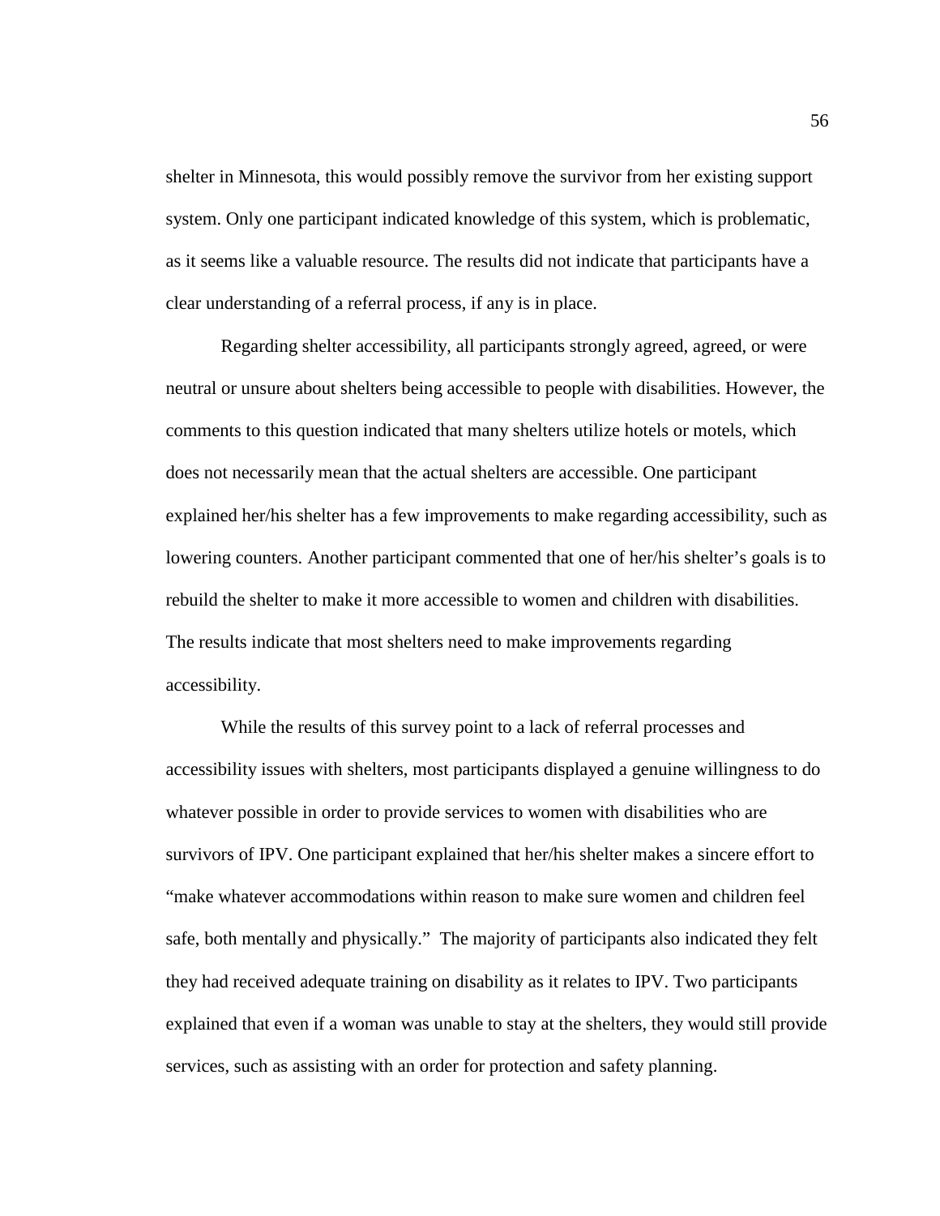shelter in Minnesota, this would possibly remove the survivor from her existing support system. Only one participant indicated knowledge of this system, which is problematic, as it seems like a valuable resource. The results did not indicate that participants have a clear understanding of a referral process, if any is in place.

Regarding shelter accessibility, all participants strongly agreed, agreed, or were neutral or unsure about shelters being accessible to people with disabilities. However, the comments to this question indicated that many shelters utilize hotels or motels, which does not necessarily mean that the actual shelters are accessible. One participant explained her/his shelter has a few improvements to make regarding accessibility, such as lowering counters. Another participant commented that one of her/his shelter's goals is to rebuild the shelter to make it more accessible to women and children with disabilities. The results indicate that most shelters need to make improvements regarding accessibility.

While the results of this survey point to a lack of referral processes and accessibility issues with shelters, most participants displayed a genuine willingness to do whatever possible in order to provide services to women with disabilities who are survivors of IPV. One participant explained that her/his shelter makes a sincere effort to "make whatever accommodations within reason to make sure women and children feel safe, both mentally and physically." The majority of participants also indicated they felt they had received adequate training on disability as it relates to IPV. Two participants explained that even if a woman was unable to stay at the shelters, they would still provide services, such as assisting with an order for protection and safety planning.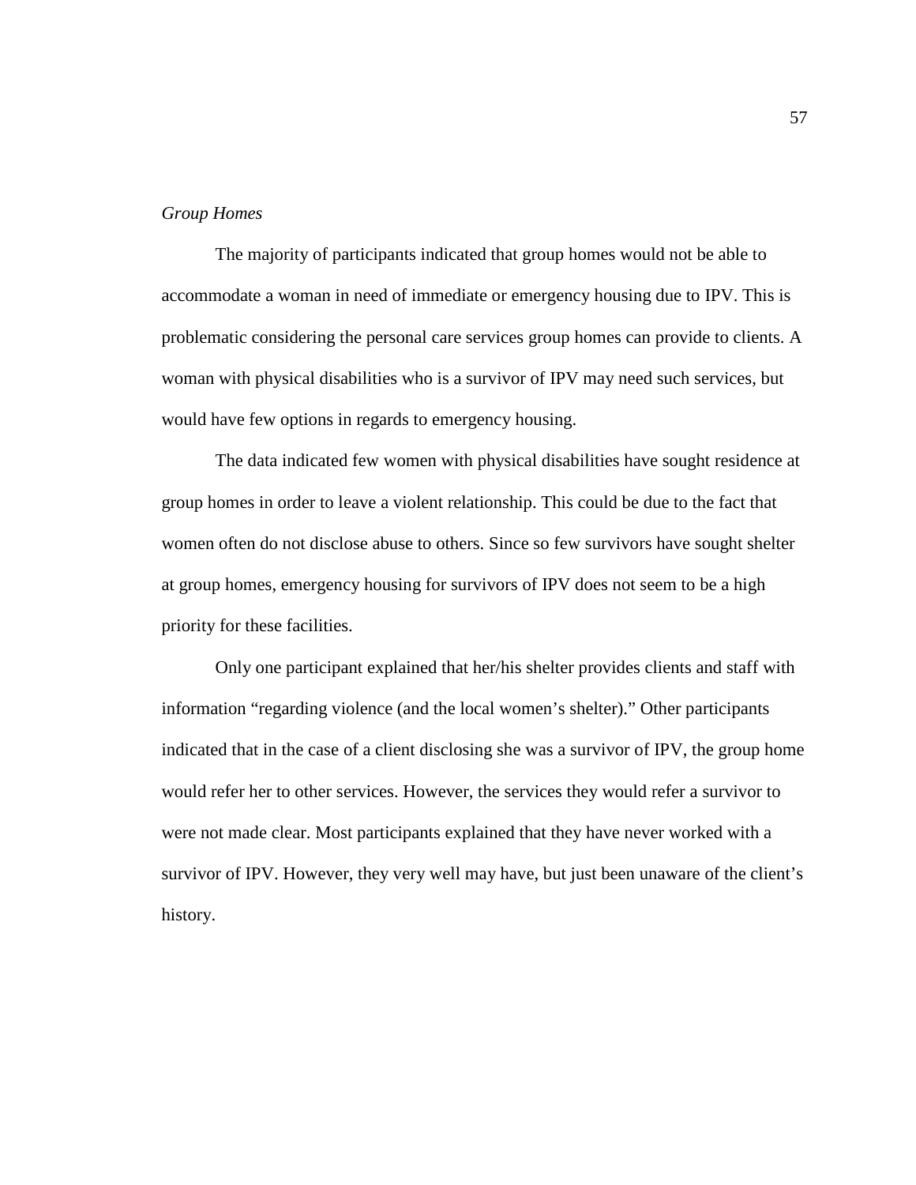*Group Homes*

The majority of participants indicated that group homes would not be able to accommodate a woman in need of immediate or emergency housing due to IPV. This is problematic considering the personal care services group homes can provide to clients. A woman with physical disabilities who is a survivor of IPV may need such services, but would have few options in regards to emergency housing.

The data indicated few women with physical disabilities have sought residence at group homes in order to leave a violent relationship. This could be due to the fact that women often do not disclose abuse to others. Since so few survivors have sought shelter at group homes, emergency housing for survivors of IPV does not seem to be a high priority for these facilities.

Only one participant explained that her/his shelter provides clients and staff with information "regarding violence (and the local women's shelter)." Other participants indicated that in the case of a client disclosing she was a survivor of IPV, the group home would refer her to other services. However, the services they would refer a survivor to were not made clear. Most participants explained that they have never worked with a survivor of IPV. However, they very well may have, but just been unaware of the client's history.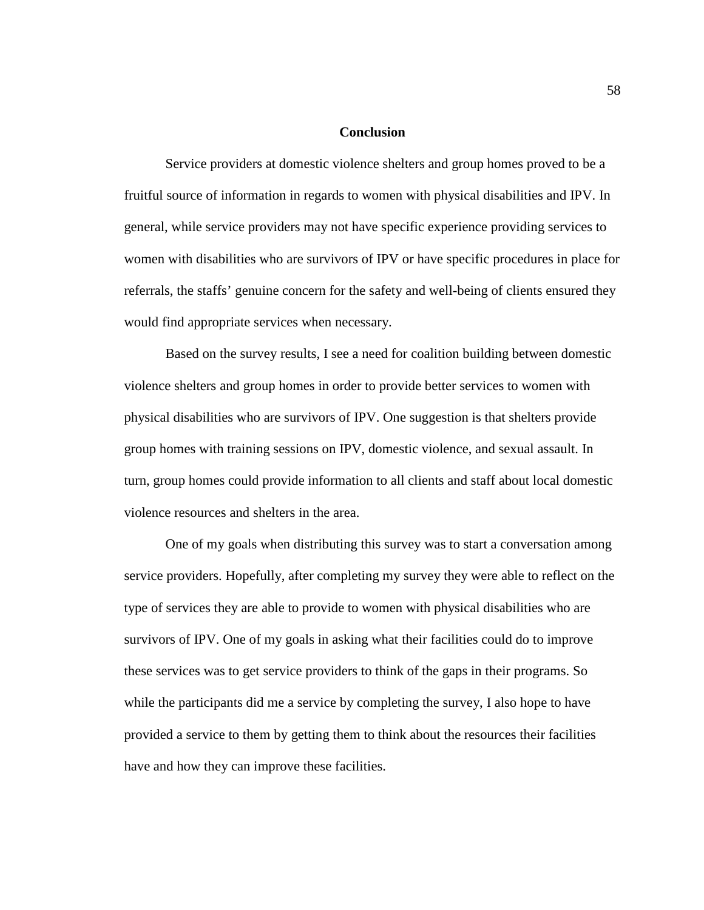## Conclusion

Service providers at domestic violence shelters and group homes proved to be a fruitful source of information in regards to women with physical disabilities and IPV. In general, while service providers may not have specific experience providing services to women with disabilities who are survivors of IPV or have specific procedures in place for referrals, the staffs' genuine concern for the safety and well-being of clients ensured they would find appropriate services when necessary.

Based on the survey results, I see a need for coalition building between domestic violence shelters and group homes in order to provide better services to women with physical disabilities who are survivors of IPV. One suggestion is that shelters provide group homes with training sessions on IPV, domestic violence, and sexual assault. In turn, group homes could provide information to all clients and staff about local domestic violence resources and shelters in the area.

One of my goals when distributing this survey was to start a conversation among service providers. Hopefully, after completing my survey they were able to reflect on the type of services they are able to provide to women with physical disabilities who are survivors of IPV. One of my goals in asking what their facilities could do to improve these services was to get service providers to think of the gaps in their programs. So while the participants did me a service by completing the survey, I also hope to have provided a service to them by getting them to think about the resources their facilities have and how they can improve these facilities.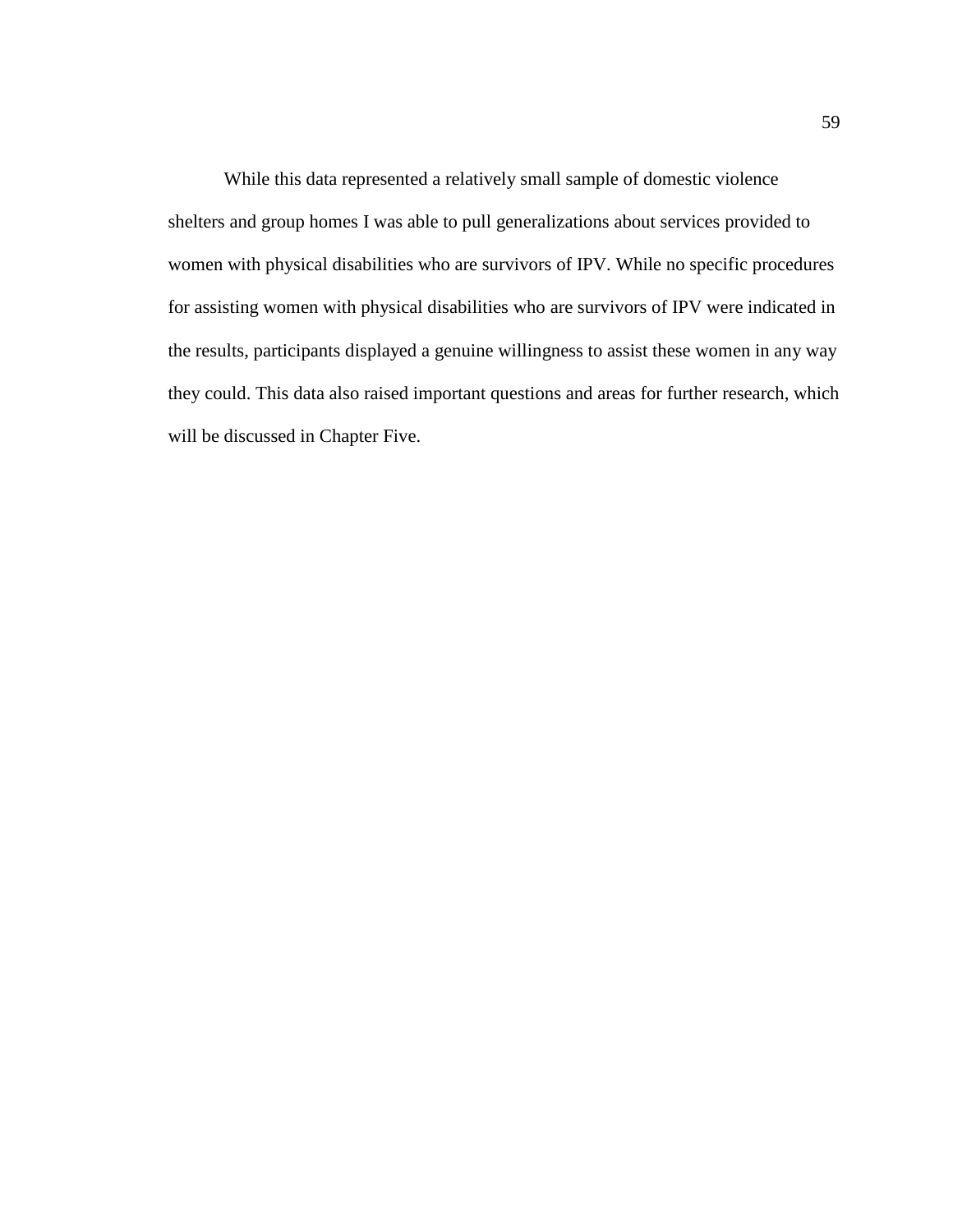While this data represented a relatively small sample of domestic violence shelters and group homes I was able to pull generalizations about services provided to women with physical disabilities who are survivors of IPV. While no specific procedures for assisting women with physical disabilities who are survivors of IPV were indicated in the results, participants displayed a genuine willingness to assist these women in any way they could. This data also raised important questions and areas for further research, which will be discussed in Chapter Five.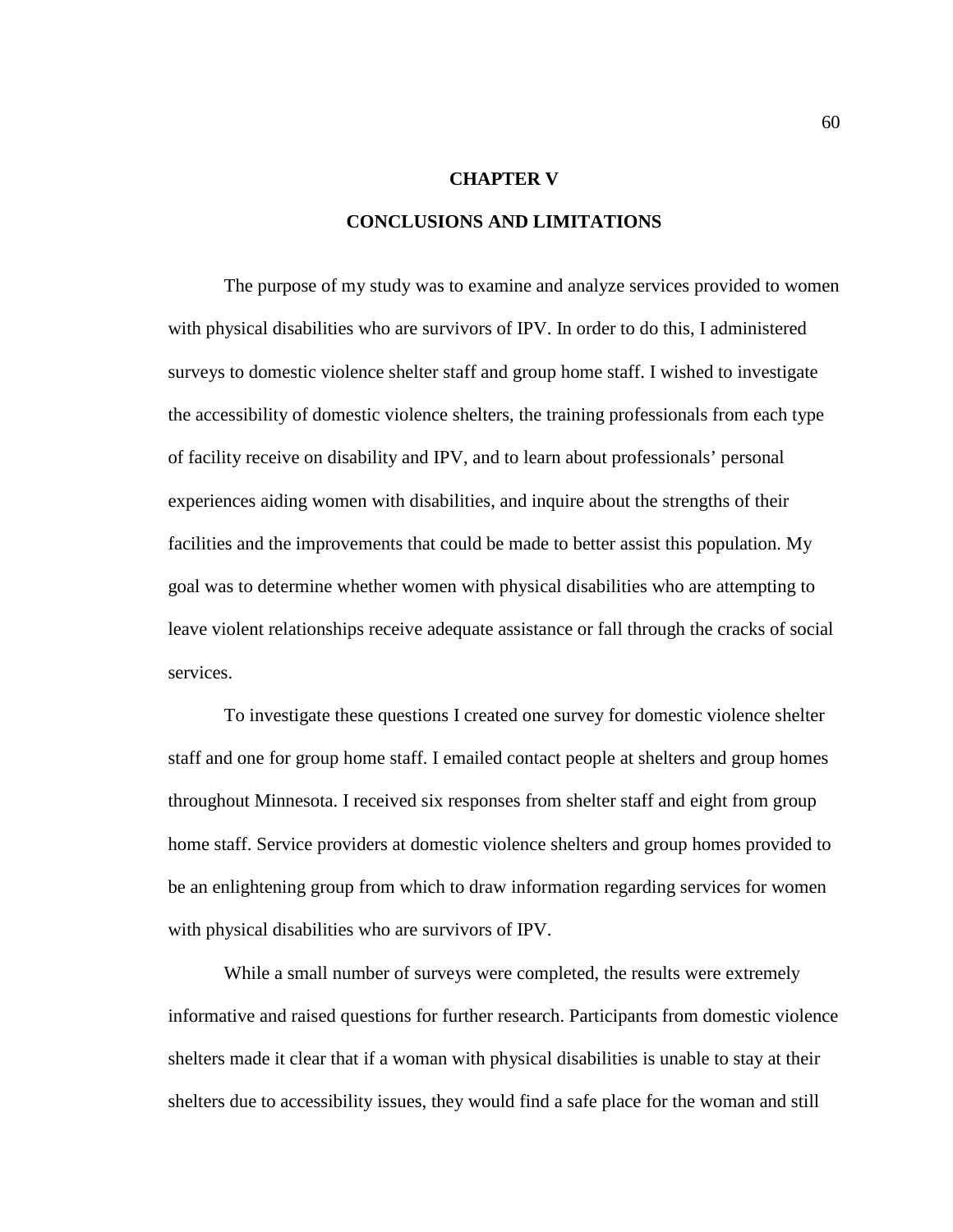# CHAPTER V

# CONCLUSIONS AND LIMITATIONS

The purpose of my study was to examine and analyze services provided to women with physical disabilities who are survivors of IPV. In order to do this, I administered surveys to domestic violence shelter staff and group home staff. I wished to investigate the accessibility of domestic violence shelters, the training professionals from each type of facility receive on disability and IPV, and to learn about professionals' personal experiences aiding women with disabilities, and inquire about the strengths of their facilities and the improvements that could be made to better assist this population. My goal was to determine whether women with physical disabilities who are attempting to leave violent relationships receive adequate assistance or fall through the cracks of social services.

To investigate these questions I created one survey for domestic violence shelter staff and one for group home staff. I emailed contact people at shelters and group homes throughout Minnesota. I received six responses from shelter staff and eight from group home staff. Service providers at domestic violence shelters and group homes provided to be an enlightening group from which to draw information regarding services for women with physical disabilities who are survivors of IPV.

While a small number of surveys were completed, the results were extremely informative and raised questions for further research. Participants from domestic violence shelters made it clear that if a woman with physical disabilities is unable to stay at their shelters due to accessibility issues, they would find a safe place for the woman and still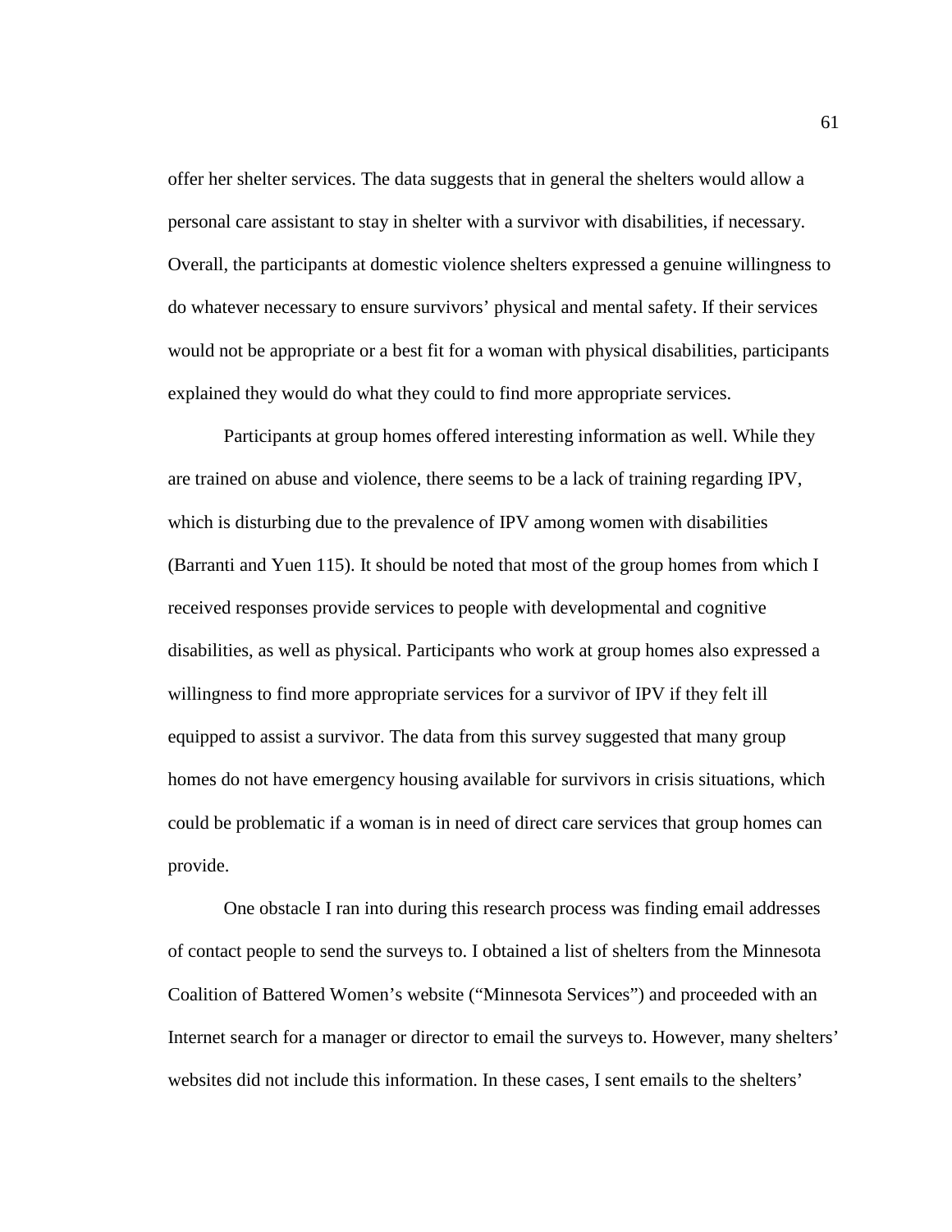offer her shelter services. The data suggests that in general the shelters would allow a personal care assistant to stay in shelter with a survivor with disabilities, if necessary. Overall, the participants at domestic violence shelters expressed a genuine willingness to do whatever necessary to ensure survivors' physical and mental safety. If their services would not be appropriate or a best fit for a woman with physical disabilities, participants explained they would do what they could to find more appropriate services.

Participants at group homes offered interesting information as well. While they are trained on abuse and violence, there seems to be a lack of training regarding IPV, which is disturbing due to the prevalence of IPV among women with disabilities (Barranti and Yuen 115). It should be noted that most of the group homes from which I received responses provide services to people with developmental and cognitive disabilities, as well as physical. Participants who work at group homes also expressed a willingness to find more appropriate services for a survivor of IPV if they felt ill equipped to assist a survivor. The data from this survey suggested that many group homes do not have emergency housing available for survivors in crisis situations, which could be problematic if a woman is in need of direct care services that group homes can provide.

One obstacle I ran into during this research process was finding email addresses of contact people to send the surveys to. I obtained a list of shelters from the Minnesota Coalition of Battered Women's website ("Minnesota Services") and proceeded with an Internet search for a manager or director to email the surveys to. However, many shelters' websites did not include this information. In these cases, I sent emails to the shelters'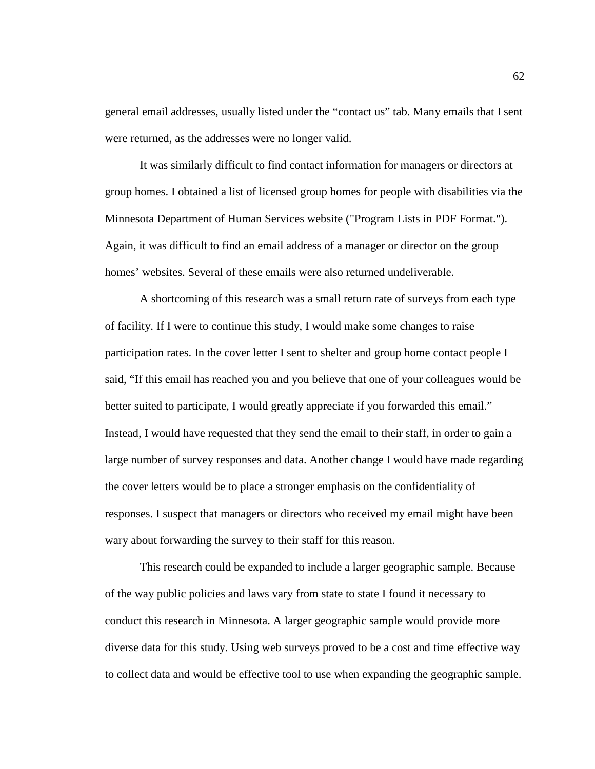general email addresses, usually listed under the “contact us” tab. Many emails that I sent were returned, as the addresses were no longer valid.

It was similarly difficult to find contact information for managers or directors at group homes. I obtained a list of licensed group homes for people with disabilities via the Minnesota Department of Human Services website ("Program Lists in PDF Format."). Again, it was difficult to find an email address of a manager or director on the group homes’ websites. Several of these emails were also returned undeliverable.

A shortcoming of this research was a small return rate of surveys from each type of facility. If I were to continue this study, I would make some changes to raise participation rates. In the cover letter I sent to shelter and group home contact people I said, “If this email has reached you and you believe that one of your colleagues would be better suited to participate, I would greatly appreciate if you forwarded this email.” Instead, I would have requested that they send the email to their staff, in order to gain a large number of survey responses and data. Another change I would have made regarding the cover letters would be to place a stronger emphasis on the confidentiality of responses. I suspect that managers or directors who received my email might have been wary about forwarding the survey to their staff for this reason.

This research could be expanded to include a larger geographic sample. Because of the way public policies and laws vary from state to state I found it necessary to conduct this research in Minnesota. A larger geographic sample would provide more diverse data for this study. Using web surveys proved to be a cost and time effective way to collect data and would be effective tool to use when expanding the geographic sample.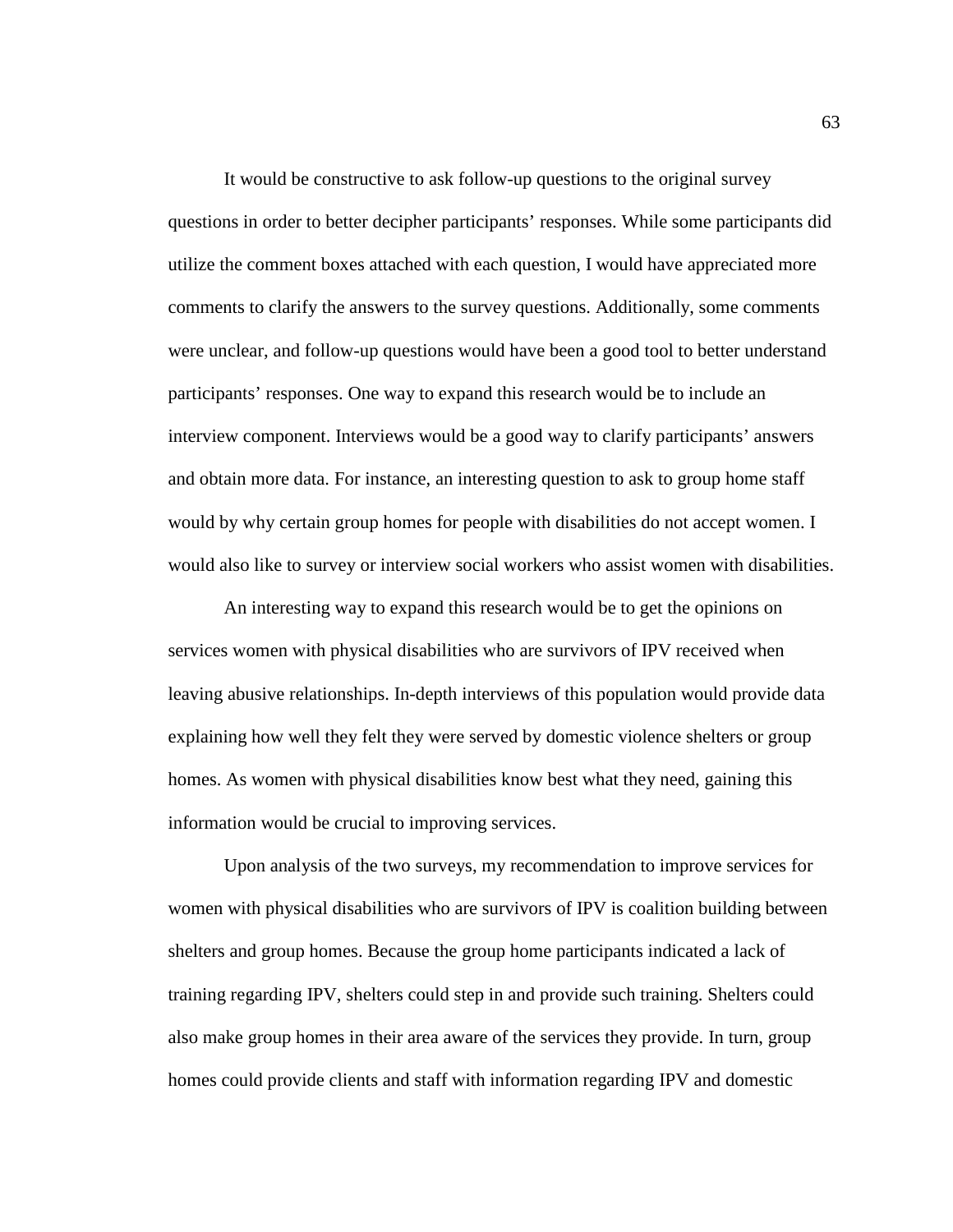It would be constructive to ask follow-up questions to the original survey questions in order to better decipher participants' responses. While some participants did utilize the comment boxes attached with each question, I would have appreciated more comments to clarify the answers to the survey questions. Additionally, some comments were unclear, and follow-up questions would have been a good tool to better understand participants' responses. One way to expand this research would be to include an interview component. Interviews would be a good way to clarify participants' answers and obtain more data. For instance, an interesting question to ask to group home staff would by why certain group homes for people with disabilities do not accept women. I would also like to survey or interview social workers who assist women with disabilities.

An interesting way to expand this research would be to get the opinions on services women with physical disabilities who are survivors of IPV received when leaving abusive relationships. In-depth interviews of this population would provide data explaining how well they felt they were served by domestic violence shelters or group homes. As women with physical disabilities know best what they need, gaining this information would be crucial to improving services.

Upon analysis of the two surveys, my recommendation to improve services for women with physical disabilities who are survivors of IPV is coalition building between shelters and group homes. Because the group home participants indicated a lack of training regarding IPV, shelters could step in and provide such training. Shelters could also make group homes in their area aware of the services they provide. In turn, group homes could provide clients and staff with information regarding IPV and domestic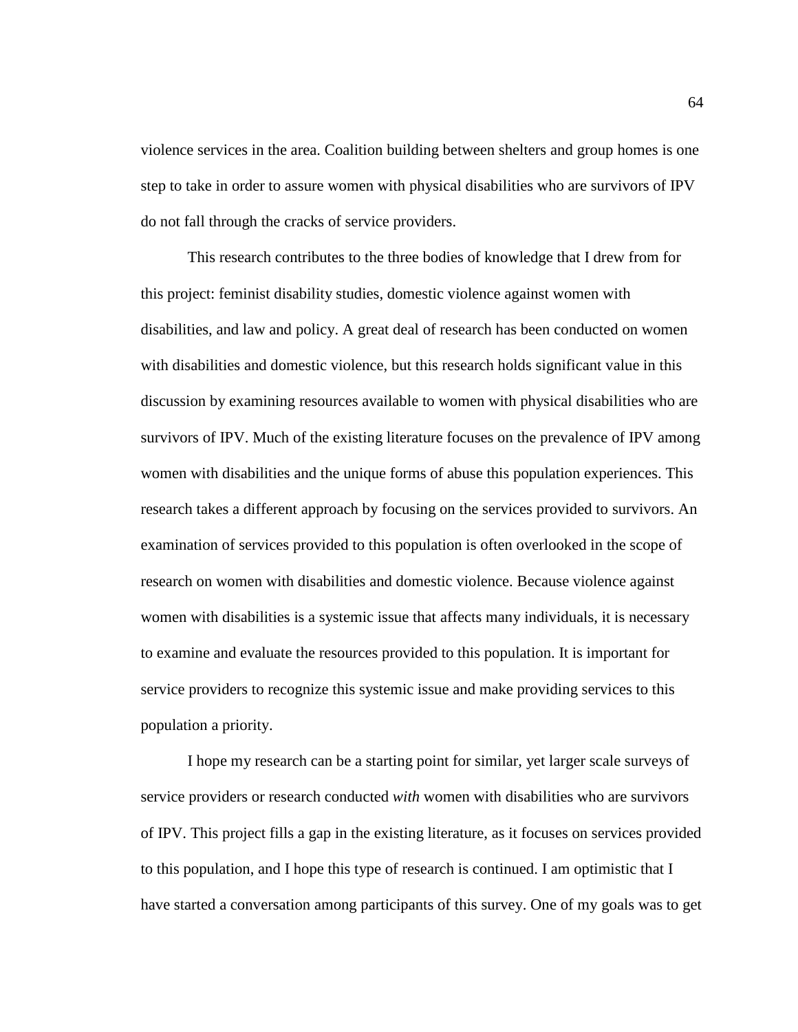violence services in the area. Coalition building between shelters and group homes is one step to take in order to assure women with physical disabilities who are survivors of IPV do not fall through the cracks of service providers.

This research contributes to the three bodies of knowledge that I drew from for this project: feminist disability studies, domestic violence against women with disabilities, and law and policy. A great deal of research has been conducted on women with disabilities and domestic violence, but this research holds significant value in this discussion by examining resources available to women with physical disabilities who are survivors of IPV. Much of the existing literature focuses on the prevalence of IPV among women with disabilities and the unique forms of abuse this population experiences. This research takes a different approach by focusing on the services provided to survivors. An examination of services provided to this population is often overlooked in the scope of research on women with disabilities and domestic violence. Because violence against women with disabilities is a systemic issue that affects many individuals, it is necessary to examine and evaluate the resources provided to this population. It is important for service providers to recognize this systemic issue and make providing services to this population a priority.

I hope my research can be a starting point for similar, yet larger scale surveys of service providers or research conducted *with* women with disabilities who are survivors of IPV. This project fills a gap in the existing literature, as it focuses on services provided to this population, and I hope this type of research is continued. I am optimistic that I have started a conversation among participants of this survey. One of my goals was to get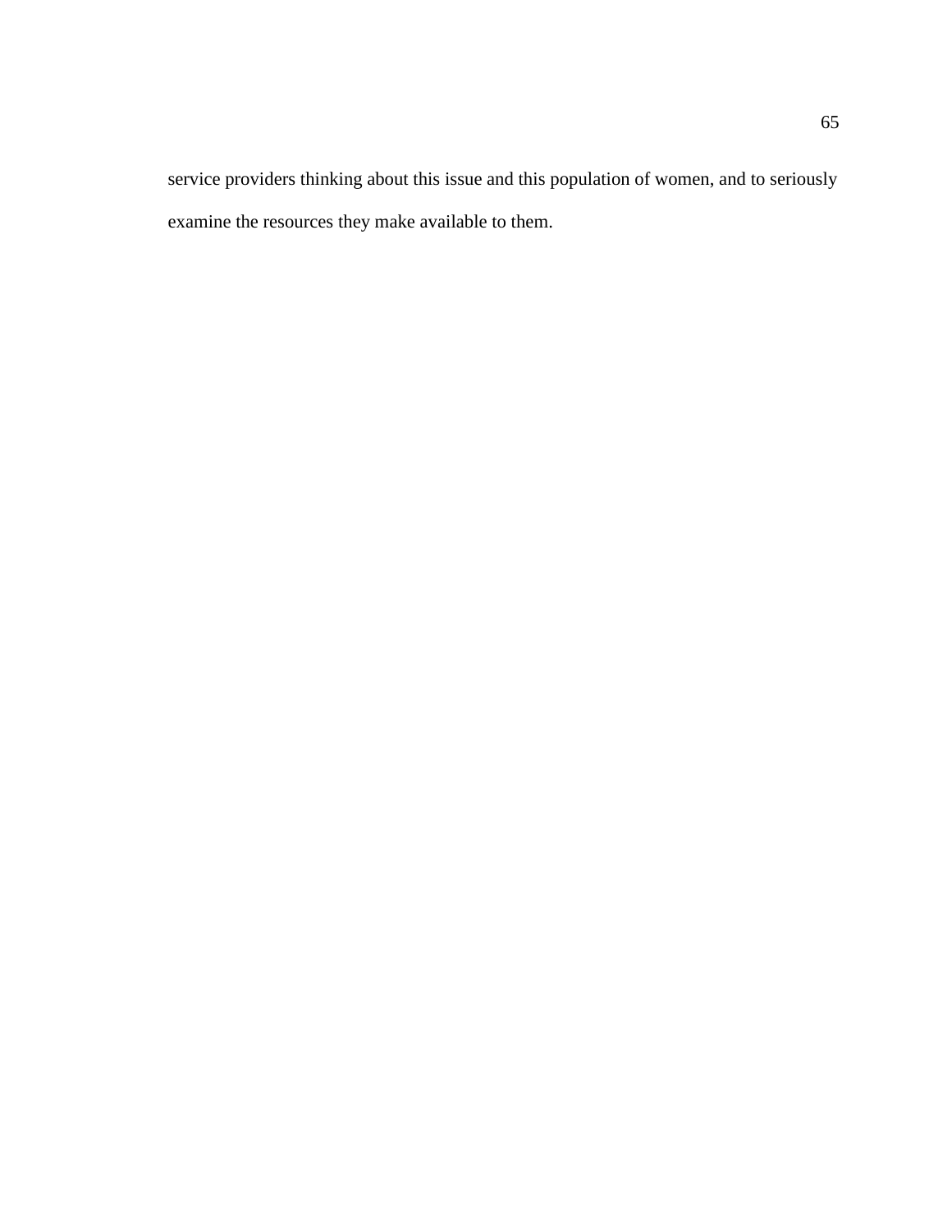service providers thinking about this issue and this population of women, and to seriously examine the resources they make available to them.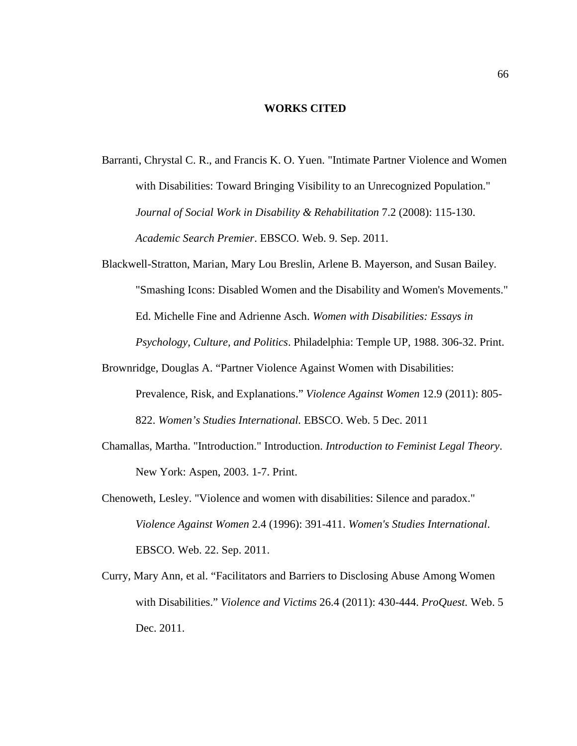## WORKS CITED

Barranti, Chrystal C. R., and Francis K. O. Yuen. "Intimate Partner Violence and Women with Disabilities: Toward Bringing Visibility to an Unrecognized Population." *Journal of Social Work in Disability & Rehabilitation* 7.2 (2008): 115-130. *Academic Search Premier*. EBSCO. Web. 9. Sep. 2011.

Blackwell-Stratton, Marian, Mary Lou Breslin, Arlene B. Mayerson, and Susan Bailey. "Smashing Icons: Disabled Women and the Disability and Women's Movements." Ed. Michelle Fine and Adrienne Asch. *Women with Disabilities: Essays in Psychology, Culture, and Politics*. Philadelphia: Temple UP, 1988. 306-32. Print.

Brownridge, Douglas A. "Partner Violence Against Women with Disabilities: Prevalence, Risk, and Explanations." *Violence Against Women* 12.9 (2011): 805-822. *Women's Studies International.* EBSCO. Web. 5 Dec. 2011

Chamallas, Martha. "Introduction." Introduction. *Introduction to Feminist Legal Theory*. New York: Aspen, 2003. 1-7. Print.

Chenoweth, Lesley. "Violence and women with disabilities: Silence and paradox." *Violence Against Women* 2.4 (1996): 391-411. *Women's Studies International*. EBSCO. Web. 22. Sep. 2011.

Curry, Mary Ann, et al. "Facilitators and Barriers to Disclosing Abuse Among Women with Disabilities." *Violence and Victims* 26.4 (2011): 430-444. *ProQuest.* Web. 5 Dec. 2011.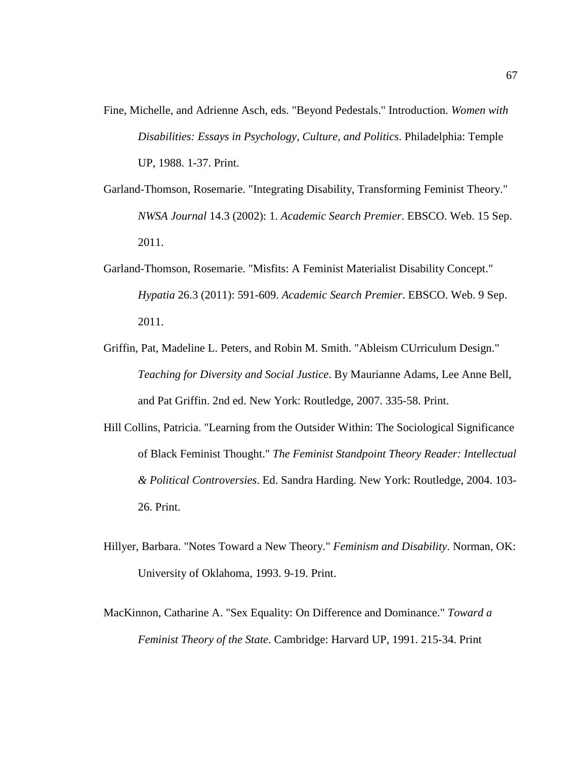Fine, Michelle, and Adrienne Asch, eds. "Beyond Pedestals." Introduction. *Women with Disabilities: Essays in Psychology, Culture, and Politics*. Philadelphia: Temple UP, 1988. 1-37. Print.

Garland-Thomson, Rosemarie. "Integrating Disability, Transforming Feminist Theory." *NWSA Journal* 14.3 (2002): 1. *Academic Search Premier*. EBSCO. Web. 15 Sep. 2011.

Garland-Thomson, Rosemarie. "Misfits: A Feminist Materialist Disability Concept." *Hypatia* 26.3 (2011): 591-609. *Academic Search Premier*. EBSCO. Web. 9 Sep. 2011.

Griffin, Pat, Madeline L. Peters, and Robin M. Smith. "Ableism CUrriculum Design." *Teaching for Diversity and Social Justice*. By Maurianne Adams, Lee Anne Bell, and Pat Griffin. 2nd ed. New York: Routledge, 2007. 335-58. Print.

Hill Collins, Patricia. "Learning from the Outsider Within: The Sociological Significance of Black Feminist Thought." *The Feminist Standpoint Theory Reader: Intellectual & Political Controversies*. Ed. Sandra Harding. New York: Routledge, 2004. 103-26. Print.

Hillyer, Barbara. "Notes Toward a New Theory." *Feminism and Disability*. Norman, OK: University of Oklahoma, 1993. 9-19. Print.

MacKinnon, Catharine A. "Sex Equality: On Difference and Dominance." *Toward a Feminist Theory of the State*. Cambridge: Harvard UP, 1991. 215-34. Print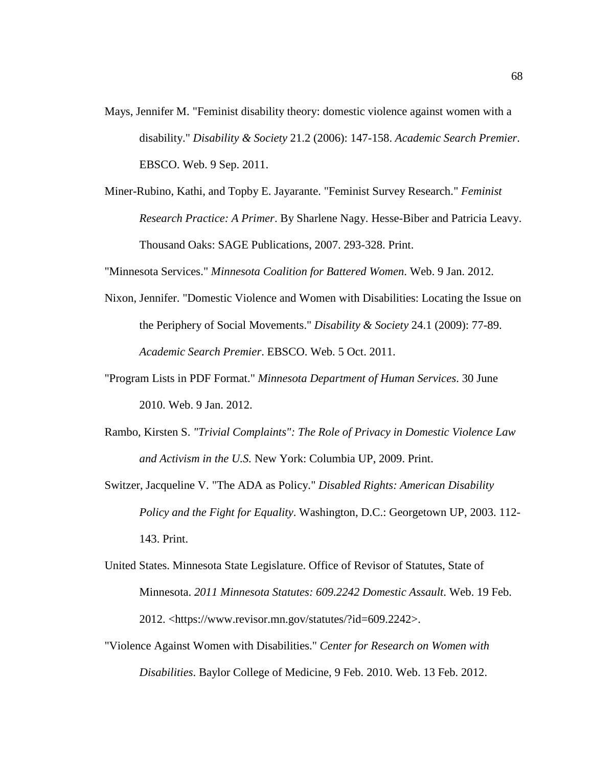Mays, Jennifer M. "Feminist disability theory: domestic violence against women with a disability." *Disability & Society* 21.2 (2006): 147-158. *Academic Search Premier*. EBSCO. Web. 9 Sep. 2011.

Miner-Rubino, Kathi, and Topby E. Jayarante. "Feminist Survey Research." *Feminist Research Practice: A Primer*. By Sharlene Nagy. Hesse-Biber and Patricia Leavy. Thousand Oaks: SAGE Publications, 2007. 293-328. Print.

"Minnesota Services." *Minnesota Coalition for Battered Women*. Web. 9 Jan. 2012.

Nixon, Jennifer. "Domestic Violence and Women with Disabilities: Locating the Issue on the Periphery of Social Movements." *Disability & Society* 24.1 (2009): 77-89. *Academic Search Premier*. EBSCO. Web. 5 Oct. 2011.

"Program Lists in PDF Format." *Minnesota Department of Human Services*. 30 June 2010. Web. 9 Jan. 2012.

Rambo, Kirsten S. *"Trivial Complaints": The Role of Privacy in Domestic Violence Law and Activism in the U.S.* New York: Columbia UP, 2009. Print.

Switzer, Jacqueline V. "The ADA as Policy." *Disabled Rights: American Disability Policy and the Fight for Equality*. Washington, D.C.: Georgetown UP, 2003. 112-143. Print.

United States. Minnesota State Legislature. Office of Revisor of Statutes, State of Minnesota. *2011 Minnesota Statutes: 609.2242 Domestic Assault*. Web. 19 Feb. 2012. <https://www.revisor.mn.gov/statutes/?id=609.2242>.

"Violence Against Women with Disabilities." *Center for Research on Women with Disabilities*. Baylor College of Medicine, 9 Feb. 2010. Web. 13 Feb. 2012.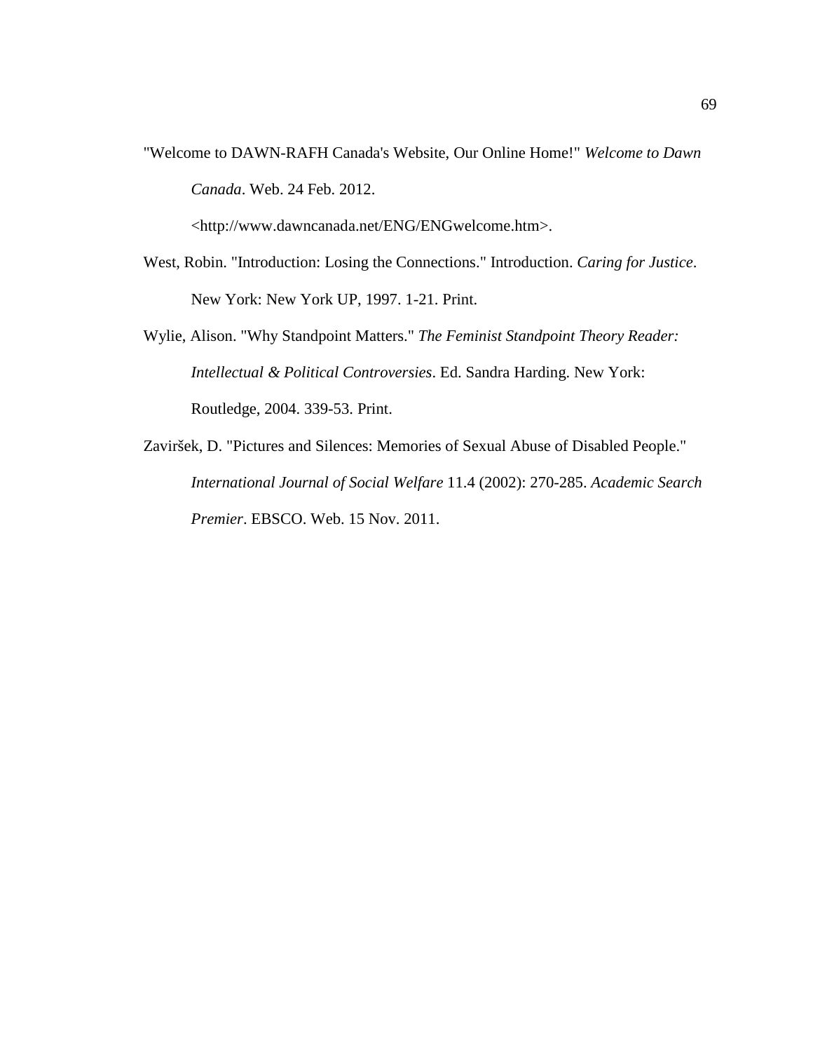"Welcome to DAWN-RAFH Canada's Website, Our Online Home!" *Welcome to Dawn Canada*. Web. 24 Feb. 2012. <http://www.dawncanada.net/ENG/ENGwelcome.htm>.

West, Robin. "Introduction: Losing the Connections." Introduction. *Caring for Justice*. New York: New York UP, 1997. 1-21. Print.

Wylie, Alison. "Why Standpoint Matters." *The Feminist Standpoint Theory Reader: Intellectual & Political Controversies*. Ed. Sandra Harding. New York: Routledge, 2004. 339-53. Print.

Zaviršek, D. "Pictures and Silences: Memories of Sexual Abuse of Disabled People." *International Journal of Social Welfare* 11.4 (2002): 270-285. *Academic Search Premier*. EBSCO. Web. 15 Nov. 2011.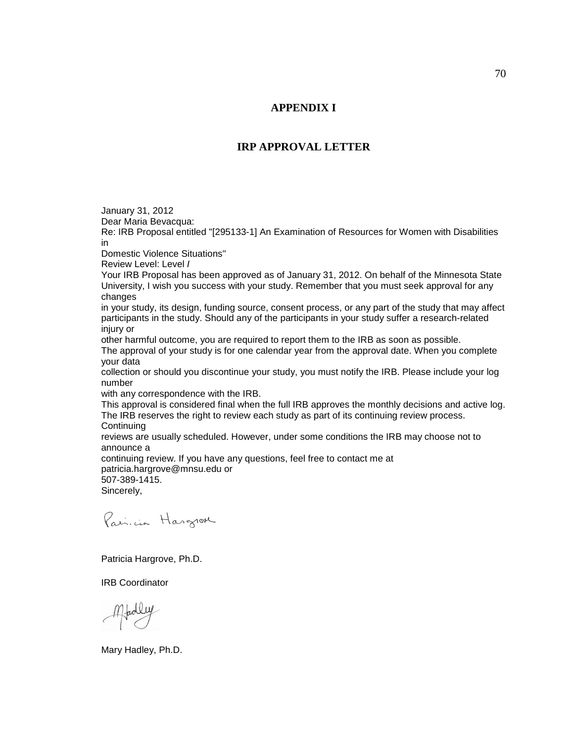## APPENDIX I

## IRP APPROVAL LETTER

January 31, 2012
Dear Maria Bevacqua:
Re: IRB Proposal entitled "[295133-1] An Examination of Resources for Women with Disabilities in
Domestic Violence Situations"
Review Level: Level *I*
Your IRB Proposal has been approved as of January 31, 2012. On behalf of the Minnesota State University, I wish you success with your study. Remember that you must seek approval for any changes
in your study, its design, funding source, consent process, or any part of the study that may affect participants in the study. Should any of the participants in your study suffer a research-related injury or
other harmful outcome, you are required to report them to the IRB as soon as possible.
The approval of your study is for one calendar year from the approval date. When you complete your data
collection or should you discontinue your study, you must notify the IRB. Please include your log number
with any correspondence with the IRB.
This approval is considered final when the full IRB approves the monthly decisions and active log. The IRB reserves the right to review each study as part of its continuing review process. Continuing
reviews are usually scheduled. However, under some conditions the IRB may choose not to announce a
continuing review. If you have any questions, feel free to contact me at
patricia.hargrove@mnsu.edu or
507-389-1415.
Sincerely,

Patricia Hargrove

Patricia Hargrove, Ph.D.

IRB Coordinator

MHadley

Mary Hadley, Ph.D.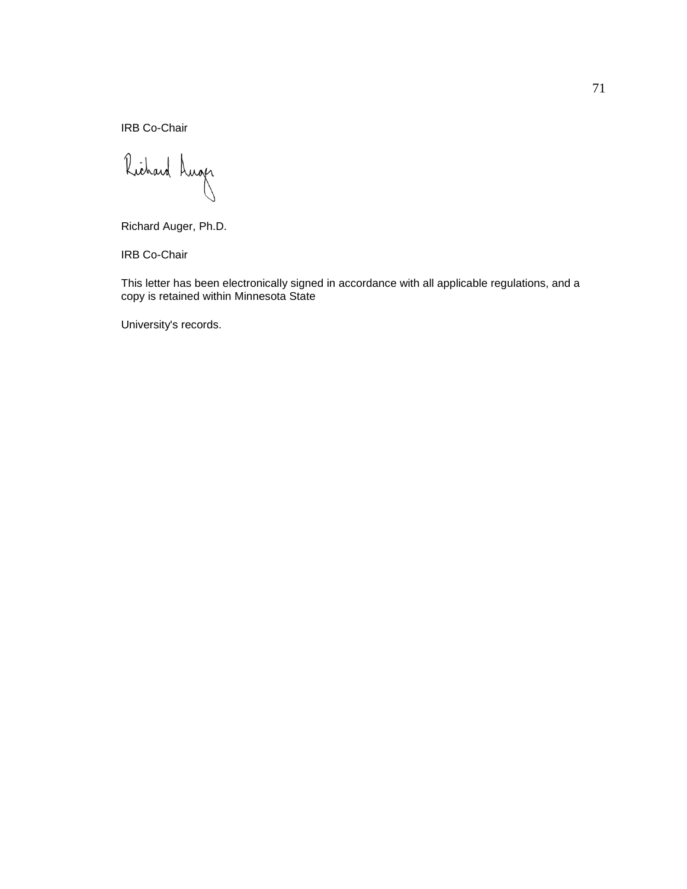IRB Co-Chair

Richard Auger, Ph.D.

IRB Co-Chair

This letter has been electronically signed in accordance with all applicable regulations, and a copy is retained within Minnesota State

University's records.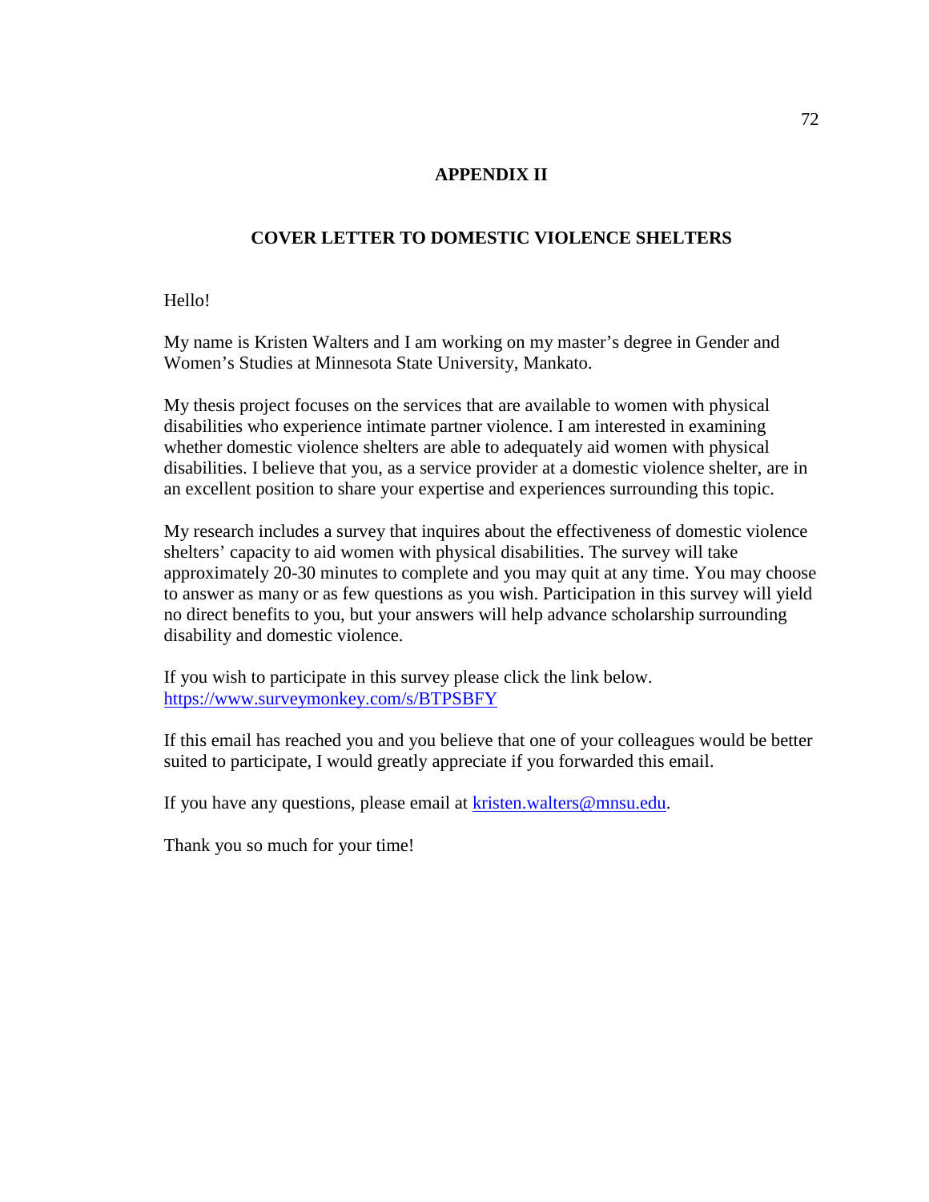# APPENDIX II

## COVER LETTER TO DOMESTIC VIOLENCE SHELTERS

Hello!

My name is Kristen Walters and I am working on my master's degree in Gender and Women's Studies at Minnesota State University, Mankato.

My thesis project focuses on the services that are available to women with physical disabilities who experience intimate partner violence. I am interested in examining whether domestic violence shelters are able to adequately aid women with physical disabilities. I believe that you, as a service provider at a domestic violence shelter, are in an excellent position to share your expertise and experiences surrounding this topic.

My research includes a survey that inquires about the effectiveness of domestic violence shelters' capacity to aid women with physical disabilities. The survey will take approximately 20-30 minutes to complete and you may quit at any time. You may choose to answer as many or as few questions as you wish. Participation in this survey will yield no direct benefits to you, but your answers will help advance scholarship surrounding disability and domestic violence.

If you wish to participate in this survey please click the link below.
https://www.surveymonkey.com/s/BTPSBFY

If this email has reached you and you believe that one of your colleagues would be better suited to participate, I would greatly appreciate if you forwarded this email.

If you have any questions, please email at kristen.walters@mnsu.edu.

Thank you so much for your time!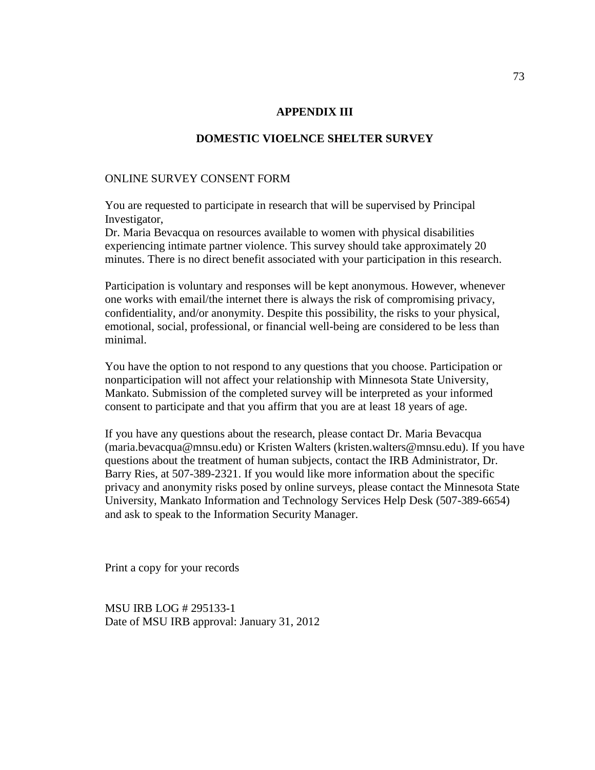## APPENDIX III

## DOMESTIC VIOELNCE SHELTER SURVEY

ONLINE SURVEY CONSENT FORM

You are requested to participate in research that will be supervised by Principal Investigator,
Dr. Maria Bevacqua on resources available to women with physical disabilities experiencing intimate partner violence. This survey should take approximately 20 minutes. There is no direct benefit associated with your participation in this research.

Participation is voluntary and responses will be kept anonymous. However, whenever one works with email/the internet there is always the risk of compromising privacy, confidentiality, and/or anonymity. Despite this possibility, the risks to your physical, emotional, social, professional, or financial well-being are considered to be less than minimal.

You have the option to not respond to any questions that you choose. Participation or nonparticipation will not affect your relationship with Minnesota State University, Mankato. Submission of the completed survey will be interpreted as your informed consent to participate and that you affirm that you are at least 18 years of age.

If you have any questions about the research, please contact Dr. Maria Bevacqua (maria.bevacqua@mnsu.edu) or Kristen Walters (kristen.walters@mnsu.edu). If you have questions about the treatment of human subjects, contact the IRB Administrator, Dr. Barry Ries, at 507-389-2321. If you would like more information about the specific privacy and anonymity risks posed by online surveys, please contact the Minnesota State University, Mankato Information and Technology Services Help Desk (507-389-6654) and ask to speak to the Information Security Manager.

Print a copy for your records

MSU IRB LOG # 295133-1
Date of MSU IRB approval: January 31, 2012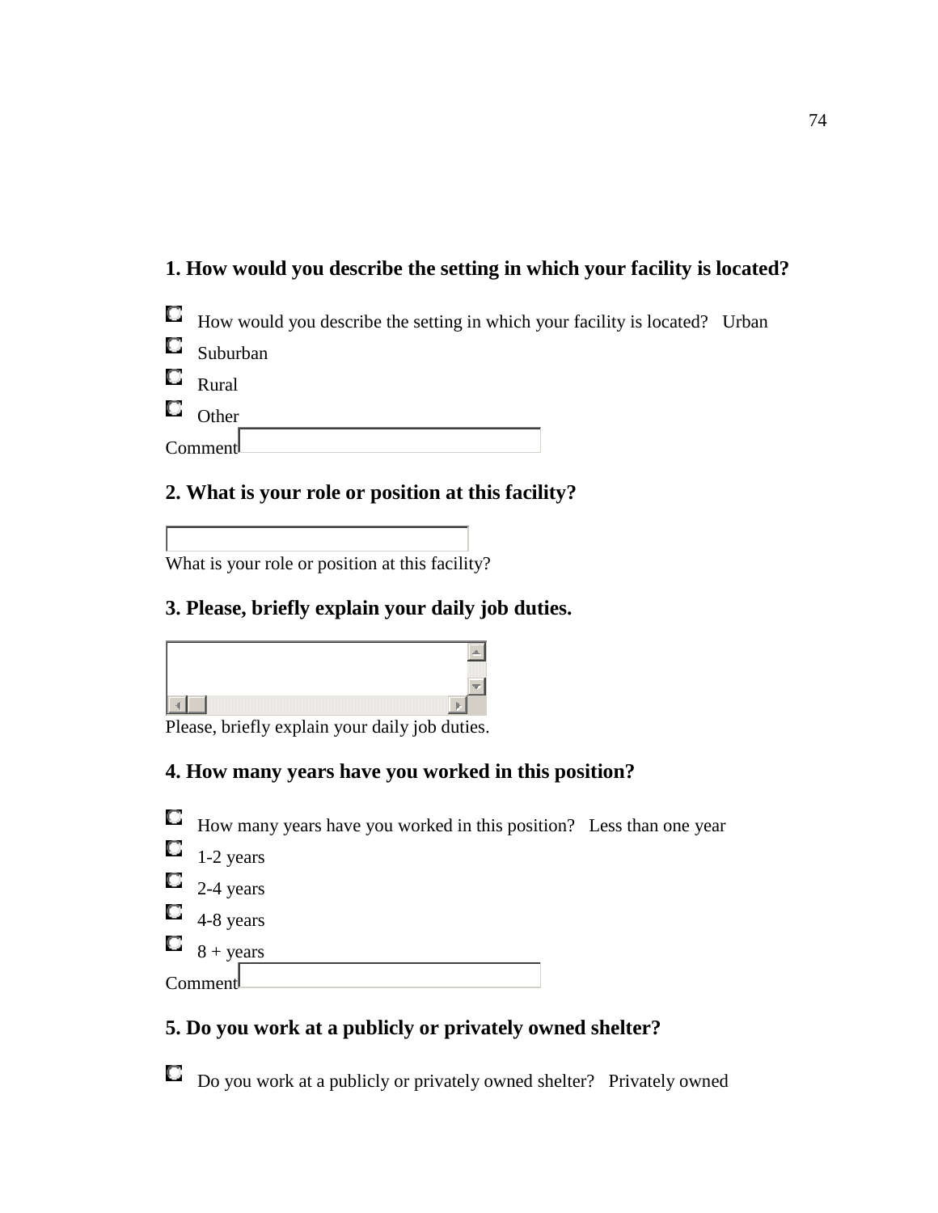### 1. How would you describe the setting in which your facility is located?

- How would you describe the setting in which your facility is located?   Urban
- Suburban
- Rural
- Other

Comment

### 2. What is your role or position at this facility?

What is your role or position at this facility?

### 3. Please, briefly explain your daily job duties.

Please, briefly explain your daily job duties.

### 4. How many years have you worked in this position?

- How many years have you worked in this position?   Less than one year
- 1-2 years
- 2-4 years
- 4-8 years
- 8 + years

Comment

### 5. Do you work at a publicly or privately owned shelter?

- Do you work at a publicly or privately owned shelter?   Privately owned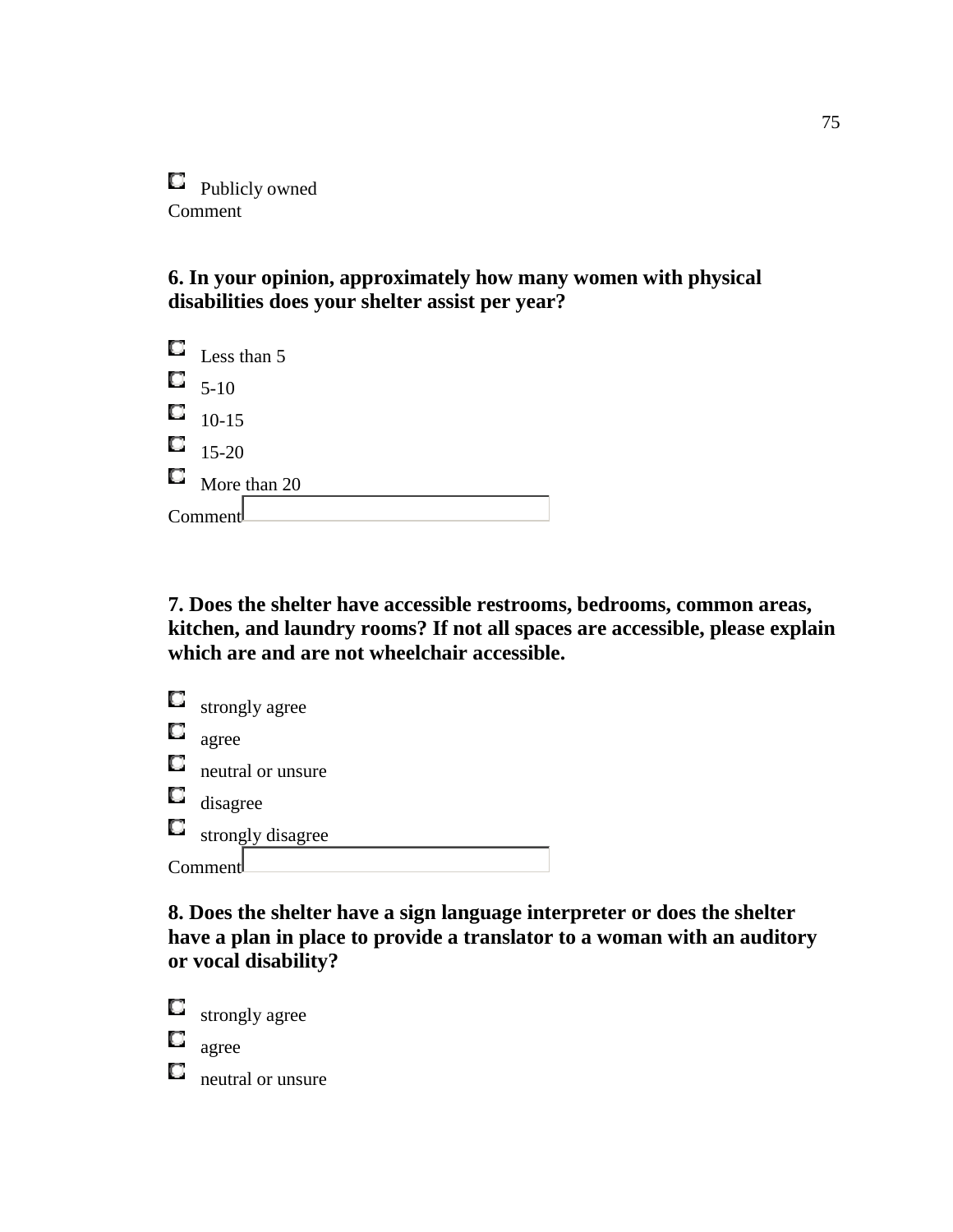- Publicly owned

Comment

**6. In your opinion, approximately how many women with physical disabilities does your shelter assist per year?**

- Less than 5
- 5-10
- 10-15
- 15-20
- More than 20

Comment

**7. Does the shelter have accessible restrooms, bedrooms, common areas, kitchen, and laundry rooms? If not all spaces are accessible, please explain which are and are not wheelchair accessible.**

- strongly agree
- agree
- neutral or unsure
- disagree
- strongly disagree

Comment

**8. Does the shelter have a sign language interpreter or does the shelter have a plan in place to provide a translator to a woman with an auditory or vocal disability?**

- strongly agree
- agree
- neutral or unsure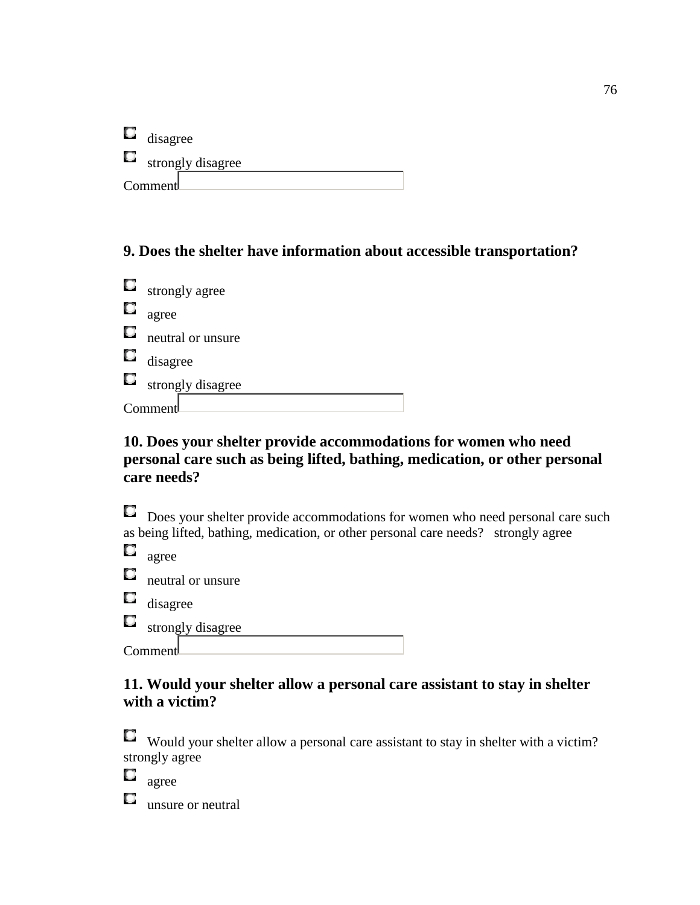- disagree
- strongly disagree

Comment

### 9. Does the shelter have information about accessible transportation?

- strongly agree
- agree
- neutral or unsure
- disagree
- strongly disagree

Comment

### 10. Does your shelter provide accommodations for women who need personal care such as being lifted, bathing, medication, or other personal care needs?

- Does your shelter provide accommodations for women who need personal care such as being lifted, bathing, medication, or other personal care needs? strongly agree
- agree
- neutral or unsure
- disagree
- strongly disagree

Comment

### 11. Would your shelter allow a personal care assistant to stay in shelter with a victim?

- Would your shelter allow a personal care assistant to stay in shelter with a victim? strongly agree
- agree
- unsure or neutral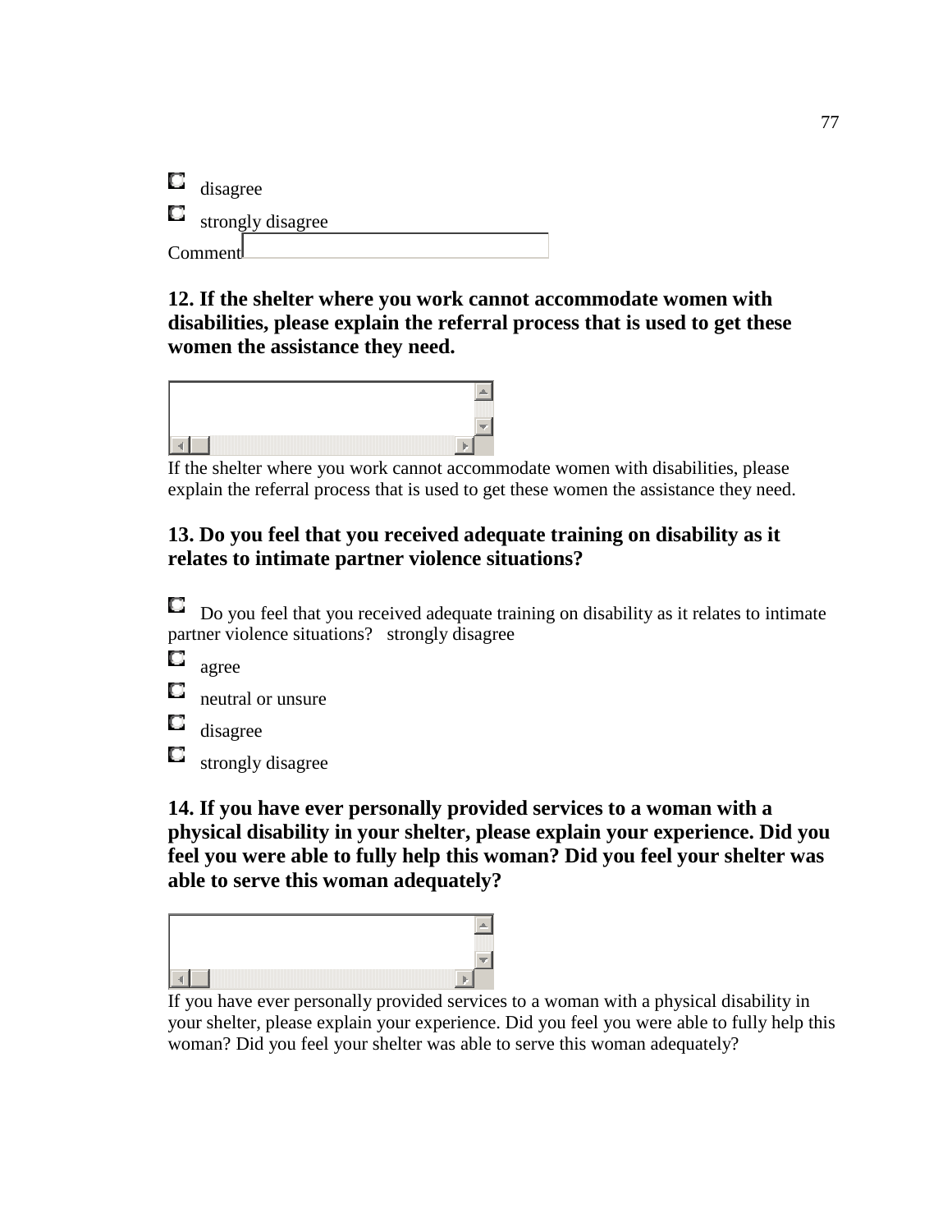- disagree
- strongly disagree

Comment

**12. If the shelter where you work cannot accommodate women with disabilities, please explain the referral process that is used to get these women the assistance they need.**

If the shelter where you work cannot accommodate women with disabilities, please explain the referral process that is used to get these women the assistance they need.

**13. Do you feel that you received adequate training on disability as it relates to intimate partner violence situations?**

- Do you feel that you received adequate training on disability as it relates to intimate partner violence situations? strongly disagree
- agree
- neutral or unsure
- disagree
- strongly disagree

**14. If you have ever personally provided services to a woman with a physical disability in your shelter, please explain your experience. Did you feel you were able to fully help this woman? Did you feel your shelter was able to serve this woman adequately?**

If you have ever personally provided services to a woman with a physical disability in your shelter, please explain your experience. Did you feel you were able to fully help this woman? Did you feel your shelter was able to serve this woman adequately?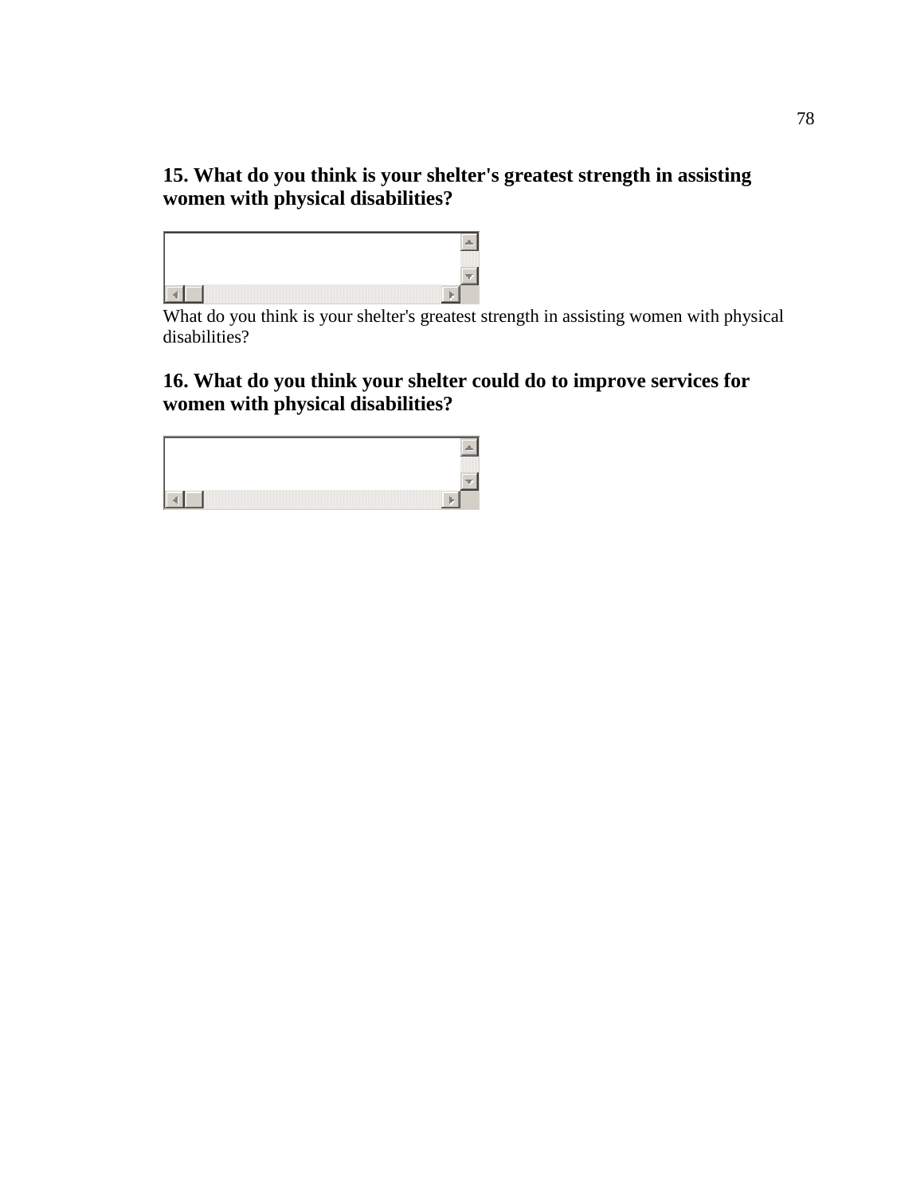**15. What do you think is your shelter's greatest strength in assisting women with physical disabilities?**

What do you think is your shelter's greatest strength in assisting women with physical disabilities?

**16. What do you think your shelter could do to improve services for women with physical disabilities?**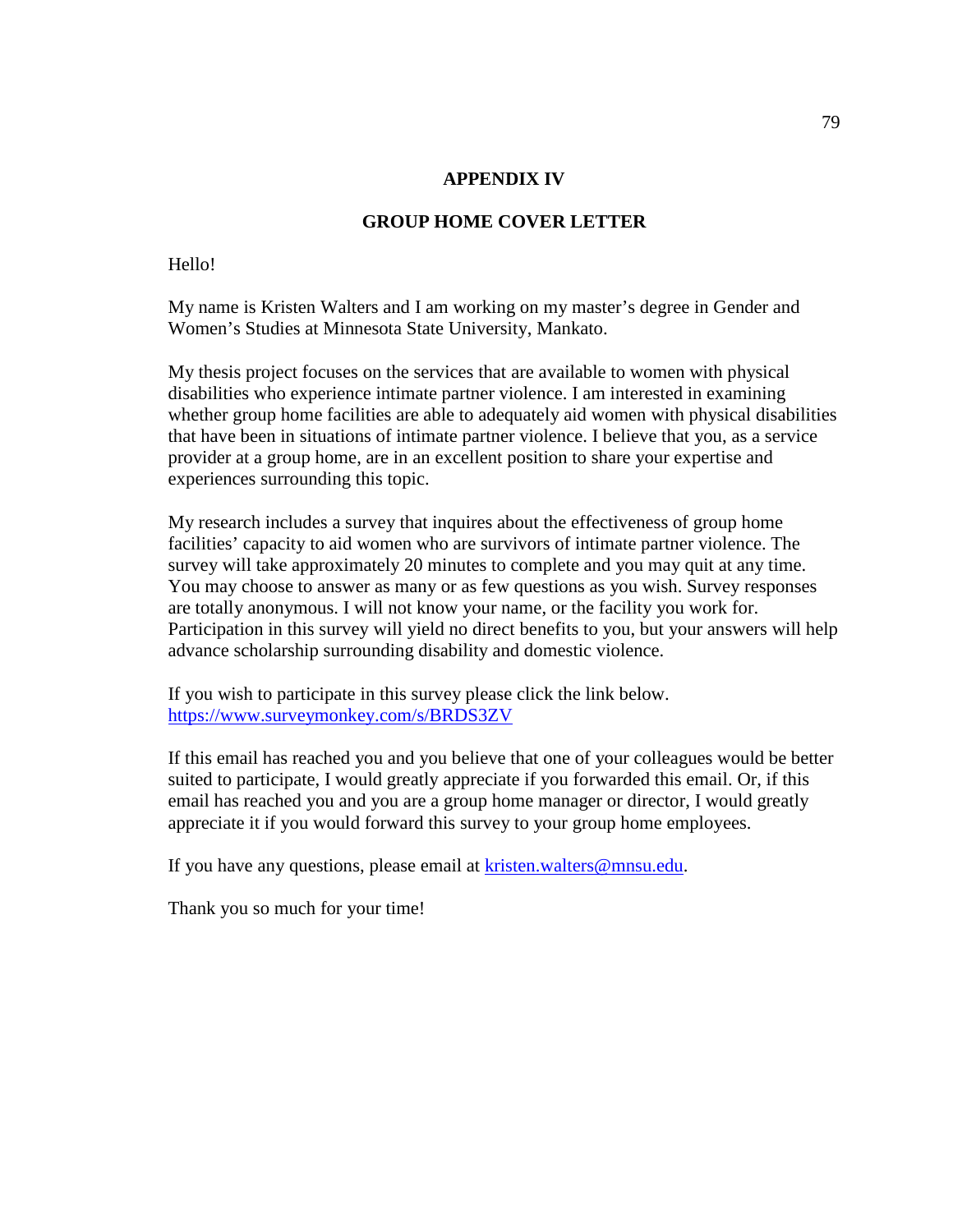# APPENDIX IV

## GROUP HOME COVER LETTER

Hello!

My name is Kristen Walters and I am working on my master's degree in Gender and Women's Studies at Minnesota State University, Mankato.

My thesis project focuses on the services that are available to women with physical disabilities who experience intimate partner violence. I am interested in examining whether group home facilities are able to adequately aid women with physical disabilities that have been in situations of intimate partner violence. I believe that you, as a service provider at a group home, are in an excellent position to share your expertise and experiences surrounding this topic.

My research includes a survey that inquires about the effectiveness of group home facilities' capacity to aid women who are survivors of intimate partner violence. The survey will take approximately 20 minutes to complete and you may quit at any time. You may choose to answer as many or as few questions as you wish. Survey responses are totally anonymous. I will not know your name, or the facility you work for. Participation in this survey will yield no direct benefits to you, but your answers will help advance scholarship surrounding disability and domestic violence.

If you wish to participate in this survey please click the link below.
https://www.surveymonkey.com/s/BRDS3ZV

If this email has reached you and you believe that one of your colleagues would be better suited to participate, I would greatly appreciate if you forwarded this email. Or, if this email has reached you and you are a group home manager or director, I would greatly appreciate it if you would forward this survey to your group home employees.

If you have any questions, please email at kristen.walters@mnsu.edu.

Thank you so much for your time!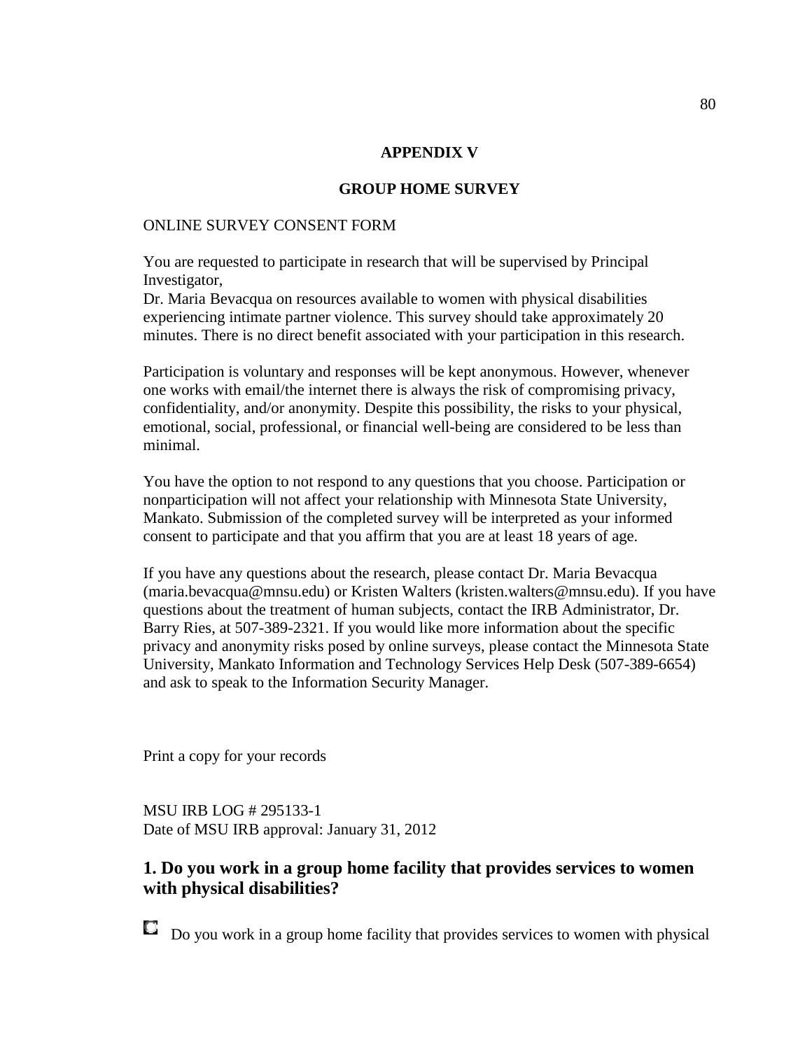## APPENDIX V

## GROUP HOME SURVEY

ONLINE SURVEY CONSENT FORM

You are requested to participate in research that will be supervised by Principal Investigator,
Dr. Maria Bevacqua on resources available to women with physical disabilities experiencing intimate partner violence. This survey should take approximately 20 minutes. There is no direct benefit associated with your participation in this research.

Participation is voluntary and responses will be kept anonymous. However, whenever one works with email/the internet there is always the risk of compromising privacy, confidentiality, and/or anonymity. Despite this possibility, the risks to your physical, emotional, social, professional, or financial well-being are considered to be less than minimal.

You have the option to not respond to any questions that you choose. Participation or nonparticipation will not affect your relationship with Minnesota State University, Mankato. Submission of the completed survey will be interpreted as your informed consent to participate and that you affirm that you are at least 18 years of age.

If you have any questions about the research, please contact Dr. Maria Bevacqua (maria.bevacqua@mnsu.edu) or Kristen Walters (kristen.walters@mnsu.edu). If you have questions about the treatment of human subjects, contact the IRB Administrator, Dr. Barry Ries, at 507-389-2321. If you would like more information about the specific privacy and anonymity risks posed by online surveys, please contact the Minnesota State University, Mankato Information and Technology Services Help Desk (507-389-6654) and ask to speak to the Information Security Manager.

Print a copy for your records

MSU IRB LOG # 295133-1
Date of MSU IRB approval: January 31, 2012

### 1. Do you work in a group home facility that provides services to women with physical disabilities?

- [ ] Do you work in a group home facility that provides services to women with physical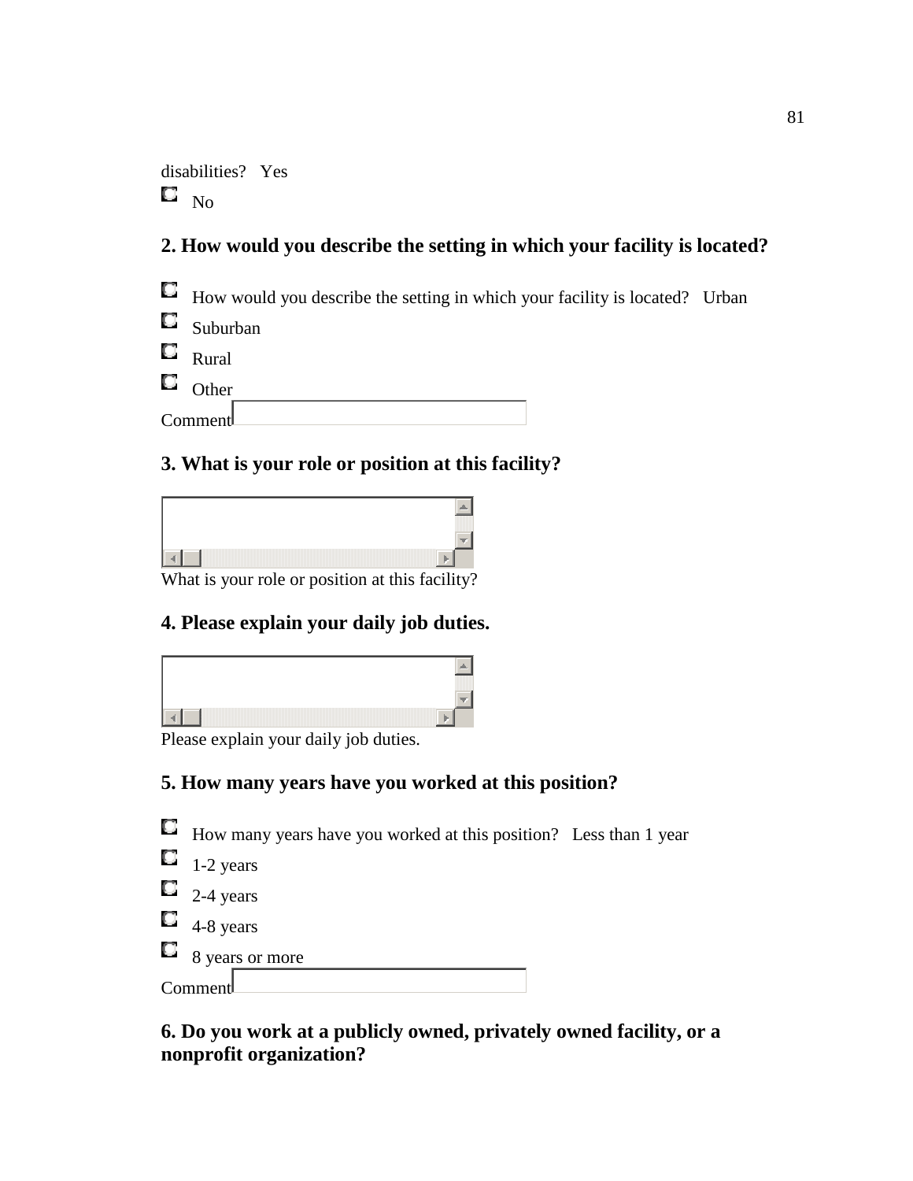disabilities? Yes

- No

**2. How would you describe the setting in which your facility is located?**

- How would you describe the setting in which your facility is located? Urban
- Suburban
- Rural
- Other

Comment

**3. What is your role or position at this facility?**

What is your role or position at this facility?

**4. Please explain your daily job duties.**

Please explain your daily job duties.

**5. How many years have you worked at this position?**

- How many years have you worked at this position? Less than 1 year
- 1-2 years
- 2-4 years
- 4-8 years
- 8 years or more

Comment

**6. Do you work at a publicly owned, privately owned facility, or a nonprofit organization?**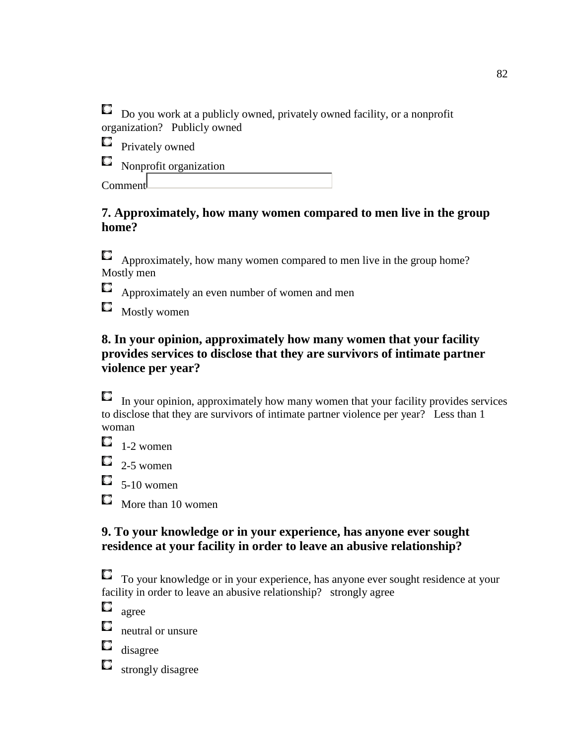- Do you work at a publicly owned, privately owned facility, or a nonprofit organization?   Publicly owned
- Privately owned
- Nonprofit organization

Comment

### 7. Approximately, how many women compared to men live in the group home?

- Approximately, how many women compared to men live in the group home? Mostly men
- Approximately an even number of women and men
- Mostly women

### 8. In your opinion, approximately how many women that your facility provides services to disclose that they are survivors of intimate partner violence per year?

- In your opinion, approximately how many women that your facility provides services to disclose that they are survivors of intimate partner violence per year?   Less than 1 woman
- 1-2 women
- 2-5 women
- 5-10 women
- More than 10 women

### 9. To your knowledge or in your experience, has anyone ever sought residence at your facility in order to leave an abusive relationship?

- To your knowledge or in your experience, has anyone ever sought residence at your facility in order to leave an abusive relationship?   strongly agree
- agree
- neutral or unsure
- disagree
- strongly disagree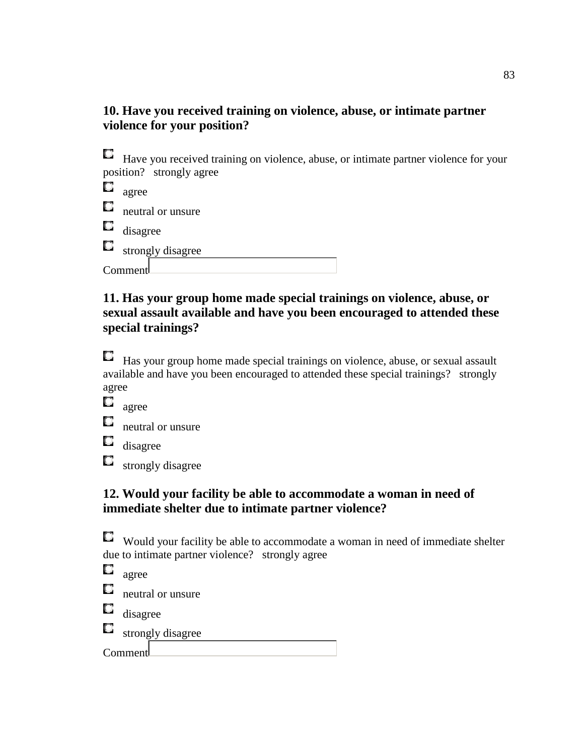### 10. Have you received training on violence, abuse, or intimate partner violence for your position?

- Have you received training on violence, abuse, or intimate partner violence for your position? strongly agree
- agree
- neutral or unsure
- disagree
- strongly disagree

Comment

### 11. Has your group home made special trainings on violence, abuse, or sexual assault available and have you been encouraged to attended these special trainings?

- Has your group home made special trainings on violence, abuse, or sexual assault available and have you been encouraged to attended these special trainings? strongly agree
- agree
- neutral or unsure
- disagree
- strongly disagree

### 12. Would your facility be able to accommodate a woman in need of immediate shelter due to intimate partner violence?

- Would your facility be able to accommodate a woman in need of immediate shelter due to intimate partner violence? strongly agree
- agree
- neutral or unsure
- disagree
- strongly disagree

Comment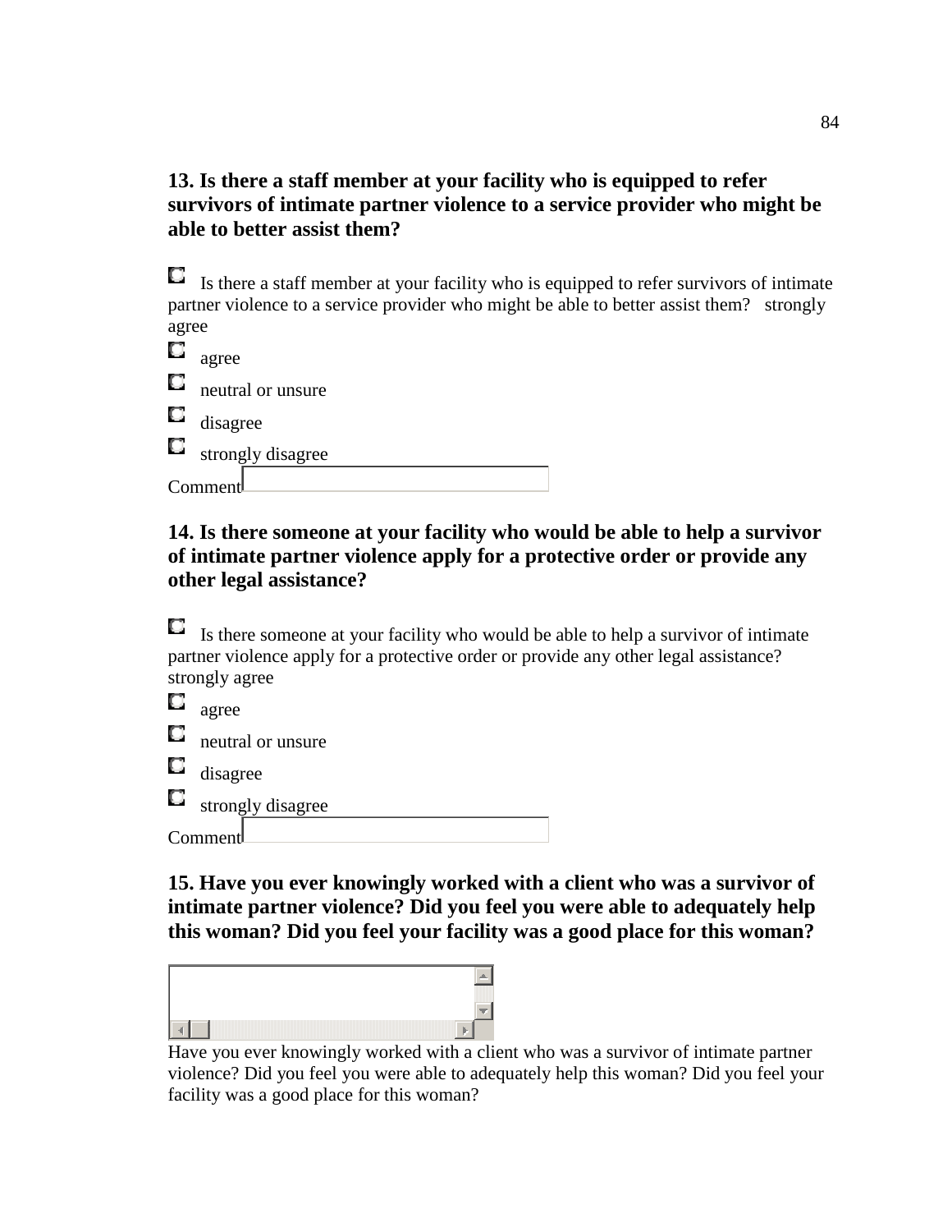### 13. Is there a staff member at your facility who is equipped to refer survivors of intimate partner violence to a service provider who might be able to better assist them?

- Is there a staff member at your facility who is equipped to refer survivors of intimate partner violence to a service provider who might be able to better assist them? strongly agree
- agree
- neutral or unsure
- disagree
- strongly disagree

Comment

### 14. Is there someone at your facility who would be able to help a survivor of intimate partner violence apply for a protective order or provide any other legal assistance?

- Is there someone at your facility who would be able to help a survivor of intimate partner violence apply for a protective order or provide any other legal assistance? strongly agree
- agree
- neutral or unsure
- disagree
- strongly disagree

Comment

### 15. Have you ever knowingly worked with a client who was a survivor of intimate partner violence? Did you feel you were able to adequately help this woman? Did you feel your facility was a good place for this woman?

Have you ever knowingly worked with a client who was a survivor of intimate partner violence? Did you feel you were able to adequately help this woman? Did you feel your facility was a good place for this woman?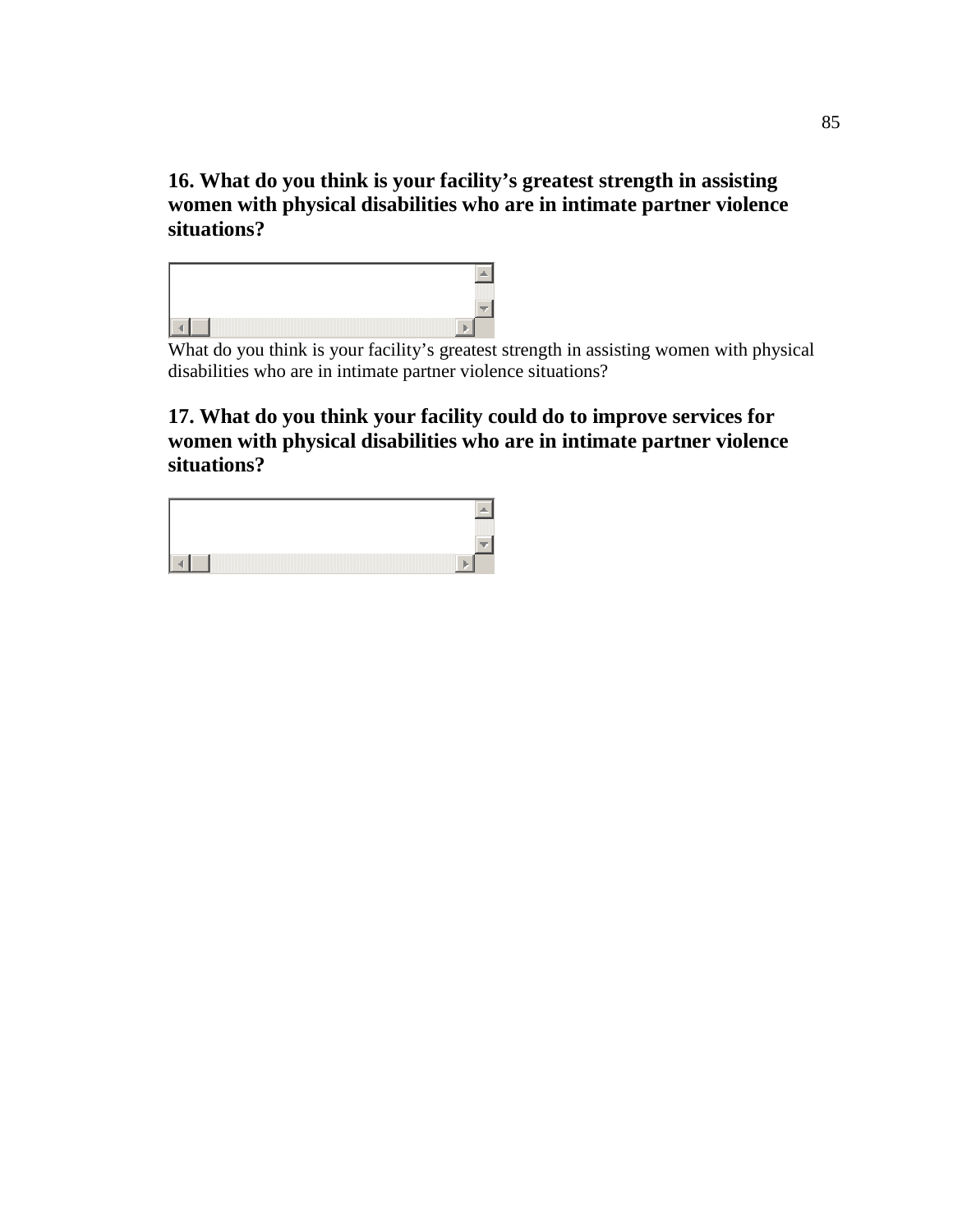**16. What do you think is your facility’s greatest strength in assisting women with physical disabilities who are in intimate partner violence situations?**

What do you think is your facility’s greatest strength in assisting women with physical disabilities who are in intimate partner violence situations?

**17. What do you think your facility could do to improve services for women with physical disabilities who are in intimate partner violence situations?**